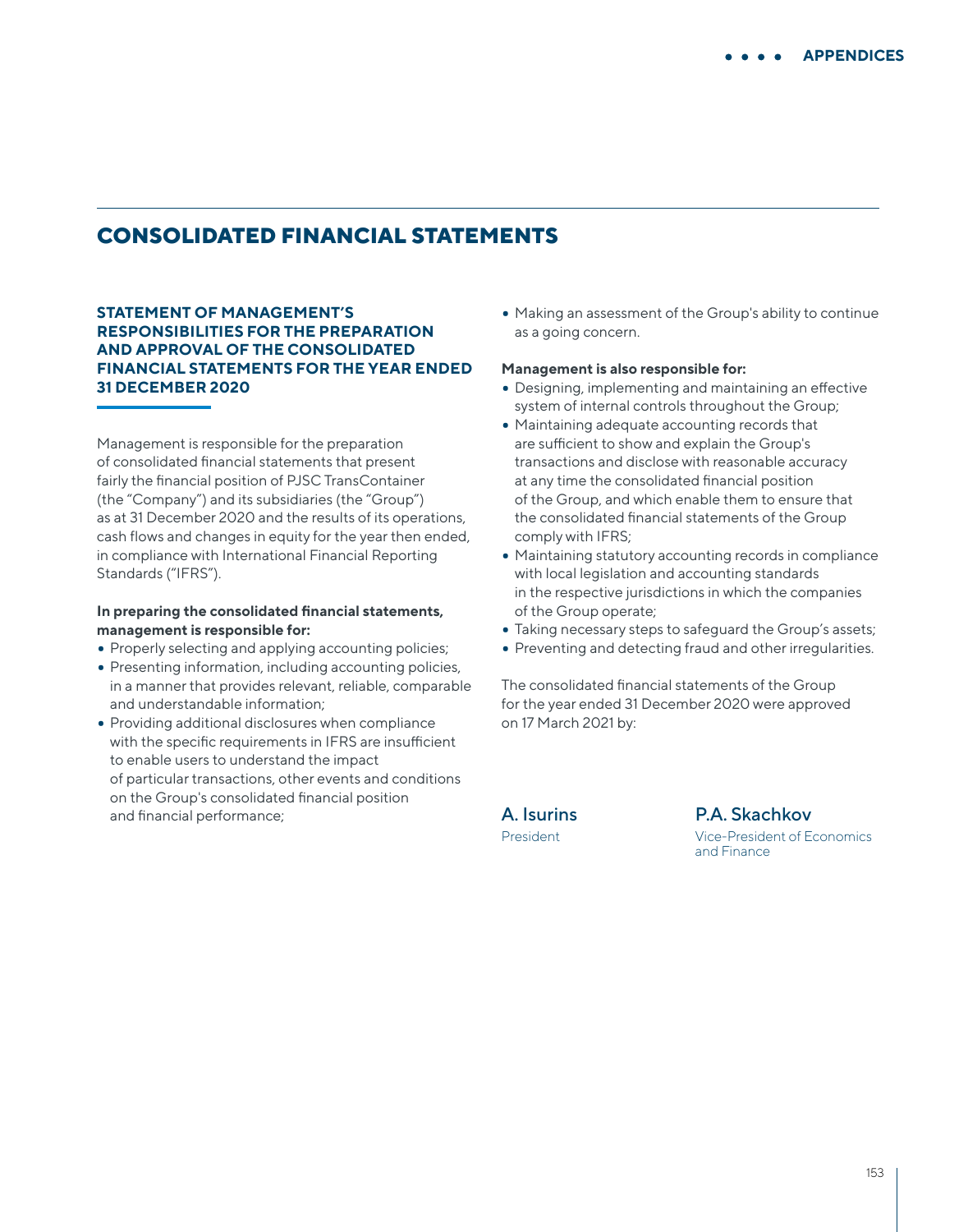# CONSOLIDATED FINANCIAL STATEMENTS

## STATEMENT OF MANAGEMENT'S RESPONSIBILITIES FOR THE PREPARATION AND APPROVAL OF THE CONSOLIDATED FINANCIAL STATEMENTS FOR THE YEAR ENDED 31 DECEMBER 2020

Management is responsible for the preparation of consolidated financial statements that present fairly the financial position of PJSC TransContainer (the "Company") and its subsidiaries (the "Group") as at 31 December 2020 and the results of its operations, cash flows and changes in equity for the year then ended, in compliance with International Financial Reporting Standards ("IFRS").

**In preparing the consolidated financial statements, management is responsible for:**

- Properly selecting and applying accounting policies;
- Presenting information, including accounting policies, in a manner that provides relevant, reliable, comparable and understandable information;
- Providing additional disclosures when compliance with the specific requirements in IFRS are insufficient to enable users to understand the impact of particular transactions, other events and conditions on the Group's consolidated financial position and financial performance;
- Making an assessment of the Group's ability to continue as a going concern.

**Management is also responsible for:**

- Designing, implementing and maintaining an effective system of internal controls throughout the Group;
- Maintaining adequate accounting records that are sufficient to show and explain the Group's transactions and disclose with reasonable accuracy at any time the consolidated financial position of the Group, and which enable them to ensure that the consolidated financial statements of the Group comply with IFRS;
- Maintaining statutory accounting records in compliance with local legislation and accounting standards in the respective jurisdictions in which the companies of the Group operate;
- Taking necessary steps to safeguard the Group's assets;
- Preventing and detecting fraud and other irregularities.

The consolidated financial statements of the Group for the year ended 31 December 2020 were approved on 17 March 2021 by:

A. Isurins
President

P.A. Skachkov
Vice-President of Economics and Finance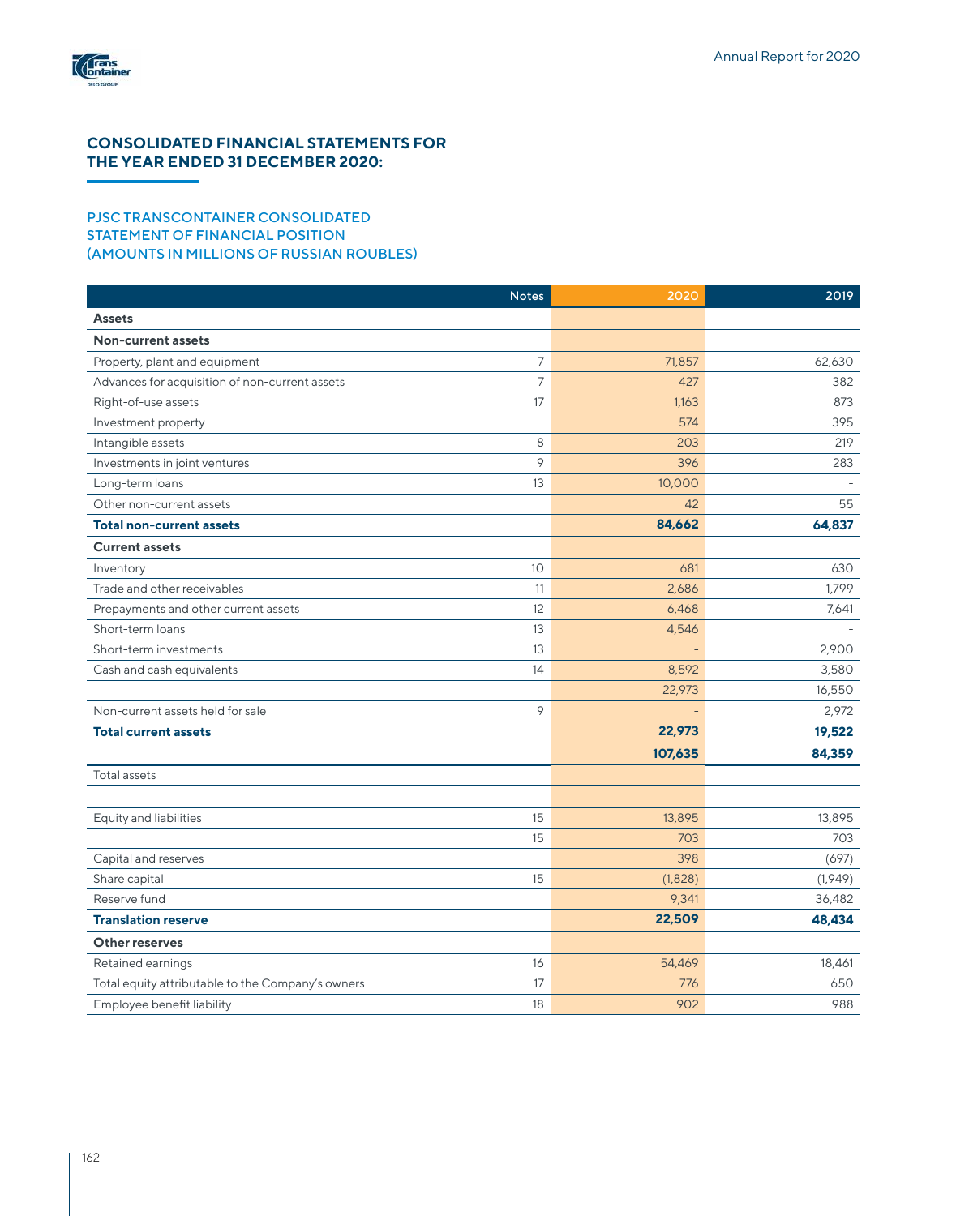## CONSOLIDATED FINANCIAL STATEMENTS FOR THE YEAR ENDED 31 DECEMBER 2020:

### PJSC TRANSCONTAINER CONSOLIDATED STATEMENT OF FINANCIAL POSITION (AMOUNTS IN MILLIONS OF RUSSIAN ROUBLES)

| | Notes | 2020 | 2019 |
|---|---|---|---|
| **Assets** | | | |
| **Non-current assets** | | | |
| Property, plant and equipment | 7 | 71,857 | 62,630 |
| Advances for acquisition of non-current assets | 7 | 427 | 382 |
| Right-of-use assets | 17 | 1,163 | 873 |
| Investment property | | 574 | 395 |
| Intangible assets | 8 | 203 | 219 |
| Investments in joint ventures | 9 | 396 | 283 |
| Long-term loans | 13 | 10,000 | - |
| Other non-current assets | | 42 | 55 |
| **Total non-current assets** | | **84,662** | **64,837** |
| **Current assets** | | | |
| Inventory | 10 | 681 | 630 |
| Trade and other receivables | 11 | 2,686 | 1,799 |
| Prepayments and other current assets | 12 | 6,468 | 7,641 |
| Short-term loans | 13 | 4,546 | - |
| Short-term investments | 13 | - | 2,900 |
| Cash and cash equivalents | 14 | 8,592 | 3,580 |
| | | 22,973 | 16,550 |
| Non-current assets held for sale | 9 | - | 2,972 |
| **Total current assets** | | **22,973** | **19,522** |
| | | **107,635** | **84,359** |
| Total assets | | | |
| | | | |
| Equity and liabilities | 15 | 13,895 | 13,895 |
| | 15 | 703 | 703 |
| Capital and reserves | | 398 | (697) |
| Share capital | 15 | (1,828) | (1,949) |
| Reserve fund | | 9,341 | 36,482 |
| **Translation reserve** | | **22,509** | **48,434** |
| **Other reserves** | | | |
| Retained earnings | 16 | 54,469 | 18,461 |
| Total equity attributable to the Company's owners | 17 | 776 | 650 |
| Employee benefit liability | 18 | 902 | 988 |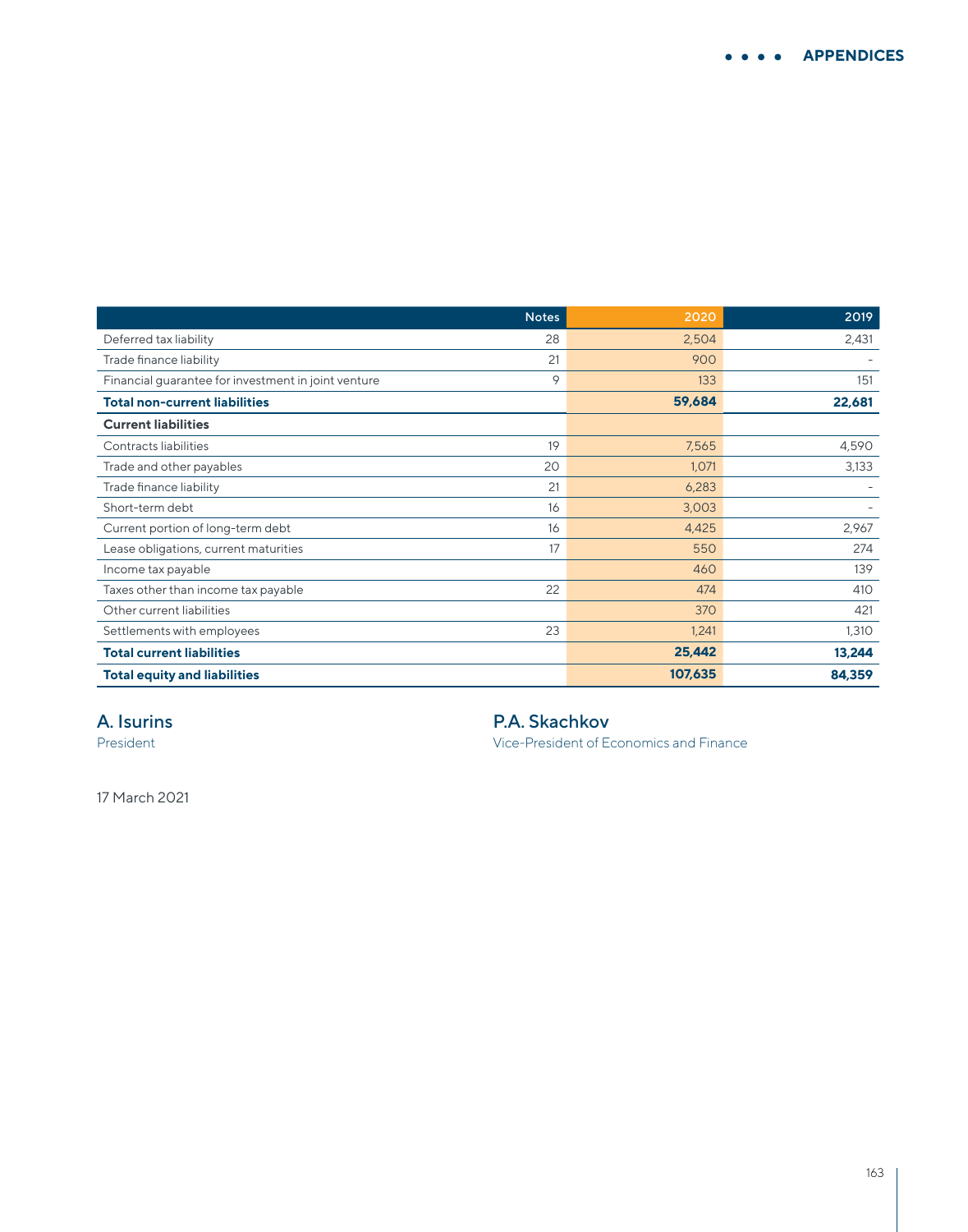| | Notes | 2020 | 2019 |
|---|---|---|---|
| Deferred tax liability | 28 | 2,504 | 2,431 |
| Trade finance liability | 21 | 900 | - |
| Financial guarantee for investment in joint venture | 9 | 133 | 151 |
| **Total non-current liabilities** | | **59,684** | **22,681** |
| **Current liabilities** | | | |
| Contracts liabilities | 19 | 7,565 | 4,590 |
| Trade and other payables | 20 | 1,071 | 3,133 |
| Trade finance liability | 21 | 6,283 | - |
| Short-term debt | 16 | 3,003 | - |
| Current portion of long-term debt | 16 | 4,425 | 2,967 |
| Lease obligations, current maturities | 17 | 550 | 274 |
| Income tax payable | | 460 | 139 |
| Taxes other than income tax payable | 22 | 474 | 410 |
| Other current liabilities | | 370 | 421 |
| Settlements with employees | 23 | 1,241 | 1,310 |
| **Total current liabilities** | | **25,442** | **13,244** |
| **Total equity and liabilities** | | **107,635** | **84,359** |

A. Isurins
President

P.A. Skachkov
Vice-President of Economics and Finance

17 March 2021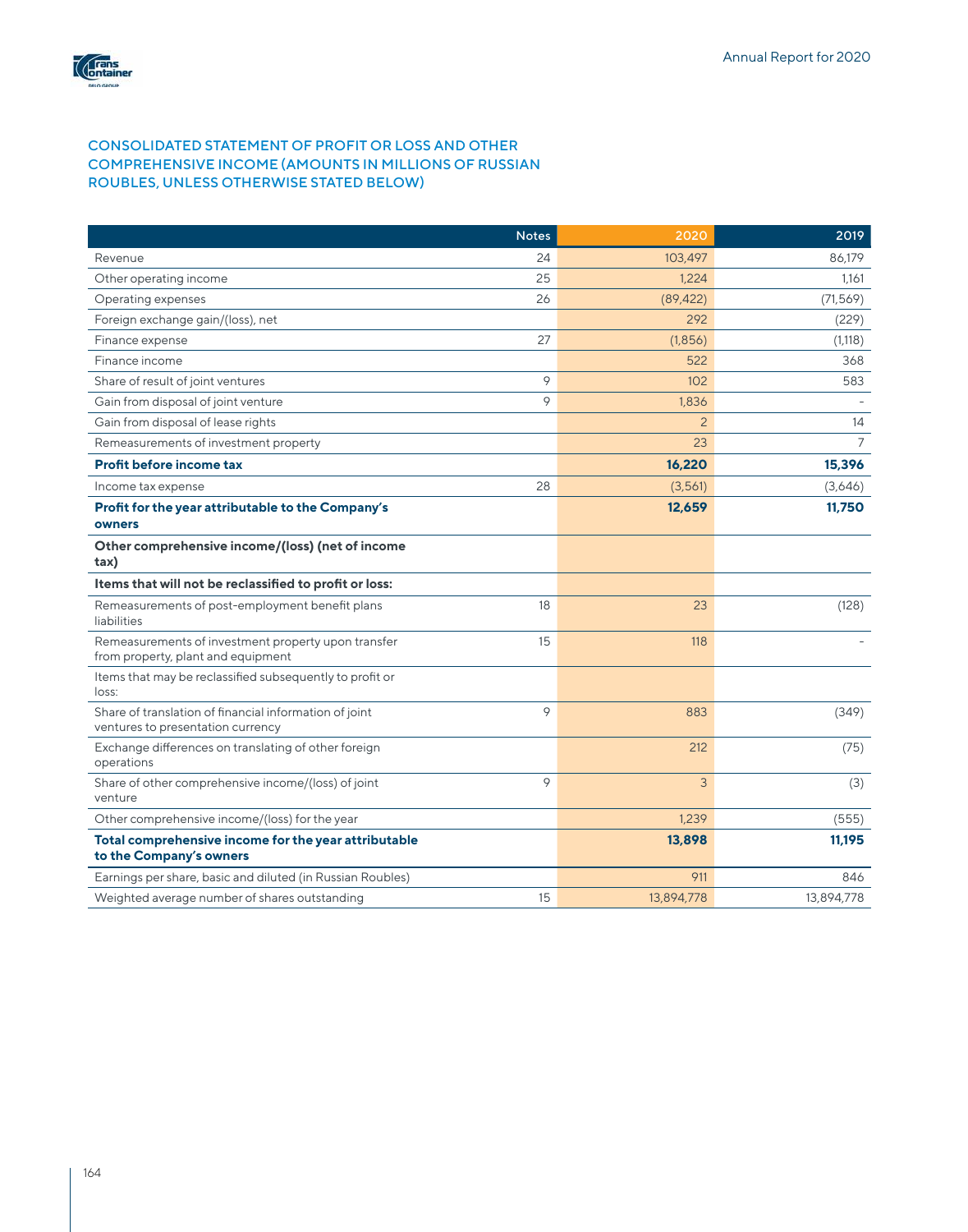## CONSOLIDATED STATEMENT OF PROFIT OR LOSS AND OTHER COMPREHENSIVE INCOME (AMOUNTS IN MILLIONS OF RUSSIAN ROUBLES, UNLESS OTHERWISE STATED BELOW)

| | Notes | 2020 | 2019 |
|---|---|---|---|
| Revenue | 24 | 103,497 | 86,179 |
| Other operating income | 25 | 1,224 | 1,161 |
| Operating expenses | 26 | (89,422) | (71,569) |
| Foreign exchange gain/(loss), net | | 292 | (229) |
| Finance expense | 27 | (1,856) | (1,118) |
| Finance income | | 522 | 368 |
| Share of result of joint ventures | 9 | 102 | 583 |
| Gain from disposal of joint venture | 9 | 1,836 | - |
| Gain from disposal of lease rights | | 2 | 14 |
| Remeasurements of investment property | | 23 | 7 |
| **Profit before income tax** | | **16,220** | **15,396** |
| Income tax expense | 28 | (3,561) | (3,646) |
| **Profit for the year attributable to the Company's owners** | | **12,659** | **11,750** |
| **Other comprehensive income/(loss) (net of income tax)** | | | |
| **Items that will not be reclassified to profit or loss:** | | | |
| Remeasurements of post-employment benefit plans liabilities | 18 | 23 | (128) |
| Remeasurements of investment property upon transfer from property, plant and equipment | 15 | 118 | - |
| Items that may be reclassified subsequently to profit or loss: | | | |
| Share of translation of financial information of joint ventures to presentation currency | 9 | 883 | (349) |
| Exchange differences on translating of other foreign operations | | 212 | (75) |
| Share of other comprehensive income/(loss) of joint venture | 9 | 3 | (3) |
| Other comprehensive income/(loss) for the year | | 1,239 | (555) |
| **Total comprehensive income for the year attributable to the Company's owners** | | **13,898** | **11,195** |
| Earnings per share, basic and diluted (in Russian Roubles) | | 911 | 846 |
| Weighted average number of shares outstanding | 15 | 13,894,778 | 13,894,778 |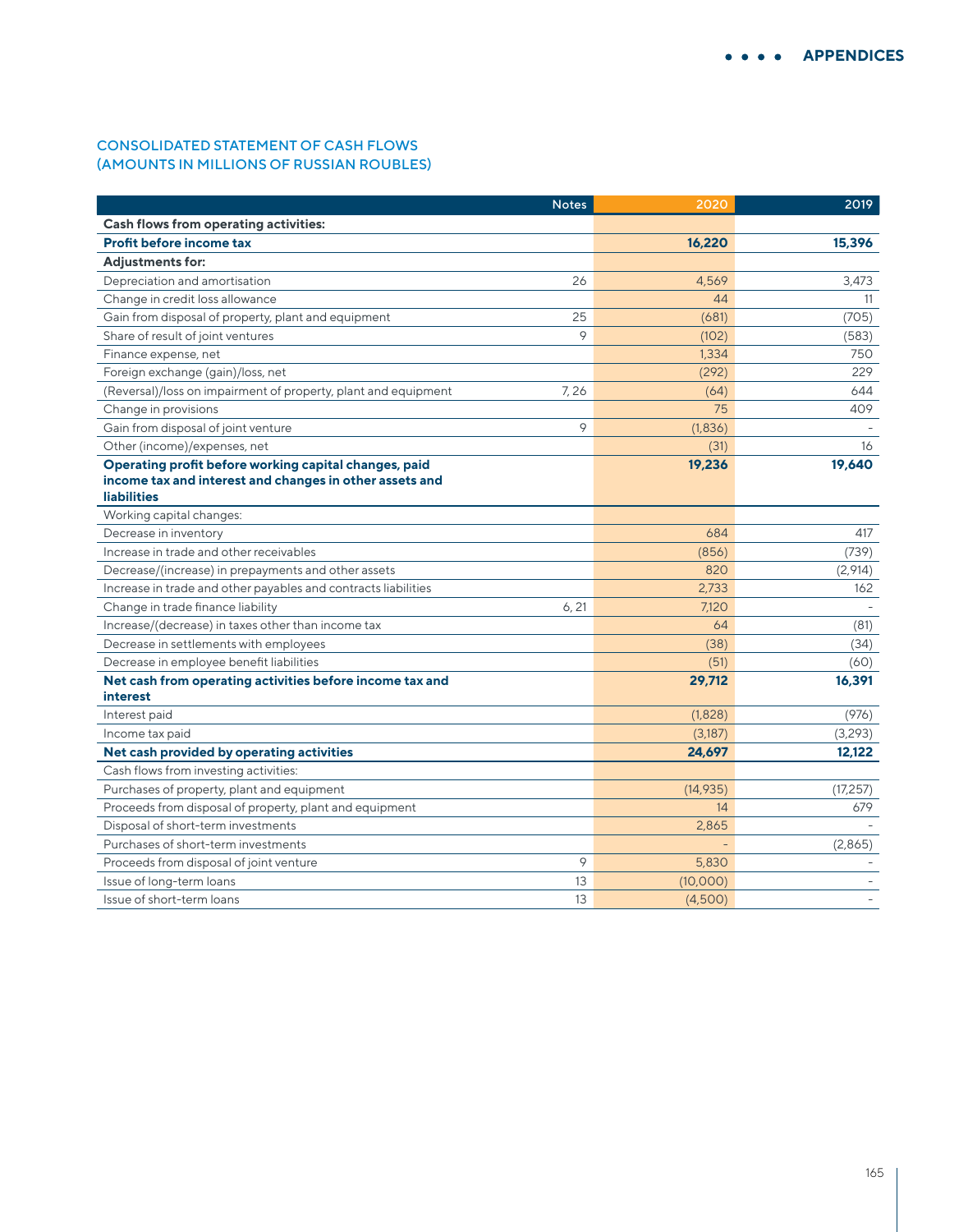## CONSOLIDATED STATEMENT OF CASH FLOWS (AMOUNTS IN MILLIONS OF RUSSIAN ROUBLES)

| | Notes | 2020 | 2019 |
|---|---|---|---|
| **Cash flows from operating activities:** | | | |
| **Profit before income tax** | | **16,220** | **15,396** |
| **Adjustments for:** | | | |
| Depreciation and amortisation | 26 | 4,569 | 3,473 |
| Change in credit loss allowance | | 44 | 11 |
| Gain from disposal of property, plant and equipment | 25 | (681) | (705) |
| Share of result of joint ventures | 9 | (102) | (583) |
| Finance expense, net | | 1,334 | 750 |
| Foreign exchange (gain)/loss, net | | (292) | 229 |
| (Reversal)/loss on impairment of property, plant and equipment | 7, 26 | (64) | 644 |
| Change in provisions | | 75 | 409 |
| Gain from disposal of joint venture | 9 | (1,836) | - |
| Other (income)/expenses, net | | (31) | 16 |
| **Operating profit before working capital changes, paid income tax and interest and changes in other assets and liabilities** | | **19,236** | **19,640** |
| Working capital changes: | | | |
| Decrease in inventory | | 684 | 417 |
| Increase in trade and other receivables | | (856) | (739) |
| Decrease/(increase) in prepayments and other assets | | 820 | (2,914) |
| Increase in trade and other payables and contracts liabilities | | 2,733 | 162 |
| Change in trade finance liability | 6, 21 | 7,120 | - |
| Increase/(decrease) in taxes other than income tax | | 64 | (81) |
| Decrease in settlements with employees | | (38) | (34) |
| Decrease in employee benefit liabilities | | (51) | (60) |
| **Net cash from operating activities before income tax and interest** | | **29,712** | **16,391** |
| Interest paid | | (1,828) | (976) |
| Income tax paid | | (3,187) | (3,293) |
| **Net cash provided by operating activities** | | **24,697** | **12,122** |
| Cash flows from investing activities: | | | |
| Purchases of property, plant and equipment | | (14,935) | (17,257) |
| Proceeds from disposal of property, plant and equipment | | 14 | 679 |
| Disposal of short-term investments | | 2,865 | - |
| Purchases of short-term investments | | - | (2,865) |
| Proceeds from disposal of joint venture | 9 | 5,830 | - |
| Issue of long-term loans | 13 | (10,000) | - |
| Issue of short-term loans | 13 | (4,500) | - |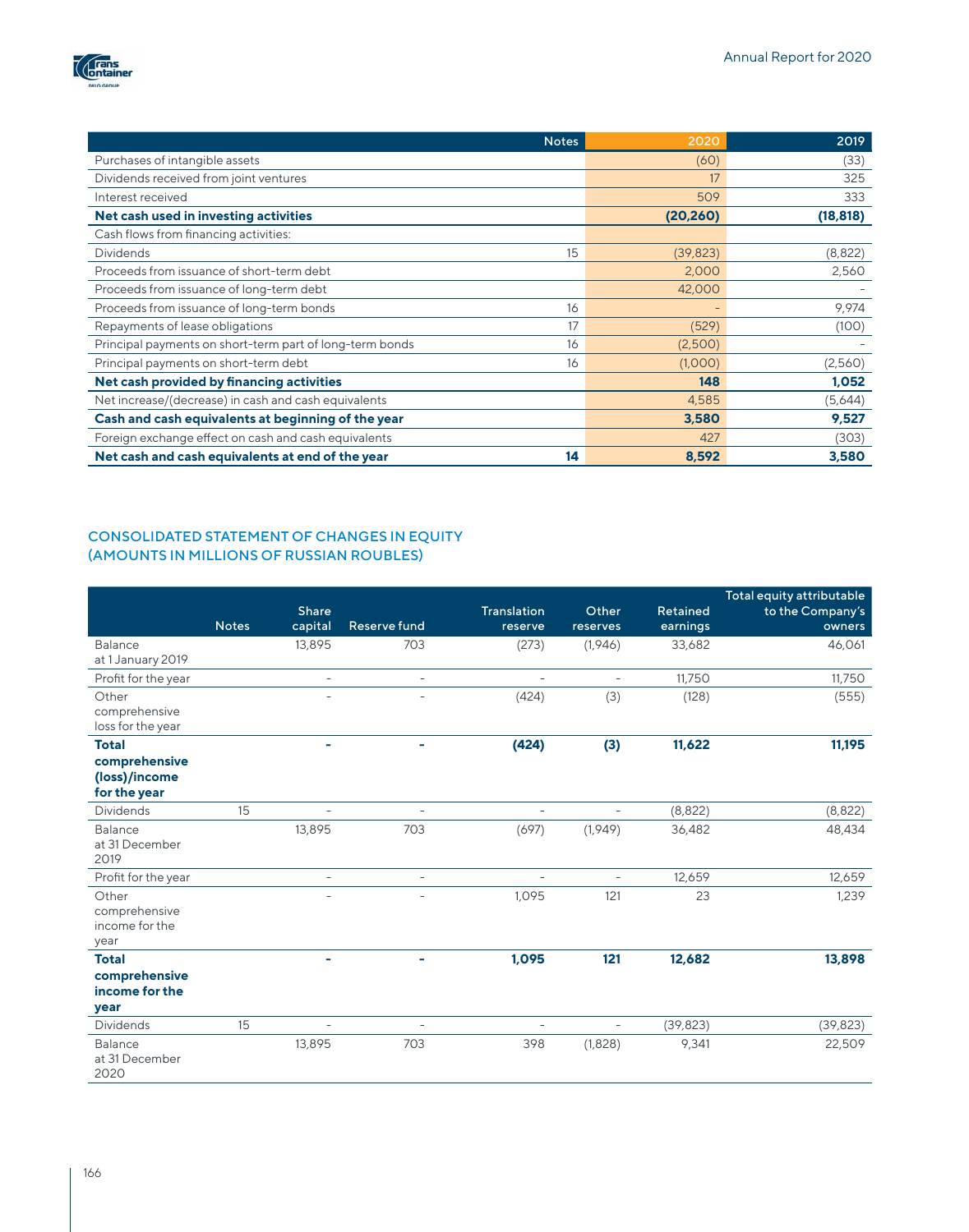| | Notes | 2020 | 2019 |
|---|---|---|---|
| Purchases of intangible assets | | (60) | (33) |
| Dividends received from joint ventures | | 17 | 325 |
| Interest received | | 509 | 333 |
| **Net cash used in investing activities** | | **(20,260)** | **(18,818)** |
| Cash flows from financing activities: | | | |
| Dividends | 15 | (39,823) | (8,822) |
| Proceeds from issuance of short-term debt | | 2,000 | 2,560 |
| Proceeds from issuance of long-term debt | | 42,000 | – |
| Proceeds from issuance of long-term bonds | 16 | – | 9,974 |
| Repayments of lease obligations | 17 | (529) | (100) |
| Principal payments on short-term part of long-term bonds | 16 | (2,500) | – |
| Principal payments on short-term debt | 16 | (1,000) | (2,560) |
| **Net cash provided by financing activities** | | **148** | **1,052** |
| Net increase/(decrease) in cash and cash equivalents | | 4,585 | (5,644) |
| **Cash and cash equivalents at beginning of the year** | | **3,580** | **9,527** |
| Foreign exchange effect on cash and cash equivalents | | 427 | (303) |
| **Net cash and cash equivalents at end of the year** | **14** | **8,592** | **3,580** |

## CONSOLIDATED STATEMENT OF CHANGES IN EQUITY (AMOUNTS IN MILLIONS OF RUSSIAN ROUBLES)

| | Notes | Share capital | Reserve fund | Translation reserve | Other reserves | Retained earnings | Total equity attributable to the Company's owners |
|---|---|---|---|---|---|---|---|
| Balance at 1 January 2019 | | 13,895 | 703 | (273) | (1,946) | 33,682 | 46,061 |
| Profit for the year | | – | – | – | – | 11,750 | 11,750 |
| Other comprehensive loss for the year | | – | – | (424) | (3) | (128) | (555) |
| **Total comprehensive (loss)/income for the year** | | **–** | **–** | **(424)** | **(3)** | **11,622** | **11,195** |
| Dividends | 15 | – | – | – | – | (8,822) | (8,822) |
| Balance at 31 December 2019 | | 13,895 | 703 | (697) | (1,949) | 36,482 | 48,434 |
| Profit for the year | | – | – | – | – | 12,659 | 12,659 |
| Other comprehensive income for the year | | – | – | 1,095 | 121 | 23 | 1,239 |
| **Total comprehensive income for the year** | | **–** | **–** | **1,095** | **121** | **12,682** | **13,898** |
| Dividends | 15 | – | – | – | – | (39,823) | (39,823) |
| Balance at 31 December 2020 | | 13,895 | 703 | 398 | (1,828) | 9,341 | 22,509 |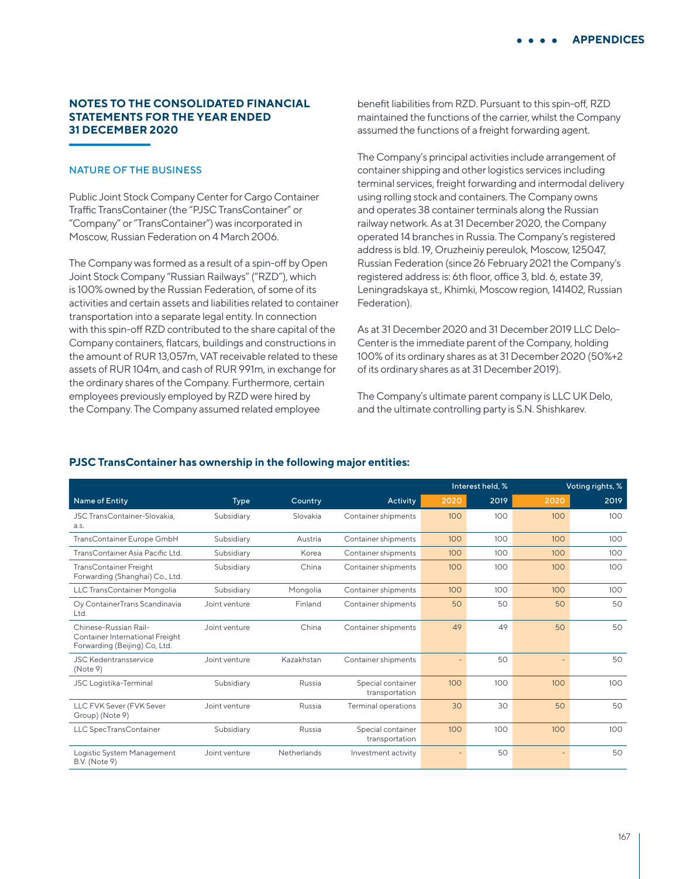## NOTES TO THE CONSOLIDATED FINANCIAL STATEMENTS FOR THE YEAR ENDED 31 DECEMBER 2020

### NATURE OF THE BUSINESS

Public Joint Stock Company Center for Cargo Container Traffic TransContainer (the "PJSC TransContainer" or "Company" or "TransContainer") was incorporated in Moscow, Russian Federation on 4 March 2006.

The Company was formed as a result of a spin-off by Open Joint Stock Company "Russian Railways" ("RZD"), which is 100% owned by the Russian Federation, of some of its activities and certain assets and liabilities related to container transportation into a separate legal entity. In connection with this spin-off RZD contributed to the share capital of the Company containers, flatcars, buildings and constructions in the amount of RUR 13,057m, VAT receivable related to these assets of RUR 104m, and cash of RUR 991m, in exchange for the ordinary shares of the Company. Furthermore, certain employees previously employed by RZD were hired by the Company. The Company assumed related employee benefit liabilities from RZD. Pursuant to this spin-off, RZD maintained the functions of the carrier, whilst the Company assumed the functions of a freight forwarding agent.

The Company's principal activities include arrangement of container shipping and other logistics services including terminal services, freight forwarding and intermodal delivery using rolling stock and containers. The Company owns and operates 38 container terminals along the Russian railway network. As at 31 December 2020, the Company operated 14 branches in Russia. The Company's registered address is bld. 19, Oruzheiniy pereulok, Moscow, 125047, Russian Federation (since 26 February 2021 the Company's registered address is: 6th floor, office 3, bld. 6, estate 39, Leningradskaya st., Khimki, Moscow region, 141402, Russian Federation).

As at 31 December 2020 and 31 December 2019 LLC Delo-Center is the immediate parent of the Company, holding 100% of its ordinary shares as at 31 December 2020 (50%+2 of its ordinary shares as at 31 December 2019).

The Company's ultimate parent company is LLC UK Delo, and the ultimate controlling party is S.N. Shishkarev.

**PJSC TransContainer has ownership in the following major entities:**

| | | | | Interest held, % | | Voting rights, % | |
|---|---|---|---|---|---|---|---|
| Name of Entity | Type | Country | Activity | 2020 | 2019 | 2020 | 2019 |
| JSC TransContainer-Slovakia, a.s. | Subsidiary | Slovakia | Container shipments | 100 | 100 | 100 | 100 |
| TransContainer Europe GmbH | Subsidiary | Austria | Container shipments | 100 | 100 | 100 | 100 |
| TransContainer Asia Pacific Ltd. | Subsidiary | Korea | Container shipments | 100 | 100 | 100 | 100 |
| TransContainer Freight Forwarding (Shanghai) Co., Ltd. | Subsidiary | China | Container shipments | 100 | 100 | 100 | 100 |
| LLC TransContainer Mongolia | Subsidiary | Mongolia | Container shipments | 100 | 100 | 100 | 100 |
| Oy ContainerTrans Scandinavia Ltd. | Joint venture | Finland | Container shipments | 50 | 50 | 50 | 50 |
| Chinese-Russian Rail-Container International Freight Forwarding (Beijing) Co, Ltd. | Joint venture | China | Container shipments | 49 | 49 | 50 | 50 |
| JSC Kedentransservice (Note 9) | Joint venture | Kazakhstan | Container shipments | - | 50 | - | 50 |
| JSC Logistika-Terminal | Subsidiary | Russia | Special container transportation | 100 | 100 | 100 | 100 |
| LLC FVK Sever (FVK Sever Group) (Note 9) | Joint venture | Russia | Terminal operations | 30 | 30 | 50 | 50 |
| LLC SpecTransContainer | Subsidiary | Russia | Special container transportation | 100 | 100 | 100 | 100 |
| Logistic System Management B.V. (Note 9) | Joint venture | Netherlands | Investment activity | - | 50 | - | 50 |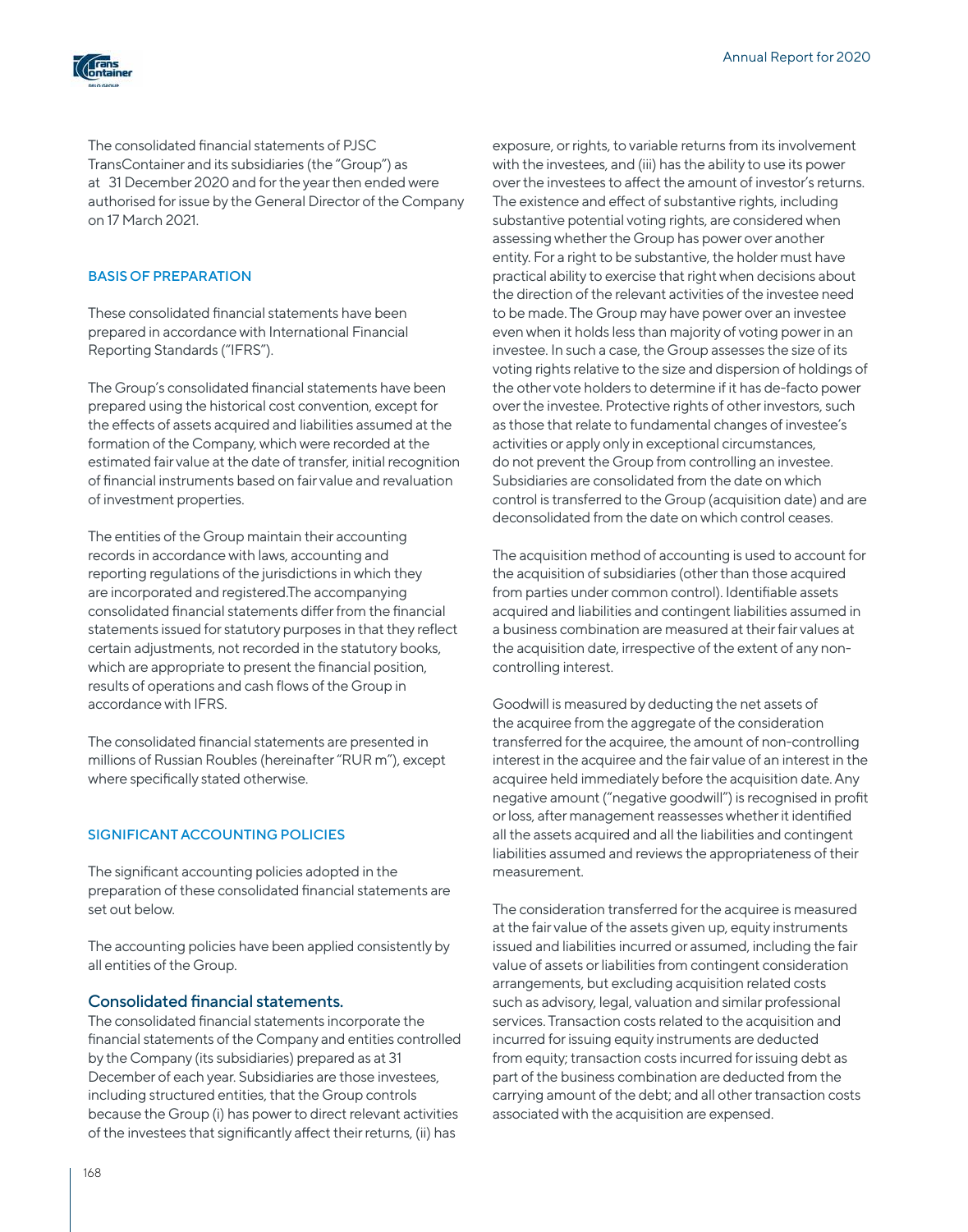The consolidated financial statements of PJSC TransContainer and its subsidiaries (the "Group") as at 31 December 2020 and for the year then ended were authorised for issue by the General Director of the Company on 17 March 2021.

## BASIS OF PREPARATION

These consolidated financial statements have been prepared in accordance with International Financial Reporting Standards ("IFRS").

The Group's consolidated financial statements have been prepared using the historical cost convention, except for the effects of assets acquired and liabilities assumed at the formation of the Company, which were recorded at the estimated fair value at the date of transfer, initial recognition of financial instruments based on fair value and revaluation of investment properties.

The entities of the Group maintain their accounting records in accordance with laws, accounting and reporting regulations of the jurisdictions in which they are incorporated and registered.The accompanying consolidated financial statements differ from the financial statements issued for statutory purposes in that they reflect certain adjustments, not recorded in the statutory books, which are appropriate to present the financial position, results of operations and cash flows of the Group in accordance with IFRS.

The consolidated financial statements are presented in millions of Russian Roubles (hereinafter "RUR m"), except where specifically stated otherwise.

## SIGNIFICANT ACCOUNTING POLICIES

The significant accounting policies adopted in the preparation of these consolidated financial statements are set out below.

The accounting policies have been applied consistently by all entities of the Group.

### Consolidated financial statements.

The consolidated financial statements incorporate the financial statements of the Company and entities controlled by the Company (its subsidiaries) prepared as at 31 December of each year. Subsidiaries are those investees, including structured entities, that the Group controls because the Group (i) has power to direct relevant activities of the investees that significantly affect their returns, (ii) has exposure, or rights, to variable returns from its involvement with the investees, and (iii) has the ability to use its power over the investees to affect the amount of investor's returns. The existence and effect of substantive rights, including substantive potential voting rights, are considered when assessing whether the Group has power over another entity. For a right to be substantive, the holder must have practical ability to exercise that right when decisions about the direction of the relevant activities of the investee need to be made. The Group may have power over an investee even when it holds less than majority of voting power in an investee. In such a case, the Group assesses the size of its voting rights relative to the size and dispersion of holdings of the other vote holders to determine if it has de-facto power over the investee. Protective rights of other investors, such as those that relate to fundamental changes of investee's activities or apply only in exceptional circumstances, do not prevent the Group from controlling an investee. Subsidiaries are consolidated from the date on which control is transferred to the Group (acquisition date) and are deconsolidated from the date on which control ceases.

The acquisition method of accounting is used to account for the acquisition of subsidiaries (other than those acquired from parties under common control). Identifiable assets acquired and liabilities and contingent liabilities assumed in a business combination are measured at their fair values at the acquisition date, irrespective of the extent of any non-controlling interest.

Goodwill is measured by deducting the net assets of the acquiree from the aggregate of the consideration transferred for the acquiree, the amount of non-controlling interest in the acquiree and the fair value of an interest in the acquiree held immediately before the acquisition date. Any negative amount ("negative goodwill") is recognised in profit or loss, after management reassesses whether it identified all the assets acquired and all the liabilities and contingent liabilities assumed and reviews the appropriateness of their measurement.

The consideration transferred for the acquiree is measured at the fair value of the assets given up, equity instruments issued and liabilities incurred or assumed, including the fair value of assets or liabilities from contingent consideration arrangements, but excluding acquisition related costs such as advisory, legal, valuation and similar professional services. Transaction costs related to the acquisition and incurred for issuing equity instruments are deducted from equity; transaction costs incurred for issuing debt as part of the business combination are deducted from the carrying amount of the debt; and all other transaction costs associated with the acquisition are expensed.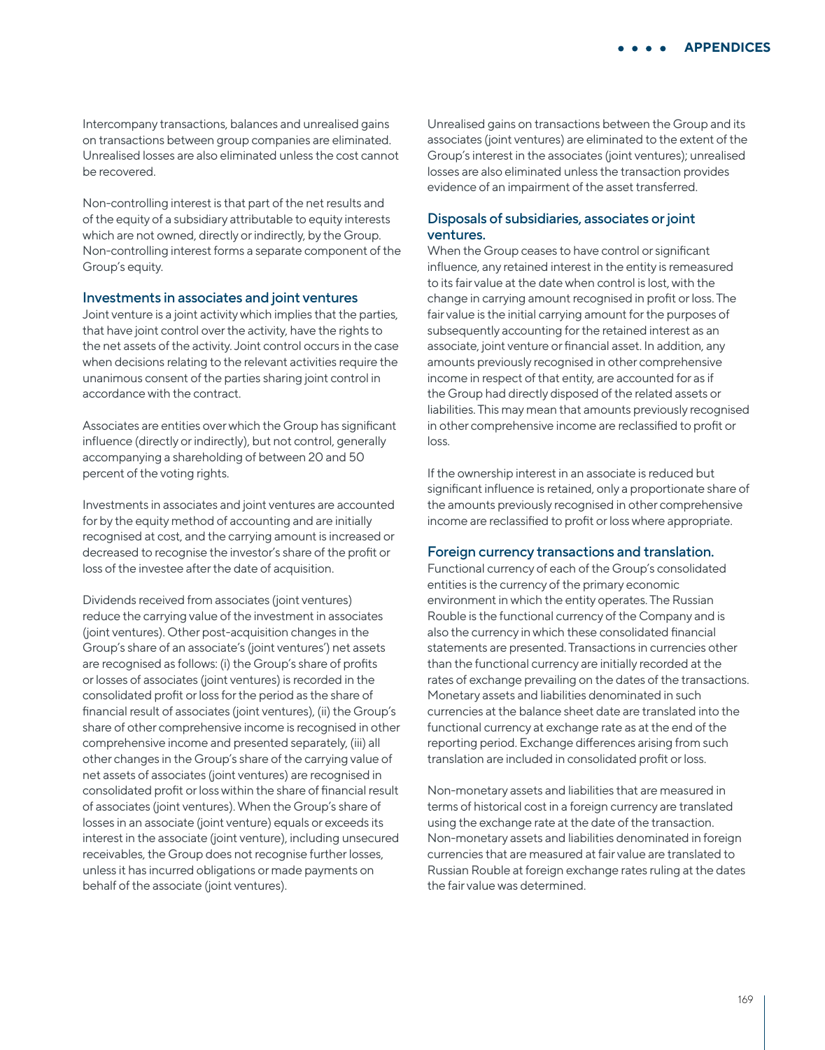Intercompany transactions, balances and unrealised gains on transactions between group companies are eliminated. Unrealised losses are also eliminated unless the cost cannot be recovered.

Non-controlling interest is that part of the net results and of the equity of a subsidiary attributable to equity interests which are not owned, directly or indirectly, by the Group. Non-controlling interest forms a separate component of the Group's equity.

### Investments in associates and joint ventures

Joint venture is a joint activity which implies that the parties, that have joint control over the activity, have the rights to the net assets of the activity. Joint control occurs in the case when decisions relating to the relevant activities require the unanimous consent of the parties sharing joint control in accordance with the contract.

Associates are entities over which the Group has significant influence (directly or indirectly), but not control, generally accompanying a shareholding of between 20 and 50 percent of the voting rights.

Investments in associates and joint ventures are accounted for by the equity method of accounting and are initially recognised at cost, and the carrying amount is increased or decreased to recognise the investor's share of the profit or loss of the investee after the date of acquisition.

Dividends received from associates (joint ventures) reduce the carrying value of the investment in associates (joint ventures). Other post-acquisition changes in the Group's share of an associate's (joint ventures') net assets are recognised as follows: (i) the Group's share of profits or losses of associates (joint ventures) is recorded in the consolidated profit or loss for the period as the share of financial result of associates (joint ventures), (ii) the Group's share of other comprehensive income is recognised in other comprehensive income and presented separately, (iii) all other changes in the Group's share of the carrying value of net assets of associates (joint ventures) are recognised in consolidated profit or loss within the share of financial result of associates (joint ventures). When the Group's share of losses in an associate (joint venture) equals or exceeds its interest in the associate (joint venture), including unsecured receivables, the Group does not recognise further losses, unless it has incurred obligations or made payments on behalf of the associate (joint ventures).

Unrealised gains on transactions between the Group and its associates (joint ventures) are eliminated to the extent of the Group's interest in the associates (joint ventures); unrealised losses are also eliminated unless the transaction provides evidence of an impairment of the asset transferred.

### Disposals of subsidiaries, associates or joint ventures.

When the Group ceases to have control or significant influence, any retained interest in the entity is remeasured to its fair value at the date when control is lost, with the change in carrying amount recognised in profit or loss. The fair value is the initial carrying amount for the purposes of subsequently accounting for the retained interest as an associate, joint venture or financial asset. In addition, any amounts previously recognised in other comprehensive income in respect of that entity, are accounted for as if the Group had directly disposed of the related assets or liabilities. This may mean that amounts previously recognised in other comprehensive income are reclassified to profit or loss.

If the ownership interest in an associate is reduced but significant influence is retained, only a proportionate share of the amounts previously recognised in other comprehensive income are reclassified to profit or loss where appropriate.

### Foreign currency transactions and translation.

Functional currency of each of the Group's consolidated entities is the currency of the primary economic environment in which the entity operates. The Russian Rouble is the functional currency of the Company and is also the currency in which these consolidated financial statements are presented. Transactions in currencies other than the functional currency are initially recorded at the rates of exchange prevailing on the dates of the transactions. Monetary assets and liabilities denominated in such currencies at the balance sheet date are translated into the functional currency at exchange rate as at the end of the reporting period. Exchange differences arising from such translation are included in consolidated profit or loss.

Non-monetary assets and liabilities that are measured in terms of historical cost in a foreign currency are translated using the exchange rate at the date of the transaction. Non-monetary assets and liabilities denominated in foreign currencies that are measured at fair value are translated to Russian Rouble at foreign exchange rates ruling at the dates the fair value was determined.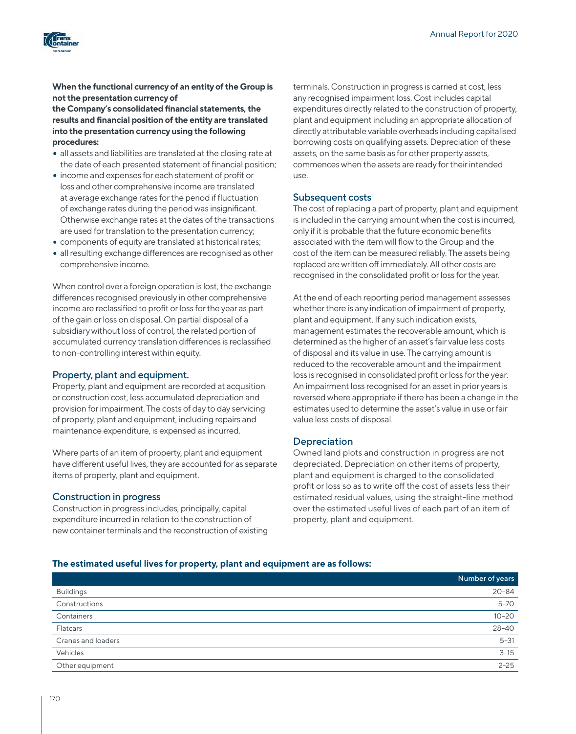**When the functional currency of an entity of the Group is not the presentation currency of the Company's consolidated financial statements, the results and financial position of the entity are translated into the presentation currency using the following procedures:**

- all assets and liabilities are translated at the closing rate at the date of each presented statement of financial position;
- income and expenses for each statement of profit or loss and other comprehensive income are translated at average exchange rates for the period if fluctuation of exchange rates during the period was insignificant. Otherwise exchange rates at the dates of the transactions are used for translation to the presentation currency;
- components of equity are translated at historical rates;
- all resulting exchange differences are recognised as other comprehensive income.

When control over a foreign operation is lost, the exchange differences recognised previously in other comprehensive income are reclassified to profit or loss for the year as part of the gain or loss on disposal. On partial disposal of a subsidiary without loss of control, the related portion of accumulated currency translation differences is reclassified to non-controlling interest within equity.

## Property, plant and equipment.

Property, plant and equipment are recorded at acqusition or construction cost, less accumulated depreciation and provision for impairment. The costs of day to day servicing of property, plant and equipment, including repairs and maintenance expenditure, is expensed as incurred.

Where parts of an item of property, plant and equipment have different useful lives, they are accounted for as separate items of property, plant and equipment.

## Construction in progress

Construction in progress includes, principally, capital expenditure incurred in relation to the construction of new container terminals and the reconstruction of existing terminals. Construction in progress is carried at cost, less any recognised impairment loss. Cost includes capital expenditures directly related to the construction of property, plant and equipment including an appropriate allocation of directly attributable variable overheads including capitalised borrowing costs on qualifying assets. Depreciation of these assets, on the same basis as for other property assets, commences when the assets are ready for their intended use.

## Subsequent costs

The cost of replacing a part of property, plant and equipment is included in the carrying amount when the cost is incurred, only if it is probable that the future economic benefits associated with the item will flow to the Group and the cost of the item can be measured reliably. The assets being replaced are written off immediately. All other costs are recognised in the consolidated profit or loss for the year.

At the end of each reporting period management assesses whether there is any indication of impairment of property, plant and equipment. If any such indication exists, management estimates the recoverable amount, which is determined as the higher of an asset's fair value less costs of disposal and its value in use. The carrying amount is reduced to the recoverable amount and the impairment loss is recognised in consolidated profit or loss for the year. An impairment loss recognised for an asset in prior years is reversed where appropriate if there has been a change in the estimates used to determine the asset's value in use or fair value less costs of disposal.

## Depreciation

Owned land plots and construction in progress are not depreciated. Depreciation on other items of property, plant and equipment is charged to the consolidated profit or loss so as to write off the cost of assets less their estimated residual values, using the straight-line method over the estimated useful lives of each part of an item of property, plant and equipment.

**The estimated useful lives for property, plant and equipment are as follows:**

| | Number of years |
|---|---|
| Buildings | 20–84 |
| Constructions | 5–70 |
| Containers | 10–20 |
| Flatcars | 28–40 |
| Cranes and loaders | 5–31 |
| Vehicles | 3–15 |
| Other equipment | 2–25 |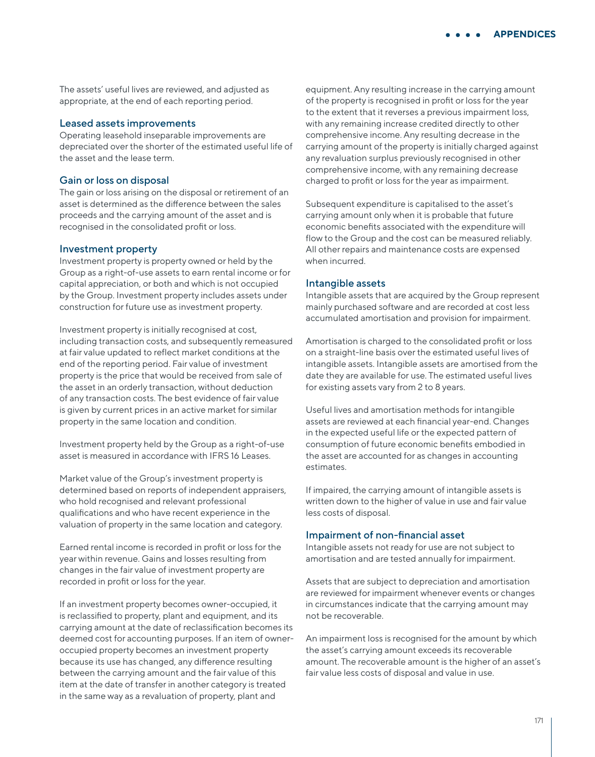The assets' useful lives are reviewed, and adjusted as appropriate, at the end of each reporting period.

### Leased assets improvements

Operating leasehold inseparable improvements are depreciated over the shorter of the estimated useful life of the asset and the lease term.

### Gain or loss on disposal

The gain or loss arising on the disposal or retirement of an asset is determined as the difference between the sales proceeds and the carrying amount of the asset and is recognised in the consolidated profit or loss.

### Investment property

Investment property is property owned or held by the Group as a right-of-use assets to earn rental income or for capital appreciation, or both and which is not occupied by the Group. Investment property includes assets under construction for future use as investment property.

Investment property is initially recognised at cost, including transaction costs, and subsequently remeasured at fair value updated to reflect market conditions at the end of the reporting period. Fair value of investment property is the price that would be received from sale of the asset in an orderly transaction, without deduction of any transaction costs. The best evidence of fair value is given by current prices in an active market for similar property in the same location and condition.

Investment property held by the Group as a right-of-use asset is measured in accordance with IFRS 16 Leases.

Market value of the Group's investment property is determined based on reports of independent appraisers, who hold recognised and relevant professional qualifications and who have recent experience in the valuation of property in the same location and category.

Earned rental income is recorded in profit or loss for the year within revenue. Gains and losses resulting from changes in the fair value of investment property are recorded in profit or loss for the year.

If an investment property becomes owner-occupied, it is reclassified to property, plant and equipment, and its carrying amount at the date of reclassification becomes its deemed cost for accounting purposes. If an item of owner-occupied property becomes an investment property because its use has changed, any difference resulting between the carrying amount and the fair value of this item at the date of transfer in another category is treated in the same way as a revaluation of property, plant and equipment. Any resulting increase in the carrying amount of the property is recognised in profit or loss for the year to the extent that it reverses a previous impairment loss, with any remaining increase credited directly to other comprehensive income. Any resulting decrease in the carrying amount of the property is initially charged against any revaluation surplus previously recognised in other comprehensive income, with any remaining decrease charged to profit or loss for the year as impairment.

Subsequent expenditure is capitalised to the asset's carrying amount only when it is probable that future economic benefits associated with the expenditure will flow to the Group and the cost can be measured reliably. All other repairs and maintenance costs are expensed when incurred.

### Intangible assets

Intangible assets that are acquired by the Group represent mainly purchased software and are recorded at cost less accumulated amortisation and provision for impairment.

Amortisation is charged to the consolidated profit or loss on a straight-line basis over the estimated useful lives of intangible assets. Intangible assets are amortised from the date they are available for use. The estimated useful lives for existing assets vary from 2 to 8 years.

Useful lives and amortisation methods for intangible assets are reviewed at each financial year-end. Changes in the expected useful life or the expected pattern of consumption of future economic benefits embodied in the asset are accounted for as changes in accounting estimates.

If impaired, the carrying amount of intangible assets is written down to the higher of value in use and fair value less costs of disposal.

### Impairment of non-financial asset

Intangible assets not ready for use are not subject to amortisation and are tested annually for impairment.

Assets that are subject to depreciation and amortisation are reviewed for impairment whenever events or changes in circumstances indicate that the carrying amount may not be recoverable.

An impairment loss is recognised for the amount by which the asset's carrying amount exceeds its recoverable amount. The recoverable amount is the higher of an asset's fair value less costs of disposal and value in use.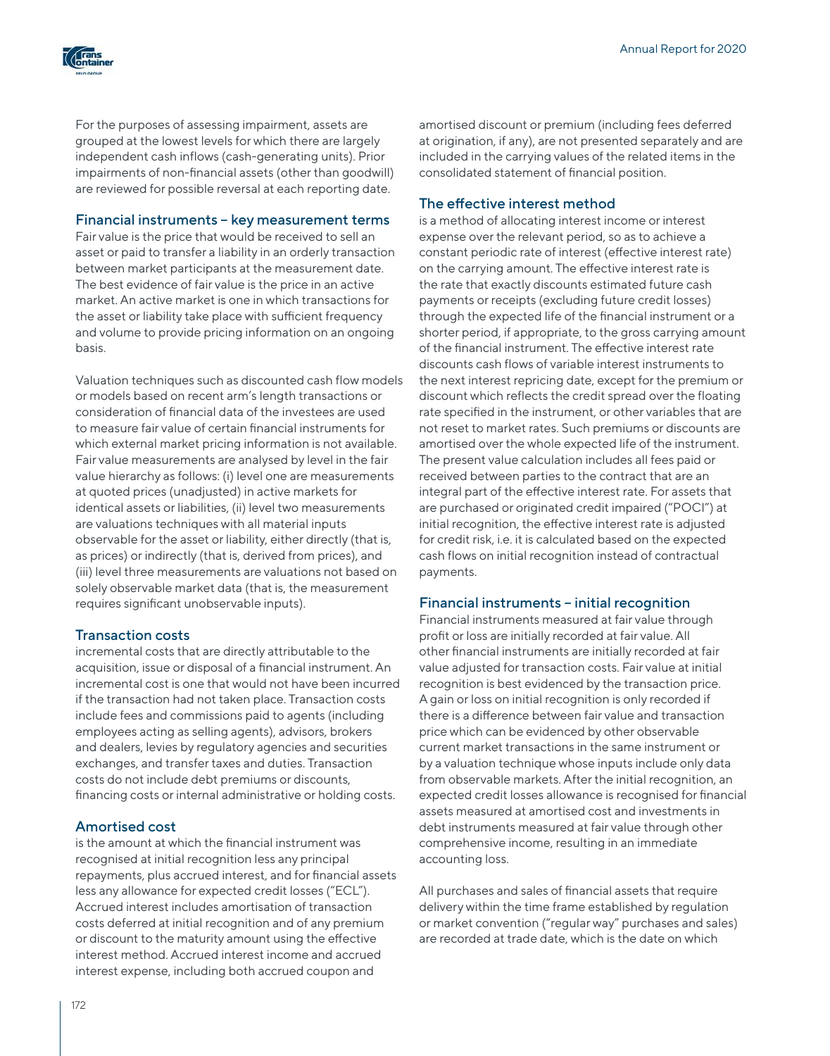For the purposes of assessing impairment, assets are grouped at the lowest levels for which there are largely independent cash inflows (cash-generating units). Prior impairments of non-financial assets (other than goodwill) are reviewed for possible reversal at each reporting date.

### Financial instruments – key measurement terms

Fair value is the price that would be received to sell an asset or paid to transfer a liability in an orderly transaction between market participants at the measurement date. The best evidence of fair value is the price in an active market. An active market is one in which transactions for the asset or liability take place with sufficient frequency and volume to provide pricing information on an ongoing basis.

Valuation techniques such as discounted cash flow models or models based on recent arm's length transactions or consideration of financial data of the investees are used to measure fair value of certain financial instruments for which external market pricing information is not available. Fair value measurements are analysed by level in the fair value hierarchy as follows: (i) level one are measurements at quoted prices (unadjusted) in active markets for identical assets or liabilities, (ii) level two measurements are valuations techniques with all material inputs observable for the asset or liability, either directly (that is, as prices) or indirectly (that is, derived from prices), and (iii) level three measurements are valuations not based on solely observable market data (that is, the measurement requires significant unobservable inputs).

### Transaction costs

incremental costs that are directly attributable to the acquisition, issue or disposal of a financial instrument. An incremental cost is one that would not have been incurred if the transaction had not taken place. Transaction costs include fees and commissions paid to agents (including employees acting as selling agents), advisors, brokers and dealers, levies by regulatory agencies and securities exchanges, and transfer taxes and duties. Transaction costs do not include debt premiums or discounts, financing costs or internal administrative or holding costs.

### Amortised cost

is the amount at which the financial instrument was recognised at initial recognition less any principal repayments, plus accrued interest, and for financial assets less any allowance for expected credit losses ("ECL"). Accrued interest includes amortisation of transaction costs deferred at initial recognition and of any premium or discount to the maturity amount using the effective interest method. Accrued interest income and accrued interest expense, including both accrued coupon and amortised discount or premium (including fees deferred at origination, if any), are not presented separately and are included in the carrying values of the related items in the consolidated statement of financial position.

### The effective interest method

is a method of allocating interest income or interest expense over the relevant period, so as to achieve a constant periodic rate of interest (effective interest rate) on the carrying amount. The effective interest rate is the rate that exactly discounts estimated future cash payments or receipts (excluding future credit losses) through the expected life of the financial instrument or a shorter period, if appropriate, to the gross carrying amount of the financial instrument. The effective interest rate discounts cash flows of variable interest instruments to the next interest repricing date, except for the premium or discount which reflects the credit spread over the floating rate specified in the instrument, or other variables that are not reset to market rates. Such premiums or discounts are amortised over the whole expected life of the instrument. The present value calculation includes all fees paid or received between parties to the contract that are an integral part of the effective interest rate. For assets that are purchased or originated credit impaired ("POCI") at initial recognition, the effective interest rate is adjusted for credit risk, i.e. it is calculated based on the expected cash flows on initial recognition instead of contractual payments.

### Financial instruments – initial recognition

Financial instruments measured at fair value through profit or loss are initially recorded at fair value. All other financial instruments are initially recorded at fair value adjusted for transaction costs. Fair value at initial recognition is best evidenced by the transaction price. A gain or loss on initial recognition is only recorded if there is a difference between fair value and transaction price which can be evidenced by other observable current market transactions in the same instrument or by a valuation technique whose inputs include only data from observable markets. After the initial recognition, an expected credit losses allowance is recognised for financial assets measured at amortised cost and investments in debt instruments measured at fair value through other comprehensive income, resulting in an immediate accounting loss.

All purchases and sales of financial assets that require delivery within the time frame established by regulation or market convention ("regular way" purchases and sales) are recorded at trade date, which is the date on which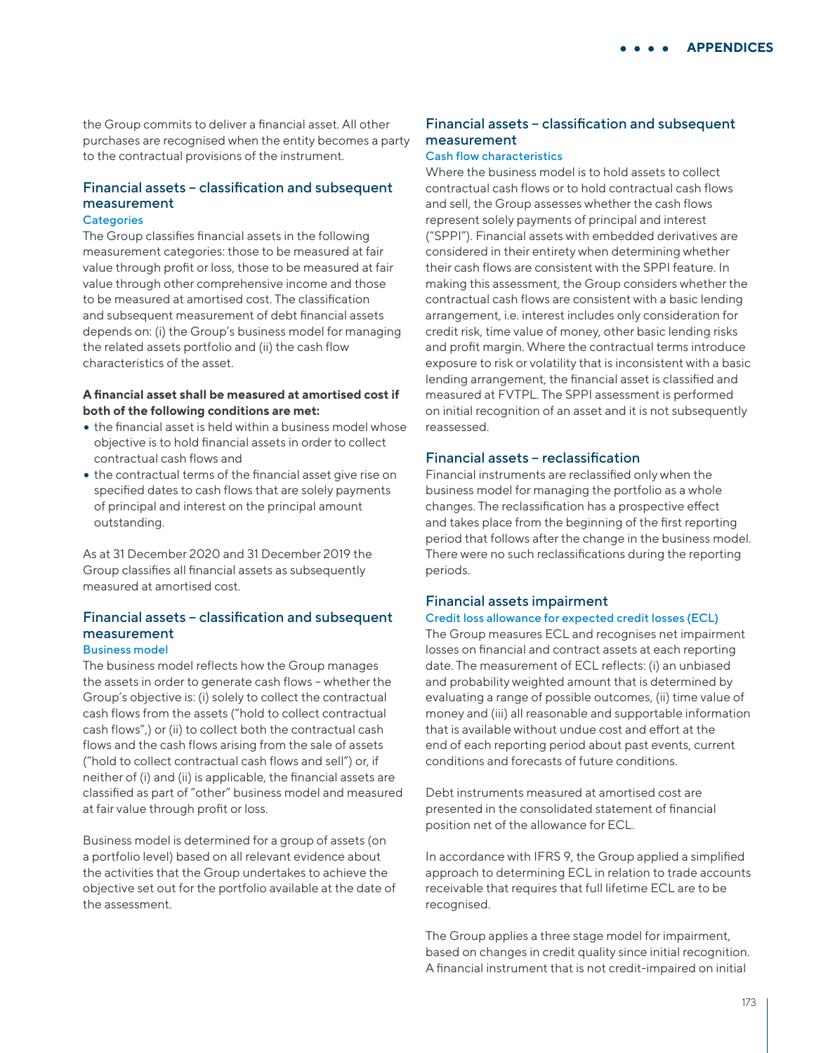the Group commits to deliver a financial asset. All other purchases are recognised when the entity becomes a party to the contractual provisions of the instrument.

## Financial assets – classification and subsequent measurement

### Categories

The Group classifies financial assets in the following measurement categories: those to be measured at fair value through profit or loss, those to be measured at fair value through other comprehensive income and those to be measured at amortised cost. The classification and subsequent measurement of debt financial assets depends on: (i) the Group's business model for managing the related assets portfolio and (ii) the cash flow characteristics of the asset.

**A financial asset shall be measured at amortised cost if both of the following conditions are met:**

- the financial asset is held within a business model whose objective is to hold financial assets in order to collect contractual cash flows and
- the contractual terms of the financial asset give rise on specified dates to cash flows that are solely payments of principal and interest on the principal amount outstanding.

As at 31 December 2020 and 31 December 2019 the Group classifies all financial assets as subsequently measured at amortised cost.

## Financial assets – classification and subsequent measurement

### Business model

The business model reflects how the Group manages the assets in order to generate cash flows – whether the Group's objective is: (i) solely to collect the contractual cash flows from the assets ("hold to collect contractual cash flows",) or (ii) to collect both the contractual cash flows and the cash flows arising from the sale of assets ("hold to collect contractual cash flows and sell") or, if neither of (i) and (ii) is applicable, the financial assets are classified as part of "other" business model and measured at fair value through profit or loss.

Business model is determined for a group of assets (on a portfolio level) based on all relevant evidence about the activities that the Group undertakes to achieve the objective set out for the portfolio available at the date of the assessment.

## Financial assets – classification and subsequent measurement

### Cash flow characteristics

Where the business model is to hold assets to collect contractual cash flows or to hold contractual cash flows and sell, the Group assesses whether the cash flows represent solely payments of principal and interest ("SPPI"). Financial assets with embedded derivatives are considered in their entirety when determining whether their cash flows are consistent with the SPPI feature. In making this assessment, the Group considers whether the contractual cash flows are consistent with a basic lending arrangement, i.e. interest includes only consideration for credit risk, time value of money, other basic lending risks and profit margin. Where the contractual terms introduce exposure to risk or volatility that is inconsistent with a basic lending arrangement, the financial asset is classified and measured at FVTPL. The SPPI assessment is performed on initial recognition of an asset and it is not subsequently reassessed.

## Financial assets – reclassification

Financial instruments are reclassified only when the business model for managing the portfolio as a whole changes. The reclassification has a prospective effect and takes place from the beginning of the first reporting period that follows after the change in the business model. There were no such reclassifications during the reporting periods.

## Financial assets impairment

### Credit loss allowance for expected credit losses (ECL)

The Group measures ECL and recognises net impairment losses on financial and contract assets at each reporting date. The measurement of ECL reflects: (i) an unbiased and probability weighted amount that is determined by evaluating a range of possible outcomes, (ii) time value of money and (iii) all reasonable and supportable information that is available without undue cost and effort at the end of each reporting period about past events, current conditions and forecasts of future conditions.

Debt instruments measured at amortised cost are presented in the consolidated statement of financial position net of the allowance for ECL.

In accordance with IFRS 9, the Group applied a simplified approach to determining ECL in relation to trade accounts receivable that requires that full lifetime ECL are to be recognised.

The Group applies a three stage model for impairment, based on changes in credit quality since initial recognition. A financial instrument that is not credit-impaired on initial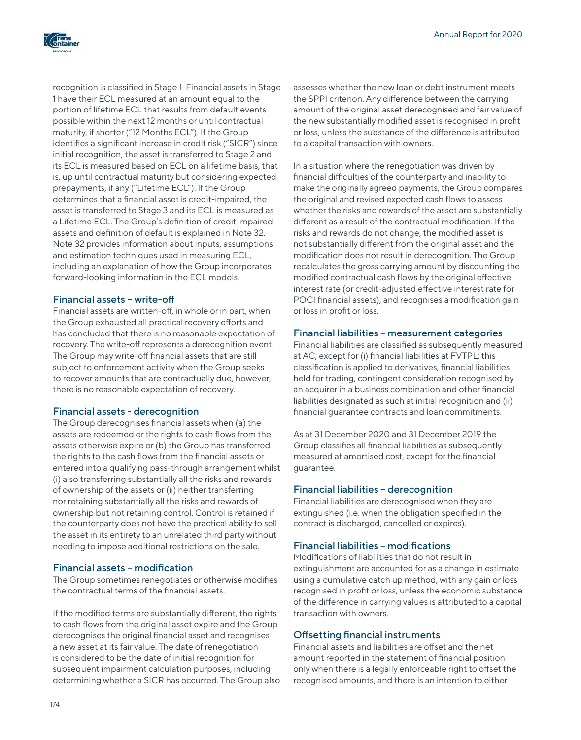recognition is classified in Stage 1. Financial assets in Stage 1 have their ECL measured at an amount equal to the portion of lifetime ECL that results from default events possible within the next 12 months or until contractual maturity, if shorter ("12 Months ECL"). If the Group identifies a significant increase in credit risk ("SICR") since initial recognition, the asset is transferred to Stage 2 and its ECL is measured based on ECL on a lifetime basis, that is, up until contractual maturity but considering expected prepayments, if any ("Lifetime ECL"). If the Group determines that a financial asset is credit-impaired, the asset is transferred to Stage 3 and its ECL is measured as a Lifetime ECL. The Group's definition of credit impaired assets and definition of default is explained in Note 32. Note 32 provides information about inputs, assumptions and estimation techniques used in measuring ECL, including an explanation of how the Group incorporates forward-looking information in the ECL models.

### Financial assets – write-off

Financial assets are written-off, in whole or in part, when the Group exhausted all practical recovery efforts and has concluded that there is no reasonable expectation of recovery. The write-off represents a derecognition event. The Group may write-off financial assets that are still subject to enforcement activity when the Group seeks to recover amounts that are contractually due, however, there is no reasonable expectation of recovery.

### Financial assets - derecognition

The Group derecognises financial assets when (a) the assets are redeemed or the rights to cash flows from the assets otherwise expire or (b) the Group has transferred the rights to the cash flows from the financial assets or entered into a qualifying pass-through arrangement whilst (i) also transferring substantially all the risks and rewards of ownership of the assets or (ii) neither transferring nor retaining substantially all the risks and rewards of ownership but not retaining control. Control is retained if the counterparty does not have the practical ability to sell the asset in its entirety to an unrelated third party without needing to impose additional restrictions on the sale.

### Financial assets – modification

The Group sometimes renegotiates or otherwise modifies the contractual terms of the financial assets.

If the modified terms are substantially different, the rights to cash flows from the original asset expire and the Group derecognises the original financial asset and recognises a new asset at its fair value. The date of renegotiation is considered to be the date of initial recognition for subsequent impairment calculation purposes, including determining whether a SICR has occurred. The Group also assesses whether the new loan or debt instrument meets the SPPI criterion. Any difference between the carrying amount of the original asset derecognised and fair value of the new substantially modified asset is recognised in profit or loss, unless the substance of the difference is attributed to a capital transaction with owners.

In a situation where the renegotiation was driven by financial difficulties of the counterparty and inability to make the originally agreed payments, the Group compares the original and revised expected cash flows to assess whether the risks and rewards of the asset are substantially different as a result of the contractual modification. If the risks and rewards do not change, the modified asset is not substantially different from the original asset and the modification does not result in derecognition. The Group recalculates the gross carrying amount by discounting the modified contractual cash flows by the original effective interest rate (or credit-adjusted effective interest rate for POCI financial assets), and recognises a modification gain or loss in profit or loss.

### Financial liabilities – measurement categories

Financial liabilities are classified as subsequently measured at AC, except for (i) financial liabilities at FVTPL: this classification is applied to derivatives, financial liabilities held for trading, contingent consideration recognised by an acquirer in a business combination and other financial liabilities designated as such at initial recognition and (ii) financial guarantee contracts and loan commitments.

As at 31 December 2020 and 31 December 2019 the Group classifies all financial liabilities as subsequently measured at amortised cost, except for the financial guarantee.

### Financial liabilities – derecognition

Financial liabilities are derecognised when they are extinguished (i.e. when the obligation specified in the contract is discharged, cancelled or expires).

### Financial liabilities – modifications

Modifications of liabilities that do not result in extinguishment are accounted for as a change in estimate using a cumulative catch up method, with any gain or loss recognised in profit or loss, unless the economic substance of the difference in carrying values is attributed to a capital transaction with owners.

### Offsetting financial instruments

Financial assets and liabilities are offset and the net amount reported in the statement of financial position only when there is a legally enforceable right to offset the recognised amounts, and there is an intention to either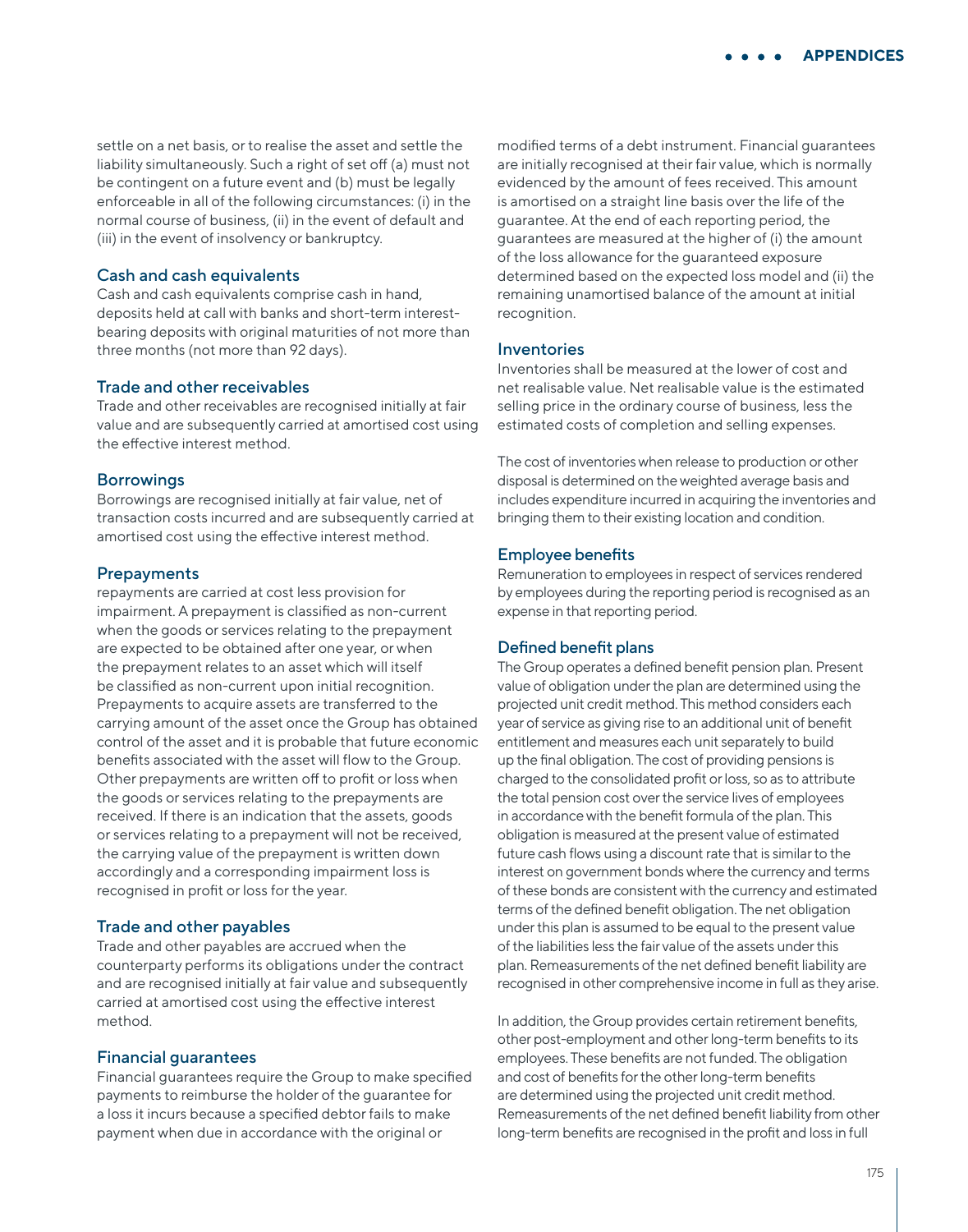settle on a net basis, or to realise the asset and settle the liability simultaneously. Such a right of set off (a) must not be contingent on a future event and (b) must be legally enforceable in all of the following circumstances: (i) in the normal course of business, (ii) in the event of default and (iii) in the event of insolvency or bankruptcy.

### Cash and cash equivalents

Cash and cash equivalents comprise cash in hand, deposits held at call with banks and short-term interest-bearing deposits with original maturities of not more than three months (not more than 92 days).

### Trade and other receivables

Trade and other receivables are recognised initially at fair value and are subsequently carried at amortised cost using the effective interest method.

### Borrowings

Borrowings are recognised initially at fair value, net of transaction costs incurred and are subsequently carried at amortised cost using the effective interest method.

### Prepayments

repayments are carried at cost less provision for impairment. A prepayment is classified as non-current when the goods or services relating to the prepayment are expected to be obtained after one year, or when the prepayment relates to an asset which will itself be classified as non-current upon initial recognition. Prepayments to acquire assets are transferred to the carrying amount of the asset once the Group has obtained control of the asset and it is probable that future economic benefits associated with the asset will flow to the Group. Other prepayments are written off to profit or loss when the goods or services relating to the prepayments are received. If there is an indication that the assets, goods or services relating to a prepayment will not be received, the carrying value of the prepayment is written down accordingly and a corresponding impairment loss is recognised in profit or loss for the year.

### Trade and other payables

Trade and other payables are accrued when the counterparty performs its obligations under the contract and are recognised initially at fair value and subsequently carried at amortised cost using the effective interest method.

### Financial guarantees

Financial guarantees require the Group to make specified payments to reimburse the holder of the guarantee for a loss it incurs because a specified debtor fails to make payment when due in accordance with the original or modified terms of a debt instrument. Financial guarantees are initially recognised at their fair value, which is normally evidenced by the amount of fees received. This amount is amortised on a straight line basis over the life of the guarantee. At the end of each reporting period, the guarantees are measured at the higher of (i) the amount of the loss allowance for the guaranteed exposure determined based on the expected loss model and (ii) the remaining unamortised balance of the amount at initial recognition.

### Inventories

Inventories shall be measured at the lower of cost and net realisable value. Net realisable value is the estimated selling price in the ordinary course of business, less the estimated costs of completion and selling expenses.

The cost of inventories when release to production or other disposal is determined on the weighted average basis and includes expenditure incurred in acquiring the inventories and bringing them to their existing location and condition.

### Employee benefits

Remuneration to employees in respect of services rendered by employees during the reporting period is recognised as an expense in that reporting period.

### Defined benefit plans

The Group operates a defined benefit pension plan. Present value of obligation under the plan are determined using the projected unit credit method. This method considers each year of service as giving rise to an additional unit of benefit entitlement and measures each unit separately to build up the final obligation. The cost of providing pensions is charged to the consolidated profit or loss, so as to attribute the total pension cost over the service lives of employees in accordance with the benefit formula of the plan. This obligation is measured at the present value of estimated future cash flows using a discount rate that is similar to the interest on government bonds where the currency and terms of these bonds are consistent with the currency and estimated terms of the defined benefit obligation. The net obligation under this plan is assumed to be equal to the present value of the liabilities less the fair value of the assets under this plan. Remeasurements of the net defined benefit liability are recognised in other comprehensive income in full as they arise.

In addition, the Group provides certain retirement benefits, other post-employment and other long-term benefits to its employees. These benefits are not funded. The obligation and cost of benefits for the other long-term benefits are determined using the projected unit credit method. Remeasurements of the net defined benefit liability from other long-term benefits are recognised in the profit and loss in full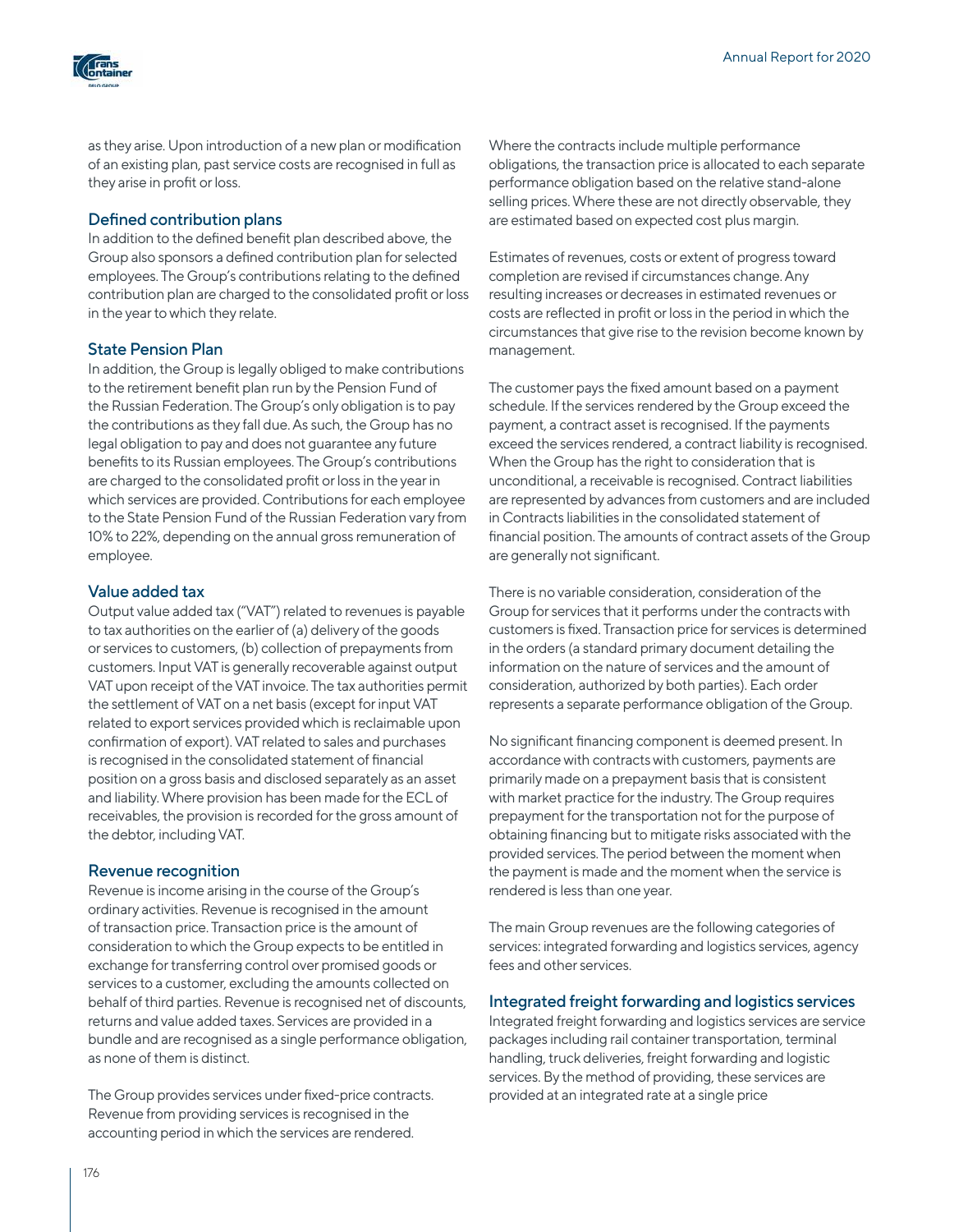as they arise. Upon introduction of a new plan or modification of an existing plan, past service costs are recognised in full as they arise in profit or loss.

### Defined contribution plans

In addition to the defined benefit plan described above, the Group also sponsors a defined contribution plan for selected employees. The Group's contributions relating to the defined contribution plan are charged to the consolidated profit or loss in the year to which they relate.

### State Pension Plan

In addition, the Group is legally obliged to make contributions to the retirement benefit plan run by the Pension Fund of the Russian Federation. The Group's only obligation is to pay the contributions as they fall due. As such, the Group has no legal obligation to pay and does not guarantee any future benefits to its Russian employees. The Group's contributions are charged to the consolidated profit or loss in the year in which services are provided. Contributions for each employee to the State Pension Fund of the Russian Federation vary from 10% to 22%, depending on the annual gross remuneration of employee.

### Value added tax

Output value added tax ("VAT") related to revenues is payable to tax authorities on the earlier of (a) delivery of the goods or services to customers, (b) collection of prepayments from customers. Input VAT is generally recoverable against output VAT upon receipt of the VAT invoice. The tax authorities permit the settlement of VAT on a net basis (except for input VAT related to export services provided which is reclaimable upon confirmation of export). VAT related to sales and purchases is recognised in the consolidated statement of financial position on a gross basis and disclosed separately as an asset and liability. Where provision has been made for the ECL of receivables, the provision is recorded for the gross amount of the debtor, including VAT.

### Revenue recognition

Revenue is income arising in the course of the Group's ordinary activities. Revenue is recognised in the amount of transaction price. Transaction price is the amount of consideration to which the Group expects to be entitled in exchange for transferring control over promised goods or services to a customer, excluding the amounts collected on behalf of third parties. Revenue is recognised net of discounts, returns and value added taxes. Services are provided in a bundle and are recognised as a single performance obligation, as none of them is distinct.

The Group provides services under fixed-price contracts. Revenue from providing services is recognised in the accounting period in which the services are rendered.

Where the contracts include multiple performance obligations, the transaction price is allocated to each separate performance obligation based on the relative stand-alone selling prices. Where these are not directly observable, they are estimated based on expected cost plus margin.

Estimates of revenues, costs or extent of progress toward completion are revised if circumstances change. Any resulting increases or decreases in estimated revenues or costs are reflected in profit or loss in the period in which the circumstances that give rise to the revision become known by management.

The customer pays the fixed amount based on a payment schedule. If the services rendered by the Group exceed the payment, a contract asset is recognised. If the payments exceed the services rendered, a contract liability is recognised. When the Group has the right to consideration that is unconditional, a receivable is recognised. Contract liabilities are represented by advances from customers and are included in Contracts liabilities in the consolidated statement of financial position. The amounts of contract assets of the Group are generally not significant.

There is no variable consideration, consideration of the Group for services that it performs under the contracts with customers is fixed. Transaction price for services is determined in the orders (a standard primary document detailing the information on the nature of services and the amount of consideration, authorized by both parties). Each order represents a separate performance obligation of the Group.

No significant financing component is deemed present. In accordance with contracts with customers, payments are primarily made on a prepayment basis that is consistent with market practice for the industry. The Group requires prepayment for the transportation not for the purpose of obtaining financing but to mitigate risks associated with the provided services. The period between the moment when the payment is made and the moment when the service is rendered is less than one year.

The main Group revenues are the following categories of services: integrated forwarding and logistics services, agency fees and other services.

### Integrated freight forwarding and logistics services

Integrated freight forwarding and logistics services are service packages including rail container transportation, terminal handling, truck deliveries, freight forwarding and logistic services. By the method of providing, these services are provided at an integrated rate at a single price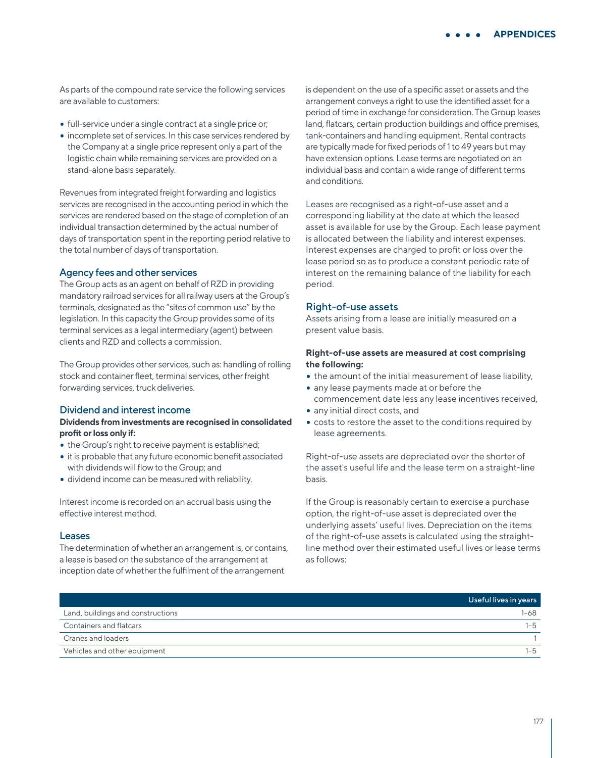As parts of the compound rate service the following services are available to customers:

- full-service under a single contract at a single price or;
- incomplete set of services. In this case services rendered by the Company at a single price represent only a part of the logistic chain while remaining services are provided on a stand-alone basis separately.

Revenues from integrated freight forwarding and logistics services are recognised in the accounting period in which the services are rendered based on the stage of completion of an individual transaction determined by the actual number of days of transportation spent in the reporting period relative to the total number of days of transportation.

### Agency fees and other services

The Group acts as an agent on behalf of RZD in providing mandatory railroad services for all railway users at the Group's terminals, designated as the "sites of common use" by the legislation. In this capacity the Group provides some of its terminal services as a legal intermediary (agent) between clients and RZD and collects a commission.

The Group provides other services, such as: handling of rolling stock and container fleet, terminal services, other freight forwarding services, truck deliveries.

### Dividend and interest income

**Dividends from investments are recognised in consolidated profit or loss only if:**

- the Group's right to receive payment is established;
- it is probable that any future economic benefit associated with dividends will flow to the Group; and
- dividend income can be measured with reliability.

Interest income is recorded on an accrual basis using the effective interest method.

### Leases

The determination of whether an arrangement is, or contains, a lease is based on the substance of the arrangement at inception date of whether the fulfilment of the arrangement is dependent on the use of a specific asset or assets and the arrangement conveys a right to use the identified asset for a period of time in exchange for consideration. The Group leases land, flatcars, certain production buildings and office premises, tank-containers and handling equipment. Rental contracts are typically made for fixed periods of 1 to 49 years but may have extension options. Lease terms are negotiated on an individual basis and contain a wide range of different terms and conditions.

Leases are recognised as a right-of-use asset and a corresponding liability at the date at which the leased asset is available for use by the Group. Each lease payment is allocated between the liability and interest expenses. Interest expenses are charged to profit or loss over the lease period so as to produce a constant periodic rate of interest on the remaining balance of the liability for each period.

### Right-of-use assets

Assets arising from a lease are initially measured on a present value basis.

**Right-of-use assets are measured at cost comprising the following:**

- the amount of the initial measurement of lease liability,
- any lease payments made at or before the commencement date less any lease incentives received,
- any initial direct costs, and
- costs to restore the asset to the conditions required by lease agreements.

Right-of-use assets are depreciated over the shorter of the asset's useful life and the lease term on a straight-line basis.

If the Group is reasonably certain to exercise a purchase option, the right-of-use asset is depreciated over the underlying assets' useful lives. Depreciation on the items of the right-of-use assets is calculated using the straight-line method over their estimated useful lives or lease terms as follows:

| | Useful lives in years |
|---|---|
| Land, buildings and constructions | 1–68 |
| Containers and flatcars | 1–5 |
| Cranes and loaders | 1 |
| Vehicles and other equipment | 1–5 |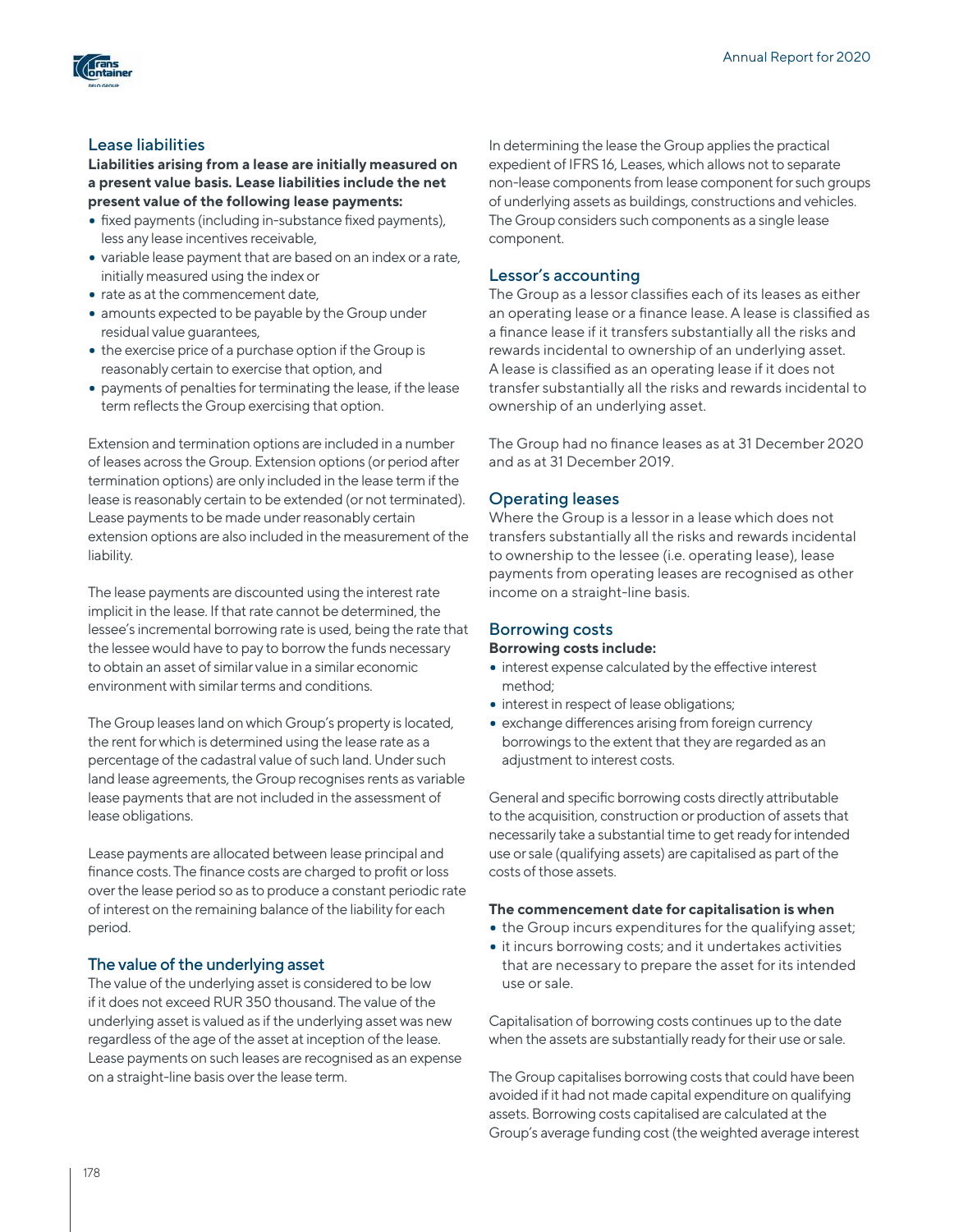## Lease liabilities

**Liabilities arising from a lease are initially measured on a present value basis. Lease liabilities include the net present value of the following lease payments:**

- fixed payments (including in-substance fixed payments), less any lease incentives receivable,
- variable lease payment that are based on an index or a rate, initially measured using the index or
- rate as at the commencement date,
- amounts expected to be payable by the Group under residual value guarantees,
- the exercise price of a purchase option if the Group is reasonably certain to exercise that option, and
- payments of penalties for terminating the lease, if the lease term reflects the Group exercising that option.

Extension and termination options are included in a number of leases across the Group. Extension options (or period after termination options) are only included in the lease term if the lease is reasonably certain to be extended (or not terminated). Lease payments to be made under reasonably certain extension options are also included in the measurement of the liability.

The lease payments are discounted using the interest rate implicit in the lease. If that rate cannot be determined, the lessee's incremental borrowing rate is used, being the rate that the lessee would have to pay to borrow the funds necessary to obtain an asset of similar value in a similar economic environment with similar terms and conditions.

The Group leases land on which Group's property is located, the rent for which is determined using the lease rate as a percentage of the cadastral value of such land. Under such land lease agreements, the Group recognises rents as variable lease payments that are not included in the assessment of lease obligations.

Lease payments are allocated between lease principal and finance costs. The finance costs are charged to profit or loss over the lease period so as to produce a constant periodic rate of interest on the remaining balance of the liability for each period.

## The value of the underlying asset

The value of the underlying asset is considered to be low if it does not exceed RUR 350 thousand. The value of the underlying asset is valued as if the underlying asset was new regardless of the age of the asset at inception of the lease. Lease payments on such leases are recognised as an expense on a straight-line basis over the lease term.

In determining the lease the Group applies the practical expedient of IFRS 16, Leases, which allows not to separate non-lease components from lease component for such groups of underlying assets as buildings, constructions and vehicles. The Group considers such components as a single lease component.

## Lessor's accounting

The Group as a lessor classifies each of its leases as either an operating lease or a finance lease. A lease is classified as a finance lease if it transfers substantially all the risks and rewards incidental to ownership of an underlying asset. A lease is classified as an operating lease if it does not transfer substantially all the risks and rewards incidental to ownership of an underlying asset.

The Group had no finance leases as at 31 December 2020 and as at 31 December 2019.

## Operating leases

Where the Group is a lessor in a lease which does not transfers substantially all the risks and rewards incidental to ownership to the lessee (i.e. operating lease), lease payments from operating leases are recognised as other income on a straight-line basis.

## Borrowing costs

**Borrowing costs include:**

- interest expense calculated by the effective interest method;
- interest in respect of lease obligations;
- exchange differences arising from foreign currency borrowings to the extent that they are regarded as an adjustment to interest costs.

General and specific borrowing costs directly attributable to the acquisition, construction or production of assets that necessarily take a substantial time to get ready for intended use or sale (qualifying assets) are capitalised as part of the costs of those assets.

**The commencement date for capitalisation is when**

- the Group incurs expenditures for the qualifying asset;
- it incurs borrowing costs; and it undertakes activities that are necessary to prepare the asset for its intended use or sale.

Capitalisation of borrowing costs continues up to the date when the assets are substantially ready for their use or sale.

The Group capitalises borrowing costs that could have been avoided if it had not made capital expenditure on qualifying assets. Borrowing costs capitalised are calculated at the Group's average funding cost (the weighted average interest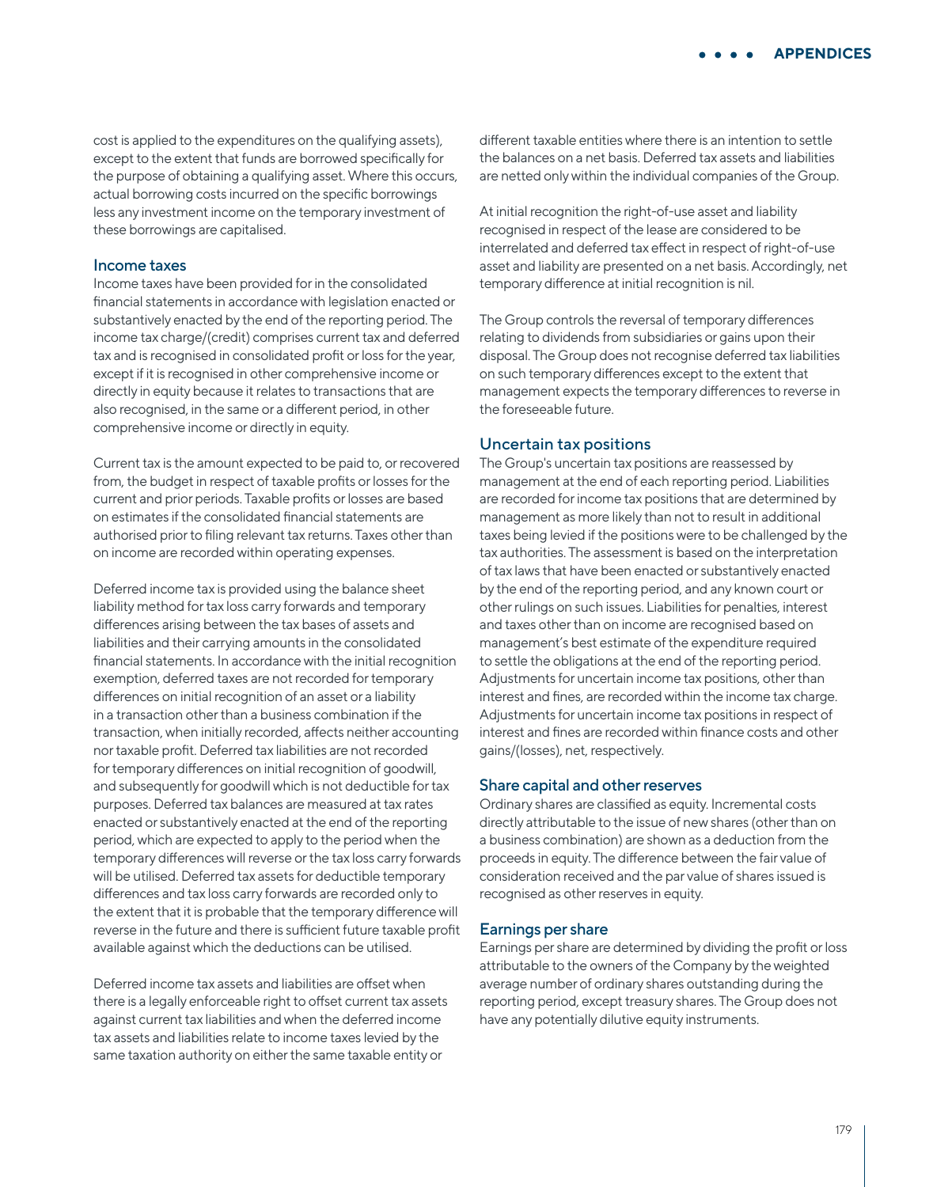cost is applied to the expenditures on the qualifying assets), except to the extent that funds are borrowed specifically for the purpose of obtaining a qualifying asset. Where this occurs, actual borrowing costs incurred on the specific borrowings less any investment income on the temporary investment of these borrowings are capitalised.

### Income taxes

Income taxes have been provided for in the consolidated financial statements in accordance with legislation enacted or substantively enacted by the end of the reporting period. The income tax charge/(credit) comprises current tax and deferred tax and is recognised in consolidated profit or loss for the year, except if it is recognised in other comprehensive income or directly in equity because it relates to transactions that are also recognised, in the same or a different period, in other comprehensive income or directly in equity.

Current tax is the amount expected to be paid to, or recovered from, the budget in respect of taxable profits or losses for the current and prior periods. Taxable profits or losses are based on estimates if the consolidated financial statements are authorised prior to filing relevant tax returns. Taxes other than on income are recorded within operating expenses.

Deferred income tax is provided using the balance sheet liability method for tax loss carry forwards and temporary differences arising between the tax bases of assets and liabilities and their carrying amounts in the consolidated financial statements. In accordance with the initial recognition exemption, deferred taxes are not recorded for temporary differences on initial recognition of an asset or a liability in a transaction other than a business combination if the transaction, when initially recorded, affects neither accounting nor taxable profit. Deferred tax liabilities are not recorded for temporary differences on initial recognition of goodwill, and subsequently for goodwill which is not deductible for tax purposes. Deferred tax balances are measured at tax rates enacted or substantively enacted at the end of the reporting period, which are expected to apply to the period when the temporary differences will reverse or the tax loss carry forwards will be utilised. Deferred tax assets for deductible temporary differences and tax loss carry forwards are recorded only to the extent that it is probable that the temporary difference will reverse in the future and there is sufficient future taxable profit available against which the deductions can be utilised.

Deferred income tax assets and liabilities are offset when there is a legally enforceable right to offset current tax assets against current tax liabilities and when the deferred income tax assets and liabilities relate to income taxes levied by the same taxation authority on either the same taxable entity or different taxable entities where there is an intention to settle the balances on a net basis. Deferred tax assets and liabilities are netted only within the individual companies of the Group.

At initial recognition the right-of-use asset and liability recognised in respect of the lease are considered to be interrelated and deferred tax effect in respect of right-of-use asset and liability are presented on a net basis. Accordingly, net temporary difference at initial recognition is nil.

The Group controls the reversal of temporary differences relating to dividends from subsidiaries or gains upon their disposal. The Group does not recognise deferred tax liabilities on such temporary differences except to the extent that management expects the temporary differences to reverse in the foreseeable future.

### Uncertain tax positions

The Group's uncertain tax positions are reassessed by management at the end of each reporting period. Liabilities are recorded for income tax positions that are determined by management as more likely than not to result in additional taxes being levied if the positions were to be challenged by the tax authorities. The assessment is based on the interpretation of tax laws that have been enacted or substantively enacted by the end of the reporting period, and any known court or other rulings on such issues. Liabilities for penalties, interest and taxes other than on income are recognised based on management's best estimate of the expenditure required to settle the obligations at the end of the reporting period. Adjustments for uncertain income tax positions, other than interest and fines, are recorded within the income tax charge. Adjustments for uncertain income tax positions in respect of interest and fines are recorded within finance costs and other gains/(losses), net, respectively.

### Share capital and other reserves

Ordinary shares are classified as equity. Incremental costs directly attributable to the issue of new shares (other than on a business combination) are shown as a deduction from the proceeds in equity. The difference between the fair value of consideration received and the par value of shares issued is recognised as other reserves in equity.

### Earnings per share

Earnings per share are determined by dividing the profit or loss attributable to the owners of the Company by the weighted average number of ordinary shares outstanding during the reporting period, except treasury shares. The Group does not have any potentially dilutive equity instruments.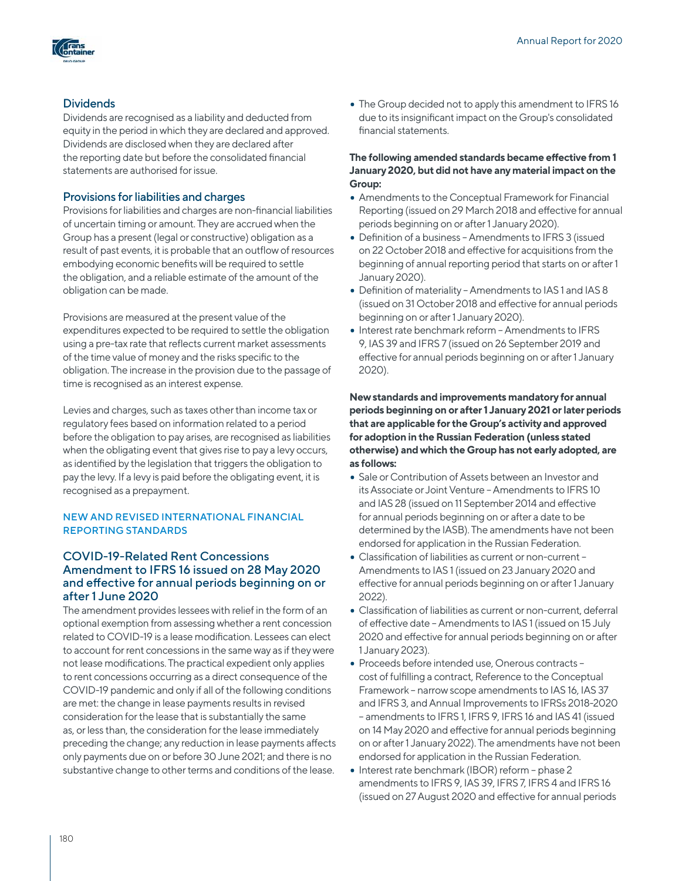### Dividends

Dividends are recognised as a liability and deducted from equity in the period in which they are declared and approved. Dividends are disclosed when they are declared after the reporting date but before the consolidated financial statements are authorised for issue.

### Provisions for liabilities and charges

Provisions for liabilities and charges are non-financial liabilities of uncertain timing or amount. They are accrued when the Group has a present (legal or constructive) obligation as a result of past events, it is probable that an outflow of resources embodying economic benefits will be required to settle the obligation, and a reliable estimate of the amount of the obligation can be made.

Provisions are measured at the present value of the expenditures expected to be required to settle the obligation using a pre-tax rate that reflects current market assessments of the time value of money and the risks specific to the obligation. The increase in the provision due to the passage of time is recognised as an interest expense.

Levies and charges, such as taxes other than income tax or regulatory fees based on information related to a period before the obligation to pay arises, are recognised as liabilities when the obligating event that gives rise to pay a levy occurs, as identified by the legislation that triggers the obligation to pay the levy. If a levy is paid before the obligating event, it is recognised as a prepayment.

## NEW AND REVISED INTERNATIONAL FINANCIAL REPORTING STANDARDS

### COVID-19-Related Rent Concessions Amendment to IFRS 16 issued on 28 May 2020 and effective for annual periods beginning on or after 1 June 2020

The amendment provides lessees with relief in the form of an optional exemption from assessing whether a rent concession related to COVID-19 is a lease modification. Lessees can elect to account for rent concessions in the same way as if they were not lease modifications. The practical expedient only applies to rent concessions occurring as a direct consequence of the COVID-19 pandemic and only if all of the following conditions are met: the change in lease payments results in revised consideration for the lease that is substantially the same as, or less than, the consideration for the lease immediately preceding the change; any reduction in lease payments affects only payments due on or before 30 June 2021; and there is no substantive change to other terms and conditions of the lease.

- The Group decided not to apply this amendment to IFRS 16 due to its insignificant impact on the Group's consolidated financial statements.

**The following amended standards became effective from 1 January 2020, but did not have any material impact on the Group:**

- Amendments to the Conceptual Framework for Financial Reporting (issued on 29 March 2018 and effective for annual periods beginning on or after 1 January 2020).
- Definition of a business – Amendments to IFRS 3 (issued on 22 October 2018 and effective for acquisitions from the beginning of annual reporting period that starts on or after 1 January 2020).
- Definition of materiality – Amendments to IAS 1 and IAS 8 (issued on 31 October 2018 and effective for annual periods beginning on or after 1 January 2020).
- Interest rate benchmark reform – Amendments to IFRS 9, IAS 39 and IFRS 7 (issued on 26 September 2019 and effective for annual periods beginning on or after 1 January 2020).

**New standards and improvements mandatory for annual periods beginning on or after 1 January 2021 or later periods that are applicable for the Group's activity and approved for adoption in the Russian Federation (unless stated otherwise) and which the Group has not early adopted, are as follows:**

- Sale or Contribution of Assets between an Investor and its Associate or Joint Venture – Amendments to IFRS 10 and IAS 28 (issued on 11 September 2014 and effective for annual periods beginning on or after a date to be determined by the IASB). The amendments have not been endorsed for application in the Russian Federation.
- Classification of liabilities as current or non-current – Amendments to IAS 1 (issued on 23 January 2020 and effective for annual periods beginning on or after 1 January 2022).
- Classification of liabilities as current or non-current, deferral of effective date – Amendments to IAS 1 (issued on 15 July 2020 and effective for annual periods beginning on or after 1 January 2023).
- Proceeds before intended use, Onerous contracts – cost of fulfilling a contract, Reference to the Conceptual Framework – narrow scope amendments to IAS 16, IAS 37 and IFRS 3, and Annual Improvements to IFRSs 2018-2020 – amendments to IFRS 1, IFRS 9, IFRS 16 and IAS 41 (issued on 14 May 2020 and effective for annual periods beginning on or after 1 January 2022). The amendments have not been endorsed for application in the Russian Federation.
- Interest rate benchmark (IBOR) reform – phase 2 amendments to IFRS 9, IAS 39, IFRS 7, IFRS 4 and IFRS 16 (issued on 27 August 2020 and effective for annual periods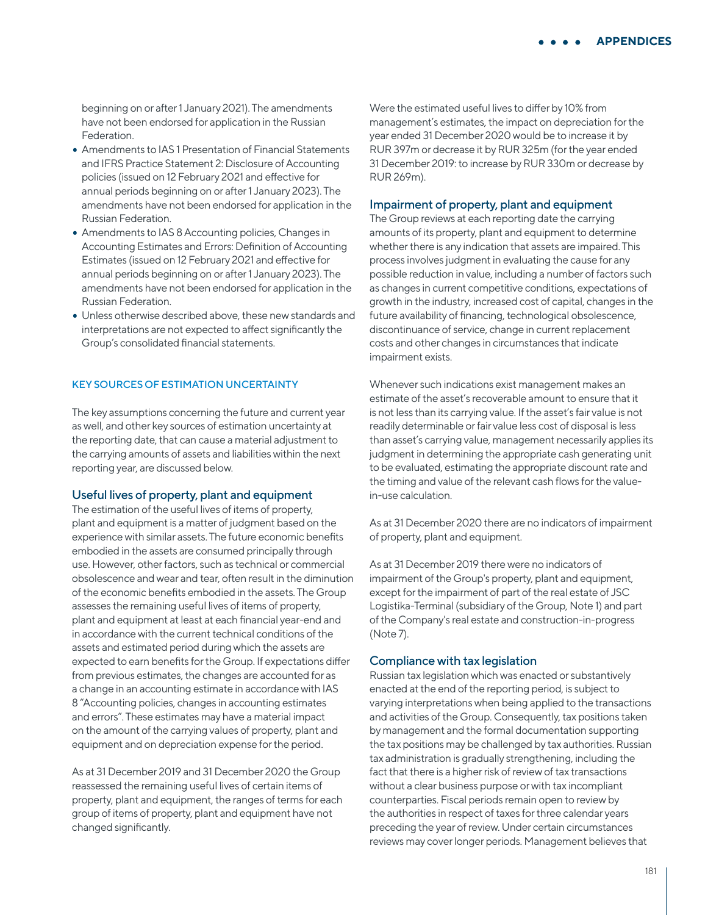beginning on or after 1 January 2021). The amendments have not been endorsed for application in the Russian Federation.

- Amendments to IAS 1 Presentation of Financial Statements and IFRS Practice Statement 2: Disclosure of Accounting policies (issued on 12 February 2021 and effective for annual periods beginning on or after 1 January 2023). The amendments have not been endorsed for application in the Russian Federation.
- Amendments to IAS 8 Accounting policies, Changes in Accounting Estimates and Errors: Definition of Accounting Estimates (issued on 12 February 2021 and effective for annual periods beginning on or after 1 January 2023). The amendments have not been endorsed for application in the Russian Federation.
- Unless otherwise described above, these new standards and interpretations are not expected to affect significantly the Group's consolidated financial statements.

## KEY SOURCES OF ESTIMATION UNCERTAINTY

The key assumptions concerning the future and current year as well, and other key sources of estimation uncertainty at the reporting date, that can cause a material adjustment to the carrying amounts of assets and liabilities within the next reporting year, are discussed below.

### Useful lives of property, plant and equipment

The estimation of the useful lives of items of property, plant and equipment is a matter of judgment based on the experience with similar assets. The future economic benefits embodied in the assets are consumed principally through use. However, other factors, such as technical or commercial obsolescence and wear and tear, often result in the diminution of the economic benefits embodied in the assets. The Group assesses the remaining useful lives of items of property, plant and equipment at least at each financial year-end and in accordance with the current technical conditions of the assets and estimated period during which the assets are expected to earn benefits for the Group. If expectations differ from previous estimates, the changes are accounted for as a change in an accounting estimate in accordance with IAS 8 "Accounting policies, changes in accounting estimates and errors". These estimates may have a material impact on the amount of the carrying values of property, plant and equipment and on depreciation expense for the period.

As at 31 December 2019 and 31 December 2020 the Group reassessed the remaining useful lives of certain items of property, plant and equipment, the ranges of terms for each group of items of property, plant and equipment have not changed significantly.

Were the estimated useful lives to differ by 10% from management's estimates, the impact on depreciation for the year ended 31 December 2020 would be to increase it by RUR 397m or decrease it by RUR 325m (for the year ended 31 December 2019: to increase by RUR 330m or decrease by RUR 269m).

### Impairment of property, plant and equipment

The Group reviews at each reporting date the carrying amounts of its property, plant and equipment to determine whether there is any indication that assets are impaired. This process involves judgment in evaluating the cause for any possible reduction in value, including a number of factors such as changes in current competitive conditions, expectations of growth in the industry, increased cost of capital, changes in the future availability of financing, technological obsolescence, discontinuance of service, change in current replacement costs and other changes in circumstances that indicate impairment exists.

Whenever such indications exist management makes an estimate of the asset's recoverable amount to ensure that it is not less than its carrying value. If the asset's fair value is not readily determinable or fair value less cost of disposal is less than asset's carrying value, management necessarily applies its judgment in determining the appropriate cash generating unit to be evaluated, estimating the appropriate discount rate and the timing and value of the relevant cash flows for the value-in-use calculation.

As at 31 December 2020 there are no indicators of impairment of property, plant and equipment.

As at 31 December 2019 there were no indicators of impairment of the Group's property, plant and equipment, except for the impairment of part of the real estate of JSC Logistika-Terminal (subsidiary of the Group, Note 1) and part of the Company's real estate and construction-in-progress (Note 7).

### Compliance with tax legislation

Russian tax legislation which was enacted or substantively enacted at the end of the reporting period, is subject to varying interpretations when being applied to the transactions and activities of the Group. Consequently, tax positions taken by management and the formal documentation supporting the tax positions may be challenged by tax authorities. Russian tax administration is gradually strengthening, including the fact that there is a higher risk of review of tax transactions without a clear business purpose or with tax incompliant counterparties. Fiscal periods remain open to review by the authorities in respect of taxes for three calendar years preceding the year of review. Under certain circumstances reviews may cover longer periods. Management believes that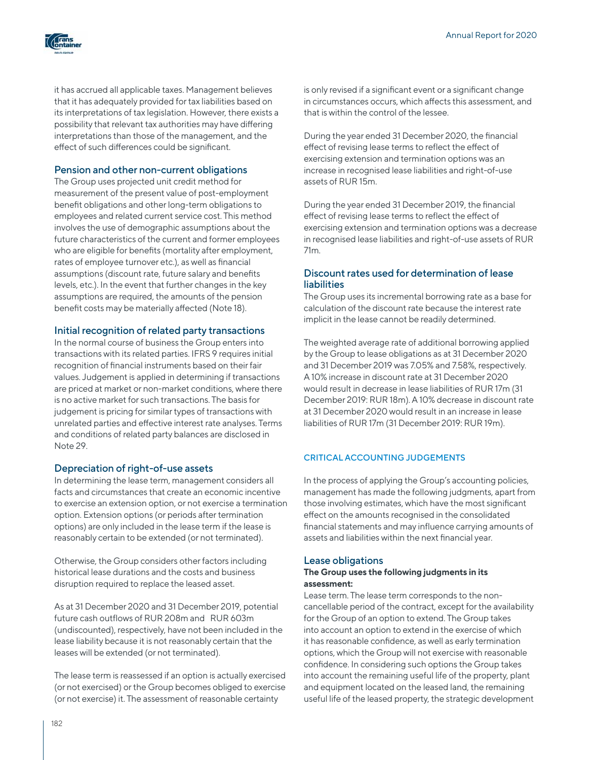it has accrued all applicable taxes. Management believes that it has adequately provided for tax liabilities based on its interpretations of tax legislation. However, there exists a possibility that relevant tax authorities may have differing interpretations than those of the management, and the effect of such differences could be significant.

### Pension and other non-current obligations

The Group uses projected unit credit method for measurement of the present value of post-employment benefit obligations and other long-term obligations to employees and related current service cost. This method involves the use of demographic assumptions about the future characteristics of the current and former employees who are eligible for benefits (mortality after employment, rates of employee turnover etc.), as well as financial assumptions (discount rate, future salary and benefits levels, etc.). In the event that further changes in the key assumptions are required, the amounts of the pension benefit costs may be materially affected (Note 18).

### Initial recognition of related party transactions

In the normal course of business the Group enters into transactions with its related parties. IFRS 9 requires initial recognition of financial instruments based on their fair values. Judgement is applied in determining if transactions are priced at market or non-market conditions, where there is no active market for such transactions. The basis for judgement is pricing for similar types of transactions with unrelated parties and effective interest rate analyses. Terms and conditions of related party balances are disclosed in Note 29.

### Depreciation of right-of-use assets

In determining the lease term, management considers all facts and circumstances that create an economic incentive to exercise an extension option, or not exercise a termination option. Extension options (or periods after termination options) are only included in the lease term if the lease is reasonably certain to be extended (or not terminated).

Otherwise, the Group considers other factors including historical lease durations and the costs and business disruption required to replace the leased asset.

As at 31 December 2020 and 31 December 2019, potential future cash outflows of RUR 208m and RUR 603m (undiscounted), respectively, have not been included in the lease liability because it is not reasonably certain that the leases will be extended (or not terminated).

The lease term is reassessed if an option is actually exercised (or not exercised) or the Group becomes obliged to exercise (or not exercise) it. The assessment of reasonable certainty is only revised if a significant event or a significant change in circumstances occurs, which affects this assessment, and that is within the control of the lessee.

During the year ended 31 December 2020, the financial effect of revising lease terms to reflect the effect of exercising extension and termination options was an increase in recognised lease liabilities and right-of-use assets of RUR 15m.

During the year ended 31 December 2019, the financial effect of revising lease terms to reflect the effect of exercising extension and termination options was a decrease in recognised lease liabilities and right-of-use assets of RUR 71m.

### Discount rates used for determination of lease liabilities

The Group uses its incremental borrowing rate as a base for calculation of the discount rate because the interest rate implicit in the lease cannot be readily determined.

The weighted average rate of additional borrowing applied by the Group to lease obligations as at 31 December 2020 and 31 December 2019 was 7.05% and 7.58%, respectively. A 10% increase in discount rate at 31 December 2020 would result in decrease in lease liabilities of RUR 17m (31 December 2019: RUR 18m). A 10% decrease in discount rate at 31 December 2020 would result in an increase in lease liabilities of RUR 17m (31 December 2019: RUR 19m).

## CRITICAL ACCOUNTING JUDGEMENTS

In the process of applying the Group's accounting policies, management has made the following judgments, apart from those involving estimates, which have the most significant effect on the amounts recognised in the consolidated financial statements and may influence carrying amounts of assets and liabilities within the next financial year.

### Lease obligations

**The Group uses the following judgments in its assessment:**

Lease term. The lease term corresponds to the non-cancellable period of the contract, except for the availability for the Group of an option to extend. The Group takes into account an option to extend in the exercise of which it has reasonable confidence, as well as early termination options, which the Group will not exercise with reasonable confidence. In considering such options the Group takes into account the remaining useful life of the property, plant and equipment located on the leased land, the remaining useful life of the leased property, the strategic development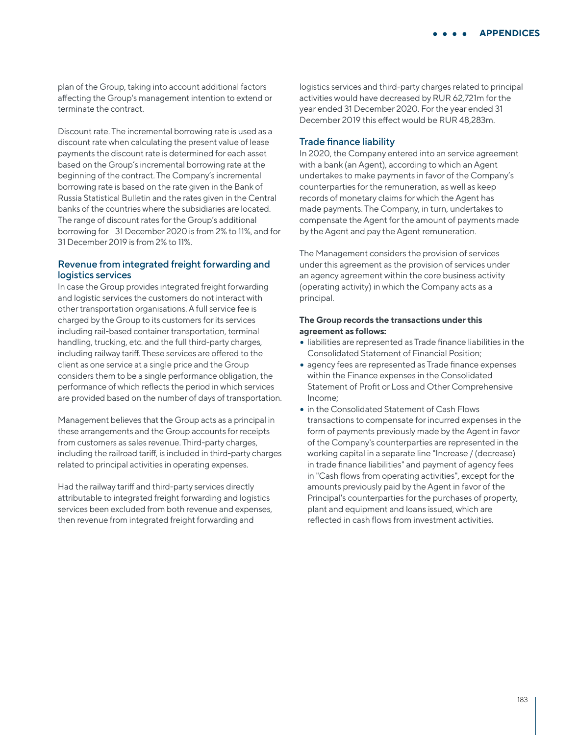plan of the Group, taking into account additional factors affecting the Group's management intention to extend or terminate the contract.

Discount rate. The incremental borrowing rate is used as a discount rate when calculating the present value of lease payments the discount rate is determined for each asset based on the Group's incremental borrowing rate at the beginning of the contract. The Company's incremental borrowing rate is based on the rate given in the Bank of Russia Statistical Bulletin and the rates given in the Central banks of the countries where the subsidiaries are located. The range of discount rates for the Group's additional borrowing for 31 December 2020 is from 2% to 11%, and for 31 December 2019 is from 2% to 11%.

## Revenue from integrated freight forwarding and logistics services

In case the Group provides integrated freight forwarding and logistic services the customers do not interact with other transportation organisations. A full service fee is charged by the Group to its customers for its services including rail-based container transportation, terminal handling, trucking, etc. and the full third-party charges, including railway tariff. These services are offered to the client as one service at a single price and the Group considers them to be a single performance obligation, the performance of which reflects the period in which services are provided based on the number of days of transportation.

Management believes that the Group acts as a principal in these arrangements and the Group accounts for receipts from customers as sales revenue. Third-party charges, including the railroad tariff, is included in third-party charges related to principal activities in operating expenses.

Had the railway tariff and third-party services directly attributable to integrated freight forwarding and logistics services been excluded from both revenue and expenses, then revenue from integrated freight forwarding and logistics services and third-party charges related to principal activities would have decreased by RUR 62,721m for the year ended 31 December 2020. For the year ended 31 December 2019 this effect would be RUR 48,283m.

## Trade finance liability

In 2020, the Company entered into an service agreement with a bank (an Agent), according to which an Agent undertakes to make payments in favor of the Company's counterparties for the remuneration, as well as keep records of monetary claims for which the Agent has made payments. The Company, in turn, undertakes to compensate the Agent for the amount of payments made by the Agent and pay the Agent remuneration.

The Management considers the provision of services under this agreement as the provision of services under an agency agreement within the core business activity (operating activity) in which the Company acts as a principal.

**The Group records the transactions under this agreement as follows:**

- liabilities are represented as Trade finance liabilities in the Consolidated Statement of Financial Position;
- agency fees are represented as Trade finance expenses within the Finance expenses in the Consolidated Statement of Profit or Loss and Other Comprehensive Income;
- in the Consolidated Statement of Cash Flows transactions to compensate for incurred expenses in the form of payments previously made by the Agent in favor of the Company's counterparties are represented in the working capital in a separate line "Increase / (decrease) in trade finance liabilities" and payment of agency fees in "Cash flows from operating activities", except for the amounts previously paid by the Agent in favor of the Principal's counterparties for the purchases of property, plant and equipment and loans issued, which are reflected in cash flows from investment activities.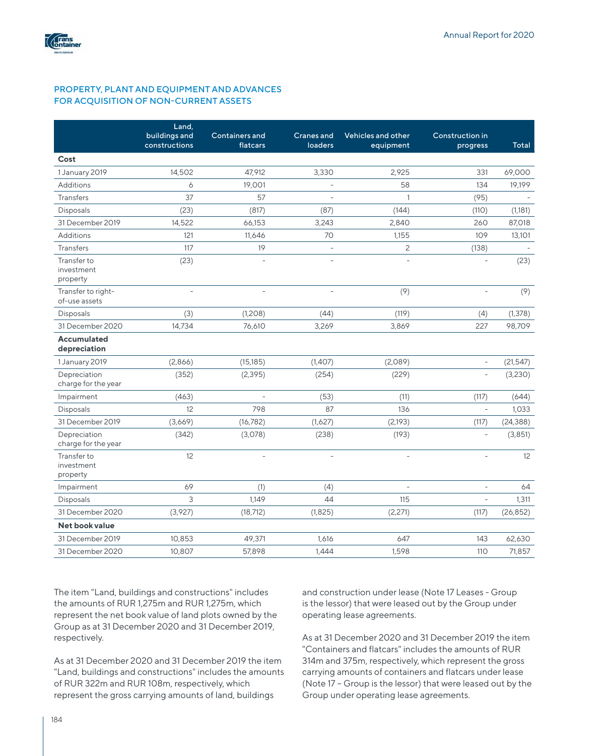## PROPERTY, PLANT AND EQUIPMENT AND ADVANCES FOR ACQUISITION OF NON-CURRENT ASSETS

| | Land, buildings and constructions | Containers and flatcars | Cranes and loaders | Vehicles and other equipment | Construction in progress | Total |
|---|---|---|---|---|---|---|
| **Cost** | | | | | | |
| 1 January 2019 | 14,502 | 47,912 | 3,330 | 2,925 | 331 | 69,000 |
| Additions | 6 | 19,001 | - | 58 | 134 | 19,199 |
| Transfers | 37 | 57 | - | 1 | (95) | - |
| Disposals | (23) | (817) | (87) | (144) | (110) | (1,181) |
| 31 December 2019 | 14,522 | 66,153 | 3,243 | 2,840 | 260 | 87,018 |
| Additions | 121 | 11,646 | 70 | 1,155 | 109 | 13,101 |
| Transfers | 117 | 19 | - | 2 | (138) | - |
| Transfer to investment property | (23) | - | - | - | - | (23) |
| Transfer to right-of-use assets | - | - | - | (9) | - | (9) |
| Disposals | (3) | (1,208) | (44) | (119) | (4) | (1,378) |
| 31 December 2020 | 14,734 | 76,610 | 3,269 | 3,869 | 227 | 98,709 |
| **Accumulated depreciation** | | | | | | |
| 1 January 2019 | (2,866) | (15,185) | (1,407) | (2,089) | - | (21,547) |
| Depreciation charge for the year | (352) | (2,395) | (254) | (229) | - | (3,230) |
| Impairment | (463) | - | (53) | (11) | (117) | (644) |
| Disposals | 12 | 798 | 87 | 136 | - | 1,033 |
| 31 December 2019 | (3,669) | (16,782) | (1,627) | (2,193) | (117) | (24,388) |
| Depreciation charge for the year | (342) | (3,078) | (238) | (193) | - | (3,851) |
| Transfer to investment property | 12 | - | - | - | - | 12 |
| Impairment | 69 | (1) | (4) | - | - | 64 |
| Disposals | 3 | 1,149 | 44 | 115 | - | 1,311 |
| 31 December 2020 | (3,927) | (18,712) | (1,825) | (2,271) | (117) | (26,852) |
| **Net book value** | | | | | | |
| 31 December 2019 | 10,853 | 49,371 | 1,616 | 647 | 143 | 62,630 |
| 31 December 2020 | 10,807 | 57,898 | 1,444 | 1,598 | 110 | 71,857 |

The item "Land, buildings and constructions" includes the amounts of RUR 1,275m and RUR 1,275m, which represent the net book value of land plots owned by the Group as at 31 December 2020 and 31 December 2019, respectively.

As at 31 December 2020 and 31 December 2019 the item "Land, buildings and constructions" includes the amounts of RUR 322m and RUR 108m, respectively, which represent the gross carrying amounts of land, buildings and construction under lease (Note 17 Leases - Group is the lessor) that were leased out by the Group under operating lease agreements.

As at 31 December 2020 and 31 December 2019 the item "Containers and flatcars" includes the amounts of RUR 314m and 375m, respectively, which represent the gross carrying amounts of containers and flatcars under lease (Note 17 – Group is the lessor) that were leased out by the Group under operating lease agreements.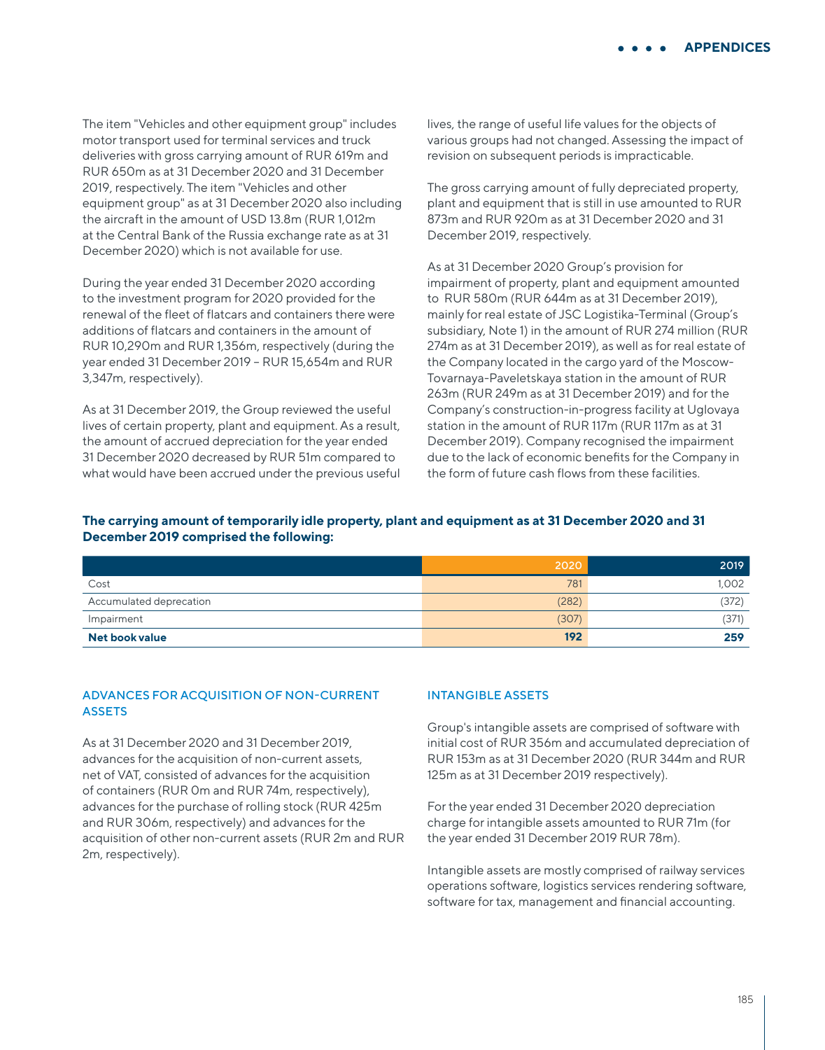The item "Vehicles and other equipment group" includes motor transport used for terminal services and truck deliveries with gross carrying amount of RUR 619m and RUR 650m as at 31 December 2020 and 31 December 2019, respectively. The item "Vehicles and other equipment group" as at 31 December 2020 also including the aircraft in the amount of USD 13.8m (RUR 1,012m at the Central Bank of the Russia exchange rate as at 31 December 2020) which is not available for use.

During the year ended 31 December 2020 according to the investment program for 2020 provided for the renewal of the fleet of flatcars and containers there were additions of flatcars and containers in the amount of RUR 10,290m and RUR 1,356m, respectively (during the year ended 31 December 2019 – RUR 15,654m and RUR 3,347m, respectively).

As at 31 December 2019, the Group reviewed the useful lives of certain property, plant and equipment. As a result, the amount of accrued depreciation for the year ended 31 December 2020 decreased by RUR 51m compared to what would have been accrued under the previous useful lives, the range of useful life values for the objects of various groups had not changed. Assessing the impact of revision on subsequent periods is impracticable.

The gross carrying amount of fully depreciated property, plant and equipment that is still in use amounted to RUR 873m and RUR 920m as at 31 December 2020 and 31 December 2019, respectively.

As at 31 December 2020 Group's provision for impairment of property, plant and equipment amounted to RUR 580m (RUR 644m as at 31 December 2019), mainly for real estate of JSC Logistika-Terminal (Group's subsidiary, Note 1) in the amount of RUR 274 million (RUR 274m as at 31 December 2019), as well as for real estate of the Company located in the cargo yard of the Moscow-Tovarnaya-Paveletskaya station in the amount of RUR 263m (RUR 249m as at 31 December 2019) and for the Company's construction-in-progress facility at Uglovaya station in the amount of RUR 117m (RUR 117m as at 31 December 2019). Company recognised the impairment due to the lack of economic benefits for the Company in the form of future cash flows from these facilities.

**The carrying amount of temporarily idle property, plant and equipment as at 31 December 2020 and 31 December 2019 comprised the following:**

| | 2020 | 2019 |
|---|---|---|
| Cost | 781 | 1,002 |
| Accumulated deprecation | (282) | (372) |
| Impairment | (307) | (371) |
| **Net book value** | **192** | **259** |

## ADVANCES FOR ACQUISITION OF NON-CURRENT ASSETS

As at 31 December 2020 and 31 December 2019, advances for the acquisition of non-current assets, net of VAT, consisted of advances for the acquisition of containers (RUR 0m and RUR 74m, respectively), advances for the purchase of rolling stock (RUR 425m and RUR 306m, respectively) and advances for the acquisition of other non-current assets (RUR 2m and RUR 2m, respectively).

## INTANGIBLE ASSETS

Group's intangible assets are comprised of software with initial cost of RUR 356m and accumulated depreciation of RUR 153m as at 31 December 2020 (RUR 344m and RUR 125m as at 31 December 2019 respectively).

For the year ended 31 December 2020 depreciation charge for intangible assets amounted to RUR 71m (for the year ended 31 December 2019 RUR 78m).

Intangible assets are mostly comprised of railway services operations software, logistics services rendering software, software for tax, management and financial accounting.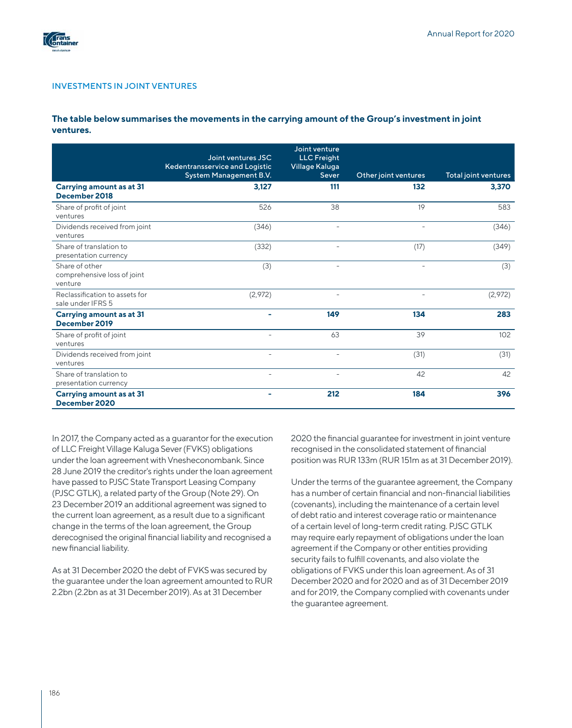## INVESTMENTS IN JOINT VENTURES

**The table below summarises the movements in the carrying amount of the Group's investment in joint ventures.**

| | Joint ventures JSC Kedentransservice and Logistic System Management B.V. | Joint venture LLC Freight Village Kaluga Sever | Other joint ventures | Total joint ventures |
|---|---|---|---|---|
| **Carrying amount as at 31 December 2018** | **3,127** | **111** | **132** | **3,370** |
| Share of profit of joint ventures | 526 | 38 | 19 | 583 |
| Dividends received from joint ventures | (346) | - | - | (346) |
| Share of translation to presentation currency | (332) | - | (17) | (349) |
| Share of other comprehensive loss of joint venture | (3) | - | - | (3) |
| Reclassification to assets for sale under IFRS 5 | (2,972) | - | - | (2,972) |
| **Carrying amount as at 31 December 2019** | **-** | **149** | **134** | **283** |
| Share of profit of joint ventures | - | 63 | 39 | 102 |
| Dividends received from joint ventures | - | - | (31) | (31) |
| Share of translation to presentation currency | - | - | 42 | 42 |
| **Carrying amount as at 31 December 2020** | **-** | **212** | **184** | **396** |

In 2017, the Company acted as a guarantor for the execution of LLC Freight Village Kaluga Sever (FVKS) obligations under the loan agreement with Vnesheconombank. Since 28 June 2019 the creditor's rights under the loan agreement have passed to PJSC State Transport Leasing Company (PJSC GTLK), a related party of the Group (Note 29). On 23 December 2019 an additional agreement was signed to the current loan agreement, as a result due to a significant change in the terms of the loan agreement, the Group derecognised the original financial liability and recognised a new financial liability.

As at 31 December 2020 the debt of FVKS was secured by the guarantee under the loan agreement amounted to RUR 2.2bn (2.2bn as at 31 December 2019). As at 31 December 2020 the financial guarantee for investment in joint venture recognised in the consolidated statement of financial position was RUR 133m (RUR 151m as at 31 December 2019).

Under the terms of the guarantee agreement, the Company has a number of certain financial and non-financial liabilities (covenants), including the maintenance of a certain level of debt ratio and interest coverage ratio or maintenance of a certain level of long-term credit rating. PJSC GTLK may require early repayment of obligations under the loan agreement if the Company or other entities providing security fails to fulfill covenants, and also violate the obligations of FVKS under this loan agreement. As of 31 December 2020 and for 2020 and as of 31 December 2019 and for 2019, the Company complied with covenants under the guarantee agreement.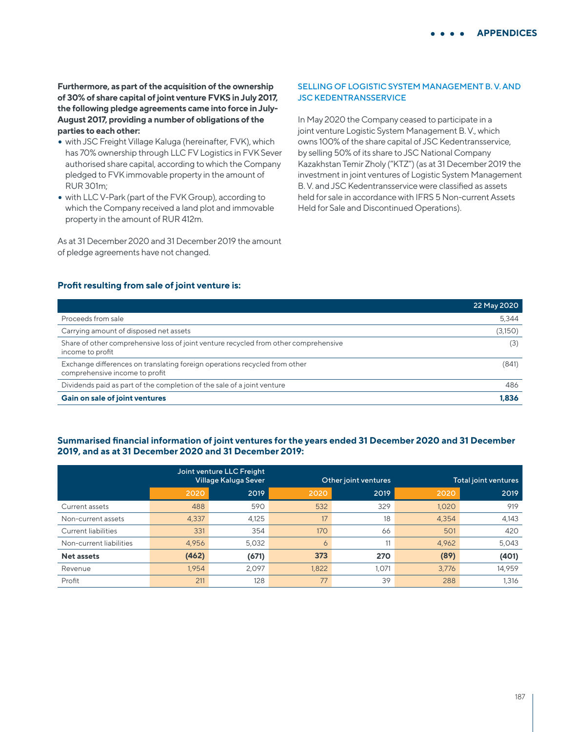**Furthermore, as part of the acquisition of the ownership of 30% of share capital of joint venture FVKS in July 2017, the following pledge agreements came into force in July-August 2017, providing a number of obligations of the parties to each other:**

- with JSC Freight Village Kaluga (hereinafter, FVK), which has 70% ownership through LLC FV Logistics in FVK Sever authorised share capital, according to which the Company pledged to FVK immovable property in the amount of RUR 301m;
- with LLC V-Park (part of the FVK Group), according to which the Company received a land plot and immovable property in the amount of RUR 412m.

As at 31 December 2020 and 31 December 2019 the amount of pledge agreements have not changed.

## SELLING OF LOGISTIC SYSTEM MANAGEMENT B. V. AND JSC KEDENTRANSSERVICE

In May 2020 the Company ceased to participate in a joint venture Logistic System Management B. V., which owns 100% of the share capital of JSC Kedentransservice, by selling 50% of its share to JSC National Company Kazakhstan Temir Zholy ("KTZ") (as at 31 December 2019 the investment in joint ventures of Logistic System Management B. V. and JSC Kedentransservice were classified as assets held for sale in accordance with IFRS 5 Non-current Assets Held for Sale and Discontinued Operations).

### Profit resulting from sale of joint venture is:

| | 22 May 2020 |
|---|---|
| Proceeds from sale | 5,344 |
| Carrying amount of disposed net assets | (3,150) |
| Share of other comprehensive loss of joint venture recycled from other comprehensive income to profit | (3) |
| Exchange differences on translating foreign operations recycled from other comprehensive income to profit | (841) |
| Dividends paid as part of the completion of the sale of a joint venture | 486 |
| **Gain on sale of joint ventures** | **1,836** |

### Summarised financial information of joint ventures for the years ended 31 December 2020 and 31 December 2019, and as at 31 December 2020 and 31 December 2019:

| | Joint venture LLC Freight Village Kaluga Sever | | Other joint ventures | | Total joint ventures | |
|---|---|---|---|---|---|---|
| | 2020 | 2019 | 2020 | 2019 | 2020 | 2019 |
| Current assets | 488 | 590 | 532 | 329 | 1,020 | 919 |
| Non-current assets | 4,337 | 4,125 | 17 | 18 | 4,354 | 4,143 |
| Current liabilities | 331 | 354 | 170 | 66 | 501 | 420 |
| Non-current liabilities | 4,956 | 5,032 | 6 | 11 | 4,962 | 5,043 |
| **Net assets** | **(462)** | **(671)** | **373** | **270** | **(89)** | **(401)** |
| Revenue | 1,954 | 2,097 | 1,822 | 1,071 | 3,776 | 14,959 |
| Profit | 211 | 128 | 77 | 39 | 288 | 1,316 |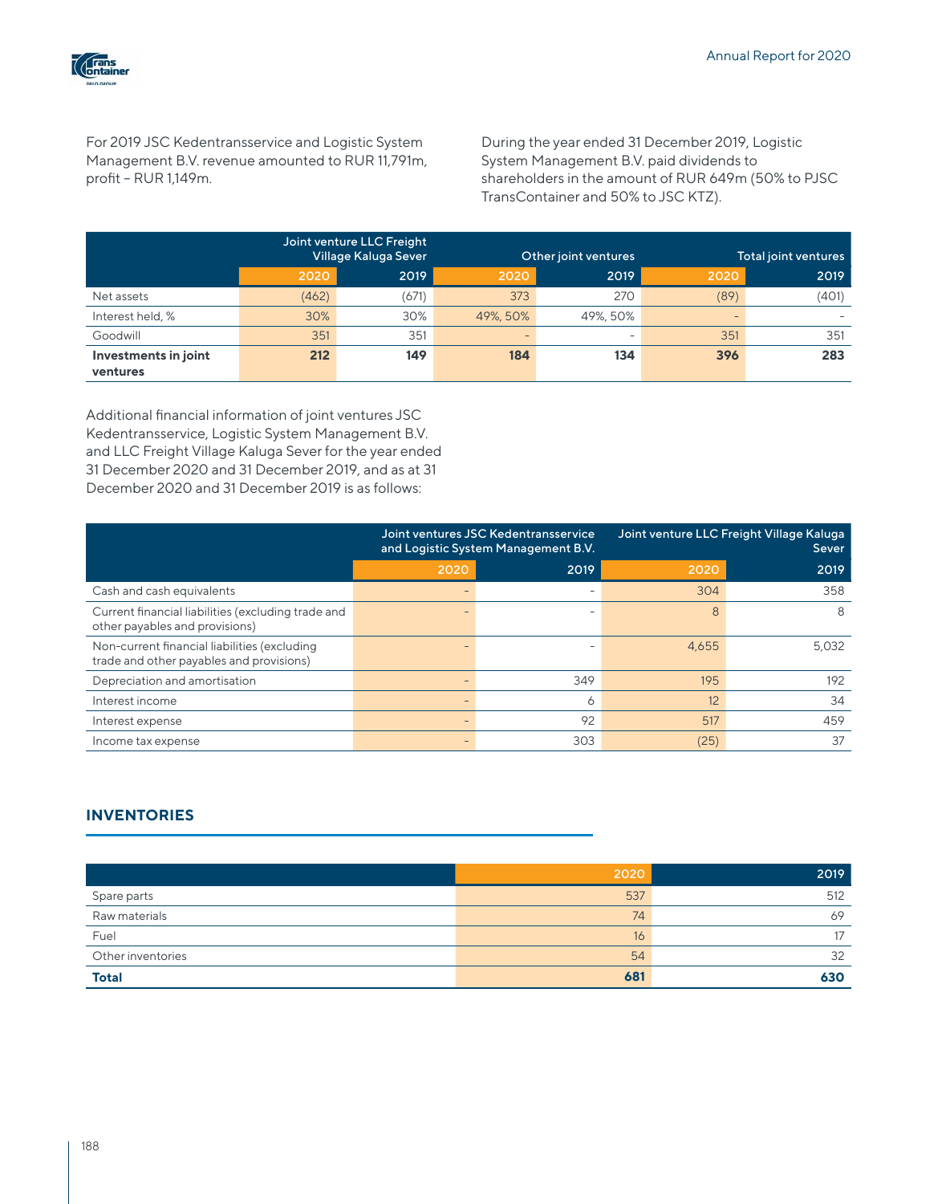For 2019 JSC Kedentransservice and Logistic System Management B.V. revenue amounted to RUR 11,791m, profit – RUR 1,149m.

During the year ended 31 December 2019, Logistic System Management B.V. paid dividends to shareholders in the amount of RUR 649m (50% to PJSC TransContainer and 50% to JSC KTZ).

| | Joint venture LLC Freight Village Kaluga Sever | | Other joint ventures | | Total joint ventures | |
|---|---|---|---|---|---|---|
| | 2020 | 2019 | 2020 | 2019 | 2020 | 2019 |
| Net assets | (462) | (671) | 373 | 270 | (89) | (401) |
| Interest held, % | 30% | 30% | 49%, 50% | 49%, 50% | – | – |
| Goodwill | 351 | 351 | – | – | 351 | 351 |
| **Investments in joint ventures** | **212** | **149** | **184** | **134** | **396** | **283** |

Additional financial information of joint ventures JSC Kedentransservice, Logistic System Management B.V. and LLC Freight Village Kaluga Sever for the year ended 31 December 2020 and 31 December 2019, and as at 31 December 2020 and 31 December 2019 is as follows:

| | Joint ventures JSC Kedentransservice and Logistic System Management B.V. | | Joint venture LLC Freight Village Kaluga Sever | |
|---|---|---|---|---|
| | 2020 | 2019 | 2020 | 2019 |
| Cash and cash equivalents | – | – | 304 | 358 |
| Current financial liabilities (excluding trade and other payables and provisions) | – | – | 8 | 8 |
| Non-current financial liabilities (excluding trade and other payables and provisions) | – | – | 4,655 | 5,032 |
| Depreciation and amortisation | – | 349 | 195 | 192 |
| Interest income | – | 6 | 12 | 34 |
| Interest expense | – | 92 | 517 | 459 |
| Income tax expense | – | 303 | (25) | 37 |

## INVENTORIES

| | 2020 | 2019 |
|---|---|---|
| Spare parts | 537 | 512 |
| Raw materials | 74 | 69 |
| Fuel | 16 | 17 |
| Other inventories | 54 | 32 |
| **Total** | **681** | **630** |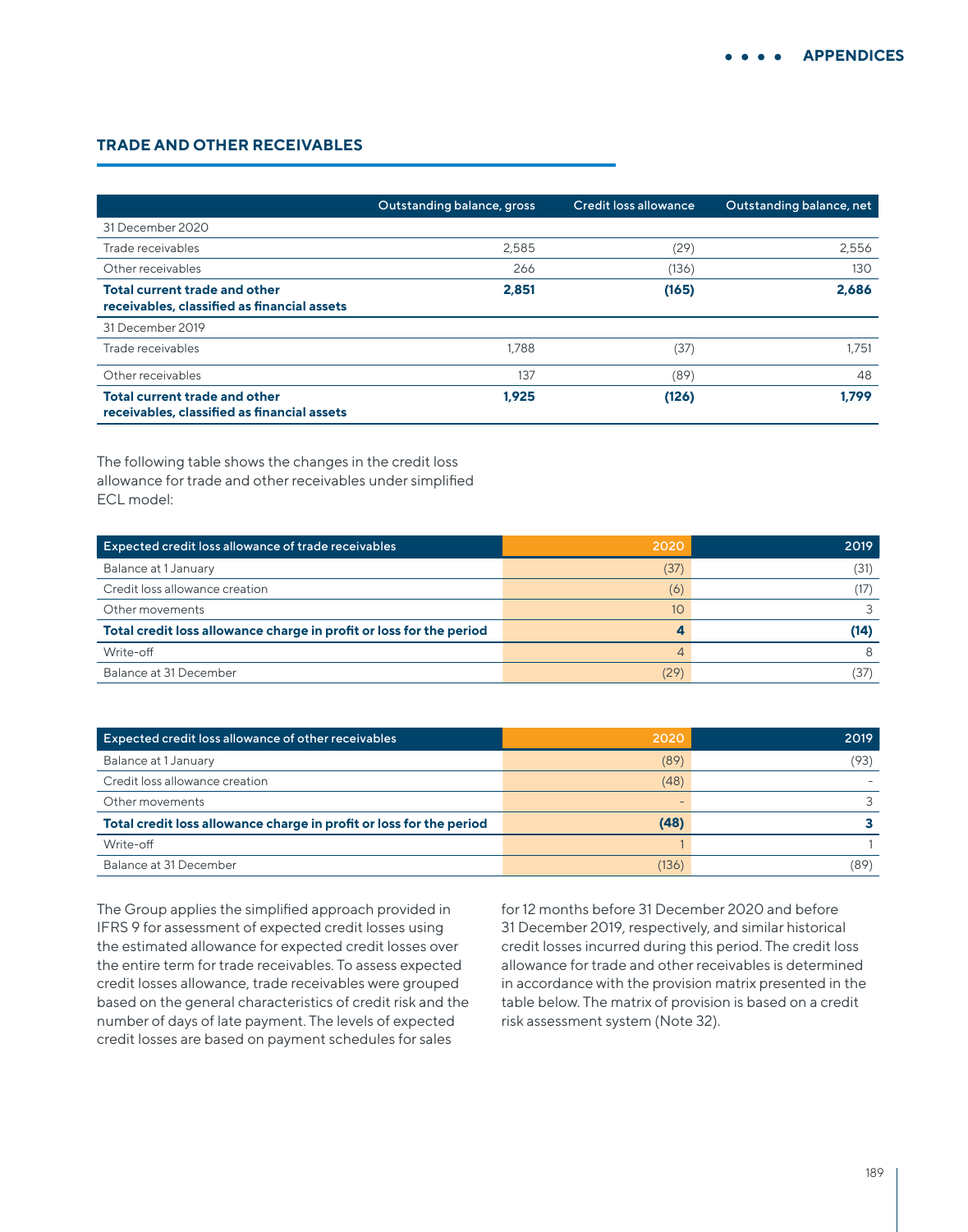## TRADE AND OTHER RECEIVABLES

| | Outstanding balance, gross | Credit loss allowance | Outstanding balance, net |
|---|---|---|---|
| 31 December 2020 | | | |
| Trade receivables | 2,585 | (29) | 2,556 |
| Other receivables | 266 | (136) | 130 |
| **Total current trade and other receivables, classified as financial assets** | **2,851** | **(165)** | **2,686** |
| 31 December 2019 | | | |
| Trade receivables | 1,788 | (37) | 1,751 |
| Other receivables | 137 | (89) | 48 |
| **Total current trade and other receivables, classified as financial assets** | **1,925** | **(126)** | **1,799** |

The following table shows the changes in the credit loss allowance for trade and other receivables under simplified ECL model:

| Expected credit loss allowance of trade receivables | 2020 | 2019 |
|---|---|---|
| Balance at 1 January | (37) | (31) |
| Credit loss allowance creation | (6) | (17) |
| Other movements | 10 | 3 |
| **Total credit loss allowance charge in profit or loss for the period** | **4** | **(14)** |
| Write-off | 4 | 8 |
| Balance at 31 December | (29) | (37) |

| Expected credit loss allowance of other receivables | 2020 | 2019 |
|---|---|---|
| Balance at 1 January | (89) | (93) |
| Credit loss allowance creation | (48) | - |
| Other movements | - | 3 |
| **Total credit loss allowance charge in profit or loss for the period** | **(48)** | **3** |
| Write-off | 1 | 1 |
| Balance at 31 December | (136) | (89) |

The Group applies the simplified approach provided in IFRS 9 for assessment of expected credit losses using the estimated allowance for expected credit losses over the entire term for trade receivables. To assess expected credit losses allowance, trade receivables were grouped based on the general characteristics of credit risk and the number of days of late payment. The levels of expected credit losses are based on payment schedules for sales for 12 months before 31 December 2020 and before 31 December 2019, respectively, and similar historical credit losses incurred during this period. The credit loss allowance for trade and other receivables is determined in accordance with the provision matrix presented in the table below. The matrix of provision is based on a credit risk assessment system (Note 32).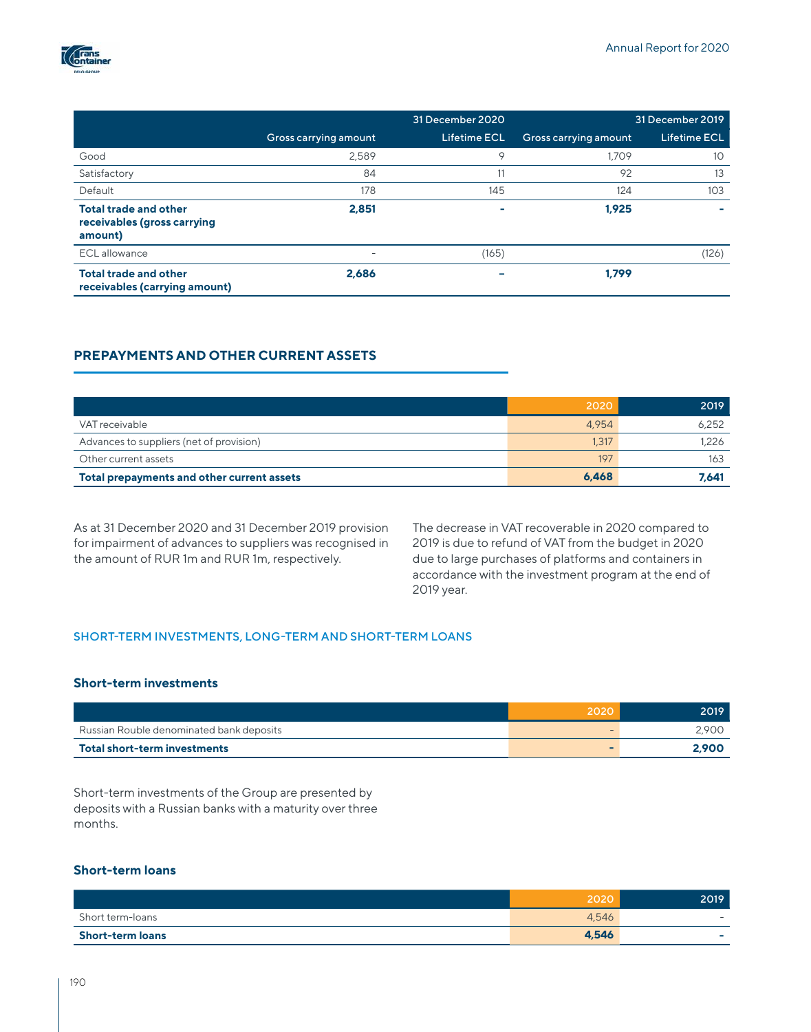| | 31 December 2020 | | 31 December 2019 | |
|---|---|---|---|---|
| | Gross carrying amount | Lifetime ECL | Gross carrying amount | Lifetime ECL |
| Good | 2,589 | 9 | 1,709 | 10 |
| Satisfactory | 84 | 11 | 92 | 13 |
| Default | 178 | 145 | 124 | 103 |
| **Total trade and other receivables (gross carrying amount)** | **2,851** | **-** | **1,925** | **-** |
| ECL allowance | - | (165) | | (126) |
| **Total trade and other receivables (carrying amount)** | **2,686** | **-** | **1,799** | |

## PREPAYMENTS AND OTHER CURRENT ASSETS

| | 2020 | 2019 |
|---|---|---|
| VAT receivable | 4,954 | 6,252 |
| Advances to suppliers (net of provision) | 1,317 | 1,226 |
| Other current assets | 197 | 163 |
| **Total prepayments and other current assets** | **6,468** | **7,641** |

As at 31 December 2020 and 31 December 2019 provision for impairment of advances to suppliers was recognised in the amount of RUR 1m and RUR 1m, respectively.

The decrease in VAT recoverable in 2020 compared to 2019 is due to refund of VAT from the budget in 2020 due to large purchases of platforms and containers in accordance with the investment program at the end of 2019 year.

## SHORT-TERM INVESTMENTS, LONG-TERM AND SHORT-TERM LOANS

### Short-term investments

| | 2020 | 2019 |
|---|---|---|
| Russian Rouble denominated bank deposits | - | 2,900 |
| **Total short-term investments** | **-** | **2,900** |

Short-term investments of the Group are presented by deposits with a Russian banks with a maturity over three months.

### Short-term loans

| | 2020 | 2019 |
|---|---|---|
| Short term-loans | 4,546 | - |
| **Short-term loans** | **4,546** | **-** |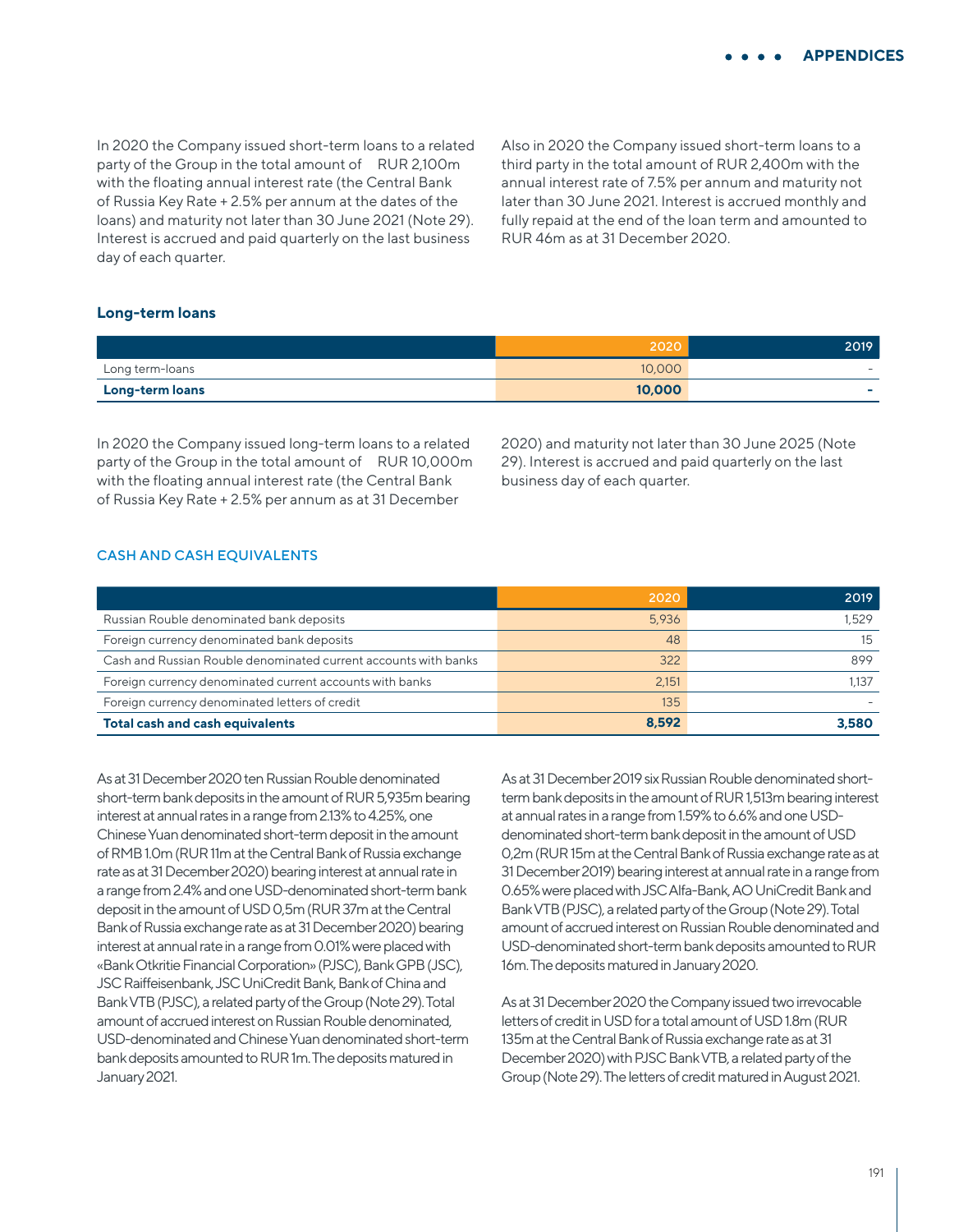In 2020 the Company issued short-term loans to a related party of the Group in the total amount of RUR 2,100m with the floating annual interest rate (the Central Bank of Russia Key Rate + 2.5% per annum at the dates of the loans) and maturity not later than 30 June 2021 (Note 29). Interest is accrued and paid quarterly on the last business day of each quarter.

Also in 2020 the Company issued short-term loans to a third party in the total amount of RUR 2,400m with the annual interest rate of 7.5% per annum and maturity not later than 30 June 2021. Interest is accrued monthly and fully repaid at the end of the loan term and amounted to RUR 46m as at 31 December 2020.

### Long-term loans

| | 2020 | 2019 |
|---|---|---|
| Long term-loans | 10,000 | - |
| **Long-term loans** | **10,000** | **-** |

In 2020 the Company issued long-term loans to a related party of the Group in the total amount of RUR 10,000m with the floating annual interest rate (the Central Bank of Russia Key Rate + 2.5% per annum as at 31 December 2020) and maturity not later than 30 June 2025 (Note 29). Interest is accrued and paid quarterly on the last business day of each quarter.

## CASH AND CASH EQUIVALENTS

| | 2020 | 2019 |
|---|---|---|
| Russian Rouble denominated bank deposits | 5,936 | 1,529 |
| Foreign currency denominated bank deposits | 48 | 15 |
| Cash and Russian Rouble denominated current accounts with banks | 322 | 899 |
| Foreign currency denominated current accounts with banks | 2,151 | 1,137 |
| Foreign currency denominated letters of credit | 135 | - |
| **Total cash and cash equivalents** | **8,592** | **3,580** |

As at 31 December 2020 ten Russian Rouble denominated short-term bank deposits in the amount of RUR 5,935m bearing interest at annual rates in a range from 2.13% to 4.25%, one Chinese Yuan denominated short-term deposit in the amount of RMB 1.0m (RUR 11m at the Central Bank of Russia exchange rate as at 31 December 2020) bearing interest at annual rate in a range from 2.4% and one USD-denominated short-term bank deposit in the amount of USD 0,5m (RUR 37m at the Central Bank of Russia exchange rate as at 31 December 2020) bearing interest at annual rate in a range from 0.01% were placed with «Bank Otkritie Financial Corporation» (PJSC), Bank GPB (JSC), JSC Raiffeisenbank, JSC UniCredit Bank, Bank of China and Bank VTB (PJSC), a related party of the Group (Note 29). Total amount of accrued interest on Russian Rouble denominated, USD-denominated and Chinese Yuan denominated short-term bank deposits amounted to RUR 1m. The deposits matured in January 2021.

As at 31 December 2019 six Russian Rouble denominated short-term bank deposits in the amount of RUR 1,513m bearing interest at annual rates in a range from 1.59% to 6.6% and one USD-denominated short-term bank deposit in the amount of USD 0,2m (RUR 15m at the Central Bank of Russia exchange rate as at 31 December 2019) bearing interest at annual rate in a range from 0.65% were placed with JSC Alfa-Bank, AO UniCredit Bank and Bank VTB (PJSC), a related party of the Group (Note 29). Total amount of accrued interest on Russian Rouble denominated and USD-denominated short-term bank deposits amounted to RUR 16m. The deposits matured in January 2020.

As at 31 December 2020 the Company issued two irrevocable letters of credit in USD for a total amount of USD 1.8m (RUR 135m at the Central Bank of Russia exchange rate as at 31 December 2020) with PJSC Bank VTB, a related party of the Group (Note 29). The letters of credit matured in August 2021.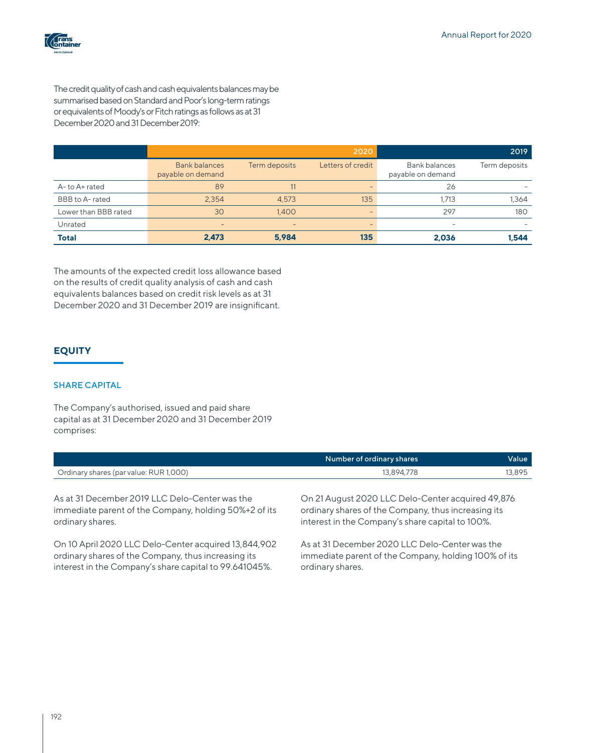The credit quality of cash and cash equivalents balances may be summarised based on Standard and Poor's long-term ratings or equivalents of Moody's or Fitch ratings as follows as at 31 December 2020 and 31 December 2019:

| | 2020 | | | 2019 | |
|---|---|---|---|---|---|
| | Bank balances payable on demand | Term deposits | Letters of credit | Bank balances payable on demand | Term deposits |
| A- to A+ rated | 89 | 11 | – | 26 | – |
| BBB to A- rated | 2,354 | 4,573 | 135 | 1,713 | 1,364 |
| Lower than BBB rated | 30 | 1,400 | – | 297 | 180 |
| Unrated | – | – | – | – | – |
| **Total** | **2,473** | **5,984** | **135** | **2,036** | **1,544** |

The amounts of the expected credit loss allowance based on the results of credit quality analysis of cash and cash equivalents balances based on credit risk levels as at 31 December 2020 and 31 December 2019 are insignificant.

## EQUITY

### SHARE CAPITAL

The Company's authorised, issued and paid share capital as at 31 December 2020 and 31 December 2019 comprises:

| | Number of ordinary shares | Value |
|---|---|---|
| Ordinary shares (par value: RUR 1,000) | 13,894,778 | 13,895 |

As at 31 December 2019 LLC Delo-Center was the immediate parent of the Company, holding 50%+2 of its ordinary shares.

On 10 April 2020 LLC Delo-Center acquired 13,844,902 ordinary shares of the Company, thus increasing its interest in the Company's share capital to 99.641045%.

On 21 August 2020 LLC Delo-Center acquired 49,876 ordinary shares of the Company, thus increasing its interest in the Company's share capital to 100%.

As at 31 December 2020 LLC Delo-Center was the immediate parent of the Company, holding 100% of its ordinary shares.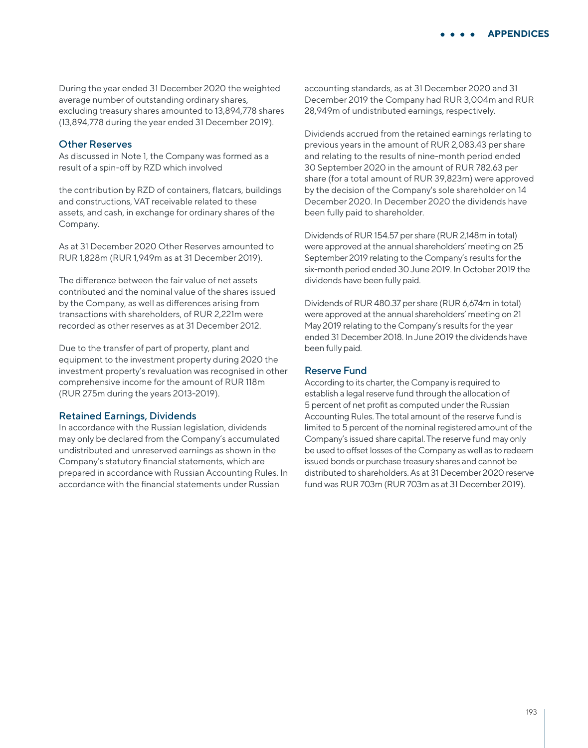During the year ended 31 December 2020 the weighted average number of outstanding ordinary shares, excluding treasury shares amounted to 13,894,778 shares (13,894,778 during the year ended 31 December 2019).

### Other Reserves

As discussed in Note 1, the Company was formed as a result of a spin-off by RZD which involved

the contribution by RZD of containers, flatcars, buildings and constructions, VAT receivable related to these assets, and cash, in exchange for ordinary shares of the Company.

As at 31 December 2020 Other Reserves amounted to RUR 1,828m (RUR 1,949m as at 31 December 2019).

The difference between the fair value of net assets contributed and the nominal value of the shares issued by the Company, as well as differences arising from transactions with shareholders, of RUR 2,221m were recorded as other reserves as at 31 December 2012.

Due to the transfer of part of property, plant and equipment to the investment property during 2020 the investment property's revaluation was recognised in other comprehensive income for the amount of RUR 118m (RUR 275m during the years 2013-2019).

### Retained Earnings, Dividends

In accordance with the Russian legislation, dividends may only be declared from the Company's accumulated undistributed and unreserved earnings as shown in the Company's statutory financial statements, which are prepared in accordance with Russian Accounting Rules. In accordance with the financial statements under Russian accounting standards, as at 31 December 2020 and 31 December 2019 the Company had RUR 3,004m and RUR 28,949m of undistributed earnings, respectively.

Dividends accrued from the retained earnings rerlating to previous years in the amount of RUR 2,083.43 per share and relating to the results of nine-month period ended 30 September 2020 in the amount of RUR 782.63 per share (for a total amount of RUR 39,823m) were approved by the decision of the Company's sole shareholder on 14 December 2020. In December 2020 the dividends have been fully paid to shareholder.

Dividends of RUR 154.57 per share (RUR 2,148m in total) were approved at the annual shareholders' meeting on 25 September 2019 relating to the Company's results for the six-month period ended 30 June 2019. In October 2019 the dividends have been fully paid.

Dividends of RUR 480.37 per share (RUR 6,674m in total) were approved at the annual shareholders' meeting on 21 May 2019 relating to the Company's results for the year ended 31 December 2018. In June 2019 the dividends have been fully paid.

### Reserve Fund

According to its charter, the Company is required to establish a legal reserve fund through the allocation of 5 percent of net profit as computed under the Russian Accounting Rules. The total amount of the reserve fund is limited to 5 percent of the nominal registered amount of the Company's issued share capital. The reserve fund may only be used to offset losses of the Company as well as to redeem issued bonds or purchase treasury shares and cannot be distributed to shareholders. As at 31 December 2020 reserve fund was RUR 703m (RUR 703m as at 31 December 2019).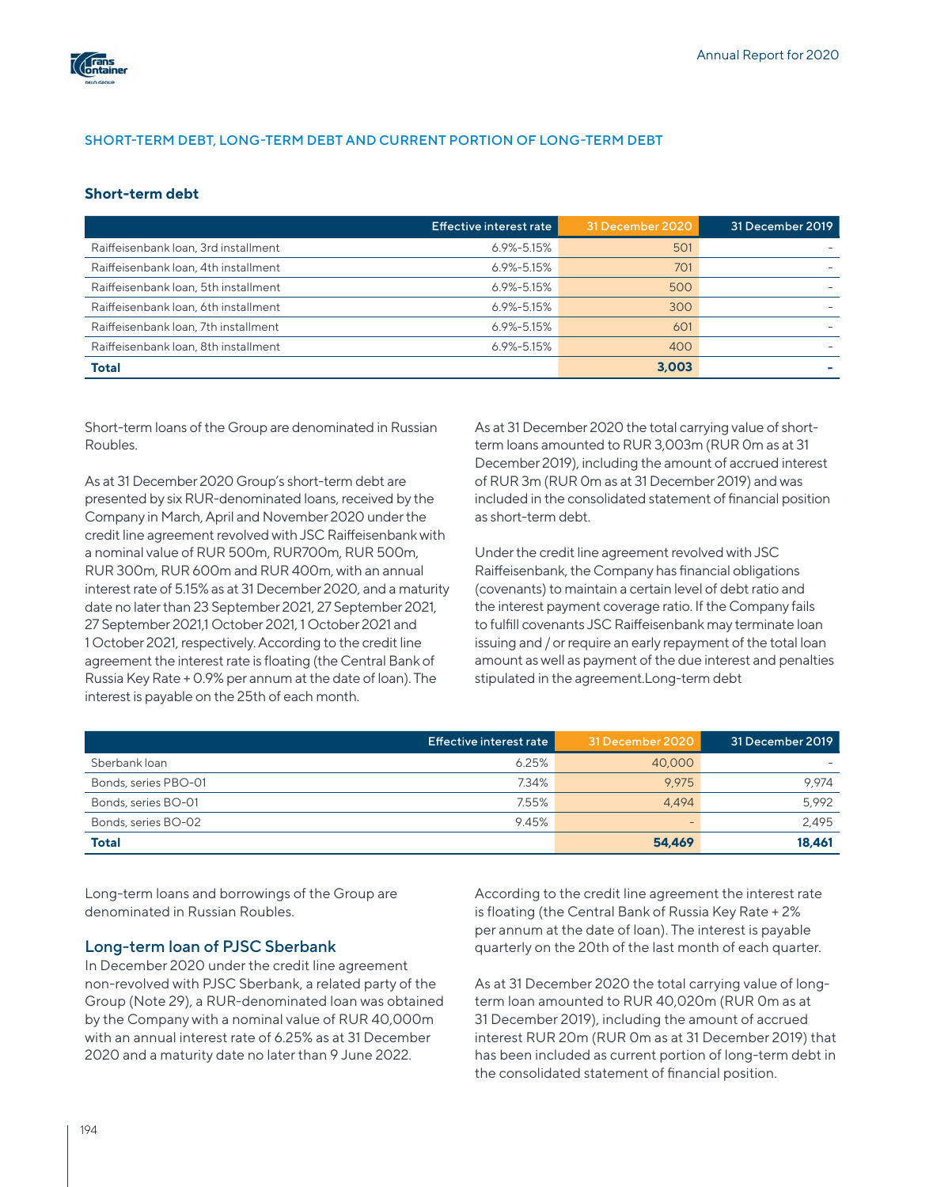## SHORT-TERM DEBT, LONG-TERM DEBT AND CURRENT PORTION OF LONG-TERM DEBT

### Short-term debt

| | Effective interest rate | 31 December 2020 | 31 December 2019 |
|---|---|---|---|
| Raiffeisenbank loan, 3rd installment | 6.9%-5.15% | 501 | - |
| Raiffeisenbank loan, 4th installment | 6.9%-5.15% | 701 | - |
| Raiffeisenbank loan, 5th installment | 6.9%-5.15% | 500 | - |
| Raiffeisenbank loan, 6th installment | 6.9%-5.15% | 300 | - |
| Raiffeisenbank loan, 7th installment | 6.9%-5.15% | 601 | - |
| Raiffeisenbank loan, 8th installment | 6.9%-5.15% | 400 | - |
| **Total** | | **3,003** | **-** |

Short-term loans of the Group are denominated in Russian Roubles.

As at 31 December 2020 Group's short-term debt are presented by six RUR-denominated loans, received by the Company in March, April and November 2020 under the credit line agreement revolved with JSC Raiffeisenbank with a nominal value of RUR 500m, RUR700m, RUR 500m, RUR 300m, RUR 600m and RUR 400m, with an annual interest rate of 5.15% as at 31 December 2020, and a maturity date no later than 23 September 2021, 27 September 2021, 27 September 2021,1 October 2021, 1 October 2021 and 1 October 2021, respectively. According to the credit line agreement the interest rate is floating (the Central Bank of Russia Key Rate + 0.9% per annum at the date of loan). The interest is payable on the 25th of each month.

As at 31 December 2020 the total carrying value of short-term loans amounted to RUR 3,003m (RUR 0m as at 31 December 2019), including the amount of accrued interest of RUR 3m (RUR 0m as at 31 December 2019) and was included in the consolidated statement of financial position as short-term debt.

Under the credit line agreement revolved with JSC Raiffeisenbank, the Company has financial obligations (covenants) to maintain a certain level of debt ratio and the interest payment coverage ratio. If the Company fails to fulfill covenants JSC Raiffeisenbank may terminate loan issuing and / or require an early repayment of the total loan amount as well as payment of the due interest and penalties stipulated in the agreement.Long-term debt

| | Effective interest rate | 31 December 2020 | 31 December 2019 |
|---|---|---|---|
| Sberbank loan | 6.25% | 40,000 | - |
| Bonds, series PBO-01 | 7.34% | 9,975 | 9,974 |
| Bonds, series BO-01 | 7.55% | 4,494 | 5,992 |
| Bonds, series BO-02 | 9.45% | - | 2,495 |
| **Total** | | **54,469** | **18,461** |

Long-term loans and borrowings of the Group are denominated in Russian Roubles.

### Long-term loan of PJSC Sberbank

In December 2020 under the credit line agreement non-revolved with PJSC Sberbank, a related party of the Group (Note 29), a RUR-denominated loan was obtained by the Company with a nominal value of RUR 40,000m with an annual interest rate of 6.25% as at 31 December 2020 and a maturity date no later than 9 June 2022.

According to the credit line agreement the interest rate is floating (the Central Bank of Russia Key Rate + 2% per annum at the date of loan). The interest is payable quarterly on the 20th of the last month of each quarter.

As at 31 December 2020 the total carrying value of long-term loan amounted to RUR 40,020m (RUR 0m as at 31 December 2019), including the amount of accrued interest RUR 20m (RUR 0m as at 31 December 2019) that has been included as current portion of long-term debt in the consolidated statement of financial position.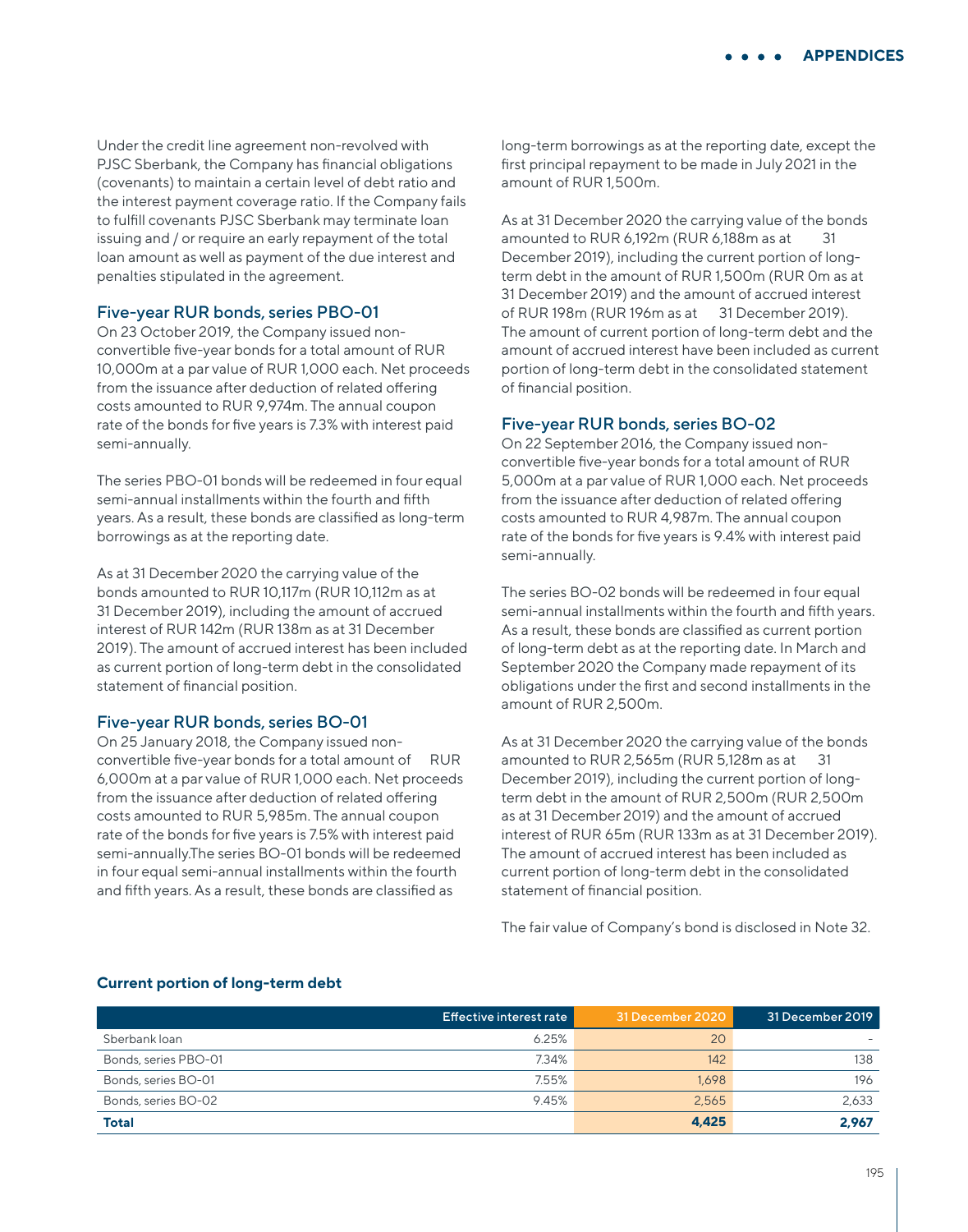Under the credit line agreement non-revolved with PJSC Sberbank, the Company has financial obligations (covenants) to maintain a certain level of debt ratio and the interest payment coverage ratio. If the Company fails to fulfill covenants PJSC Sberbank may terminate loan issuing and / or require an early repayment of the total loan amount as well as payment of the due interest and penalties stipulated in the agreement.

### Five-year RUR bonds, series PBO-01

On 23 October 2019, the Company issued non-convertible five-year bonds for a total amount of RUR 10,000m at a par value of RUR 1,000 each. Net proceeds from the issuance after deduction of related offering costs amounted to RUR 9,974m. The annual coupon rate of the bonds for five years is 7.3% with interest paid semi-annually.

The series PBO-01 bonds will be redeemed in four equal semi-annual installments within the fourth and fifth years. As a result, these bonds are classified as long-term borrowings as at the reporting date.

As at 31 December 2020 the carrying value of the bonds amounted to RUR 10,117m (RUR 10,112m as at 31 December 2019), including the amount of accrued interest of RUR 142m (RUR 138m as at 31 December 2019). The amount of accrued interest has been included as current portion of long-term debt in the consolidated statement of financial position.

### Five-year RUR bonds, series BO-01

On 25 January 2018, the Company issued non-convertible five-year bonds for a total amount of RUR 6,000m at a par value of RUR 1,000 each. Net proceeds from the issuance after deduction of related offering costs amounted to RUR 5,985m. The annual coupon rate of the bonds for five years is 7.5% with interest paid semi-annually.The series BO-01 bonds will be redeemed in four equal semi-annual installments within the fourth and fifth years. As a result, these bonds are classified as long-term borrowings as at the reporting date, except the first principal repayment to be made in July 2021 in the amount of RUR 1,500m.

As at 31 December 2020 the carrying value of the bonds amounted to RUR 6,192m (RUR 6,188m as at 31 December 2019), including the current portion of long-term debt in the amount of RUR 1,500m (RUR 0m as at 31 December 2019) and the amount of accrued interest of RUR 198m (RUR 196m as at 31 December 2019). The amount of current portion of long-term debt and the amount of accrued interest have been included as current portion of long-term debt in the consolidated statement of financial position.

### Five-year RUR bonds, series BO-02

On 22 September 2016, the Company issued non-convertible five-year bonds for a total amount of RUR 5,000m at a par value of RUR 1,000 each. Net proceeds from the issuance after deduction of related offering costs amounted to RUR 4,987m. The annual coupon rate of the bonds for five years is 9.4% with interest paid semi-annually.

The series BO-02 bonds will be redeemed in four equal semi-annual installments within the fourth and fifth years. As a result, these bonds are classified as current portion of long-term debt as at the reporting date. In March and September 2020 the Company made repayment of its obligations under the first and second installments in the amount of RUR 2,500m.

As at 31 December 2020 the carrying value of the bonds amounted to RUR 2,565m (RUR 5,128m as at 31 December 2019), including the current portion of long-term debt in the amount of RUR 2,500m (RUR 2,500m as at 31 December 2019) and the amount of accrued interest of RUR 65m (RUR 133m as at 31 December 2019). The amount of accrued interest has been included as current portion of long-term debt in the consolidated statement of financial position.

The fair value of Company's bond is disclosed in Note 32.

### Current portion of long-term debt

| | Effective interest rate | 31 December 2020 | 31 December 2019 |
|---|---|---|---|
| Sberbank loan | 6.25% | 20 | - |
| Bonds, series PBO-01 | 7.34% | 142 | 138 |
| Bonds, series BO-01 | 7.55% | 1,698 | 196 |
| Bonds, series BO-02 | 9.45% | 2,565 | 2,633 |
| **Total** | | **4,425** | **2,967** |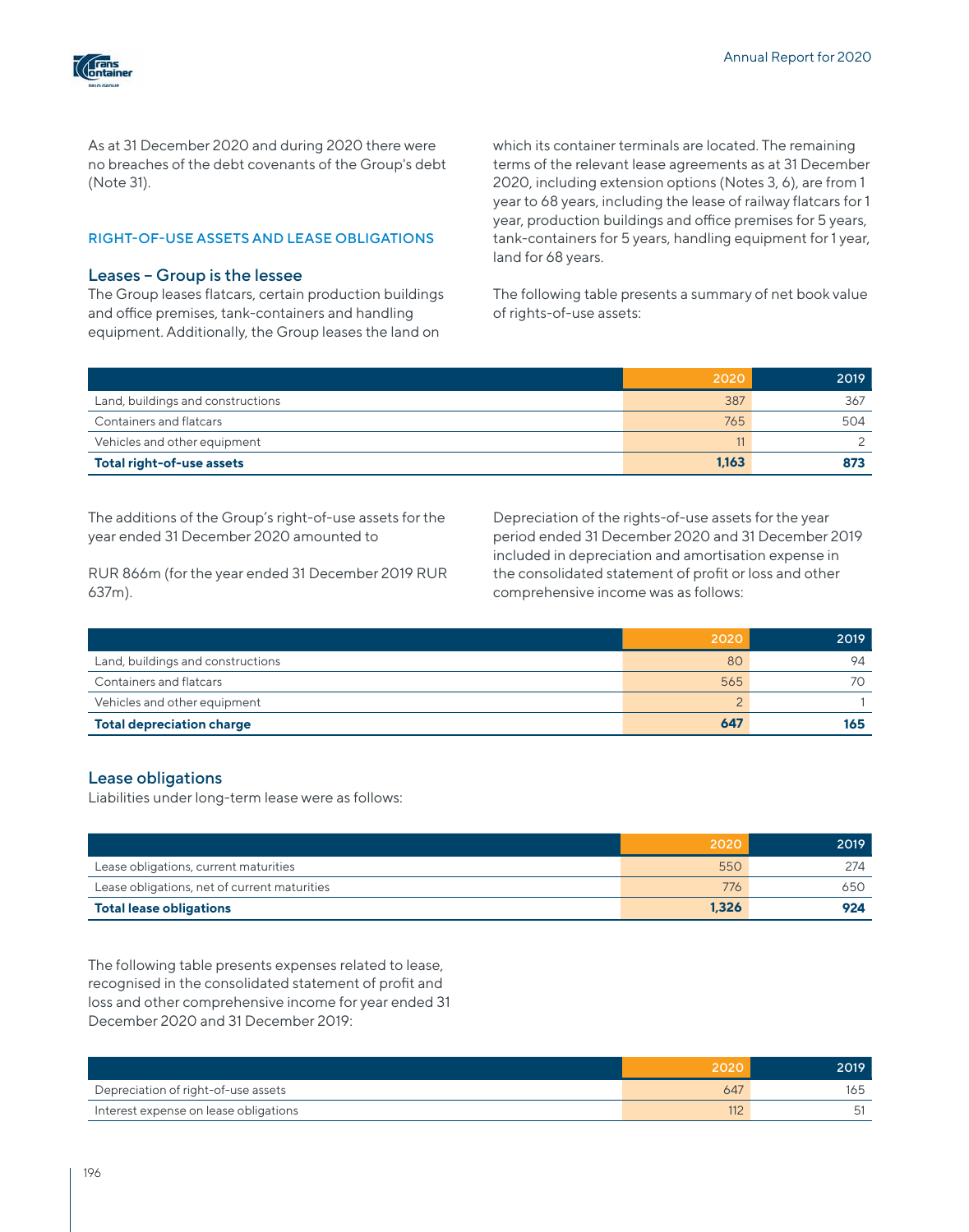As at 31 December 2020 and during 2020 there were no breaches of the debt covenants of the Group's debt (Note 31).

## RIGHT-OF-USE ASSETS AND LEASE OBLIGATIONS

### Leases – Group is the lessee

The Group leases flatcars, certain production buildings and office premises, tank-containers and handling equipment. Additionally, the Group leases the land on which its container terminals are located. The remaining terms of the relevant lease agreements as at 31 December 2020, including extension options (Notes 3, 6), are from 1 year to 68 years, including the lease of railway flatcars for 1 year, production buildings and office premises for 5 years, tank-containers for 5 years, handling equipment for 1 year, land for 68 years.

The following table presents a summary of net book value of rights-of-use assets:

| | 2020 | 2019 |
|---|---|---|
| Land, buildings and constructions | 387 | 367 |
| Containers and flatcars | 765 | 504 |
| Vehicles and other equipment | 11 | 2 |
| **Total right-of-use assets** | **1,163** | **873** |

The additions of the Group's right-of-use assets for the year ended 31 December 2020 amounted to

RUR 866m (for the year ended 31 December 2019 RUR 637m).

Depreciation of the rights-of-use assets for the year period ended 31 December 2020 and 31 December 2019 included in depreciation and amortisation expense in the consolidated statement of profit or loss and other comprehensive income was as follows:

| | 2020 | 2019 |
|---|---|---|
| Land, buildings and constructions | 80 | 94 |
| Containers and flatcars | 565 | 70 |
| Vehicles and other equipment | 2 | 1 |
| **Total depreciation charge** | **647** | **165** |

### Lease obligations

Liabilities under long-term lease were as follows:

| | 2020 | 2019 |
|---|---|---|
| Lease obligations, current maturities | 550 | 274 |
| Lease obligations, net of current maturities | 776 | 650 |
| **Total lease obligations** | **1,326** | **924** |

The following table presents expenses related to lease, recognised in the consolidated statement of profit and loss and other comprehensive income for year ended 31 December 2020 and 31 December 2019:

| | 2020 | 2019 |
|---|---|---|
| Depreciation of right-of-use assets | 647 | 165 |
| Interest expense on lease obligations | 112 | 51 |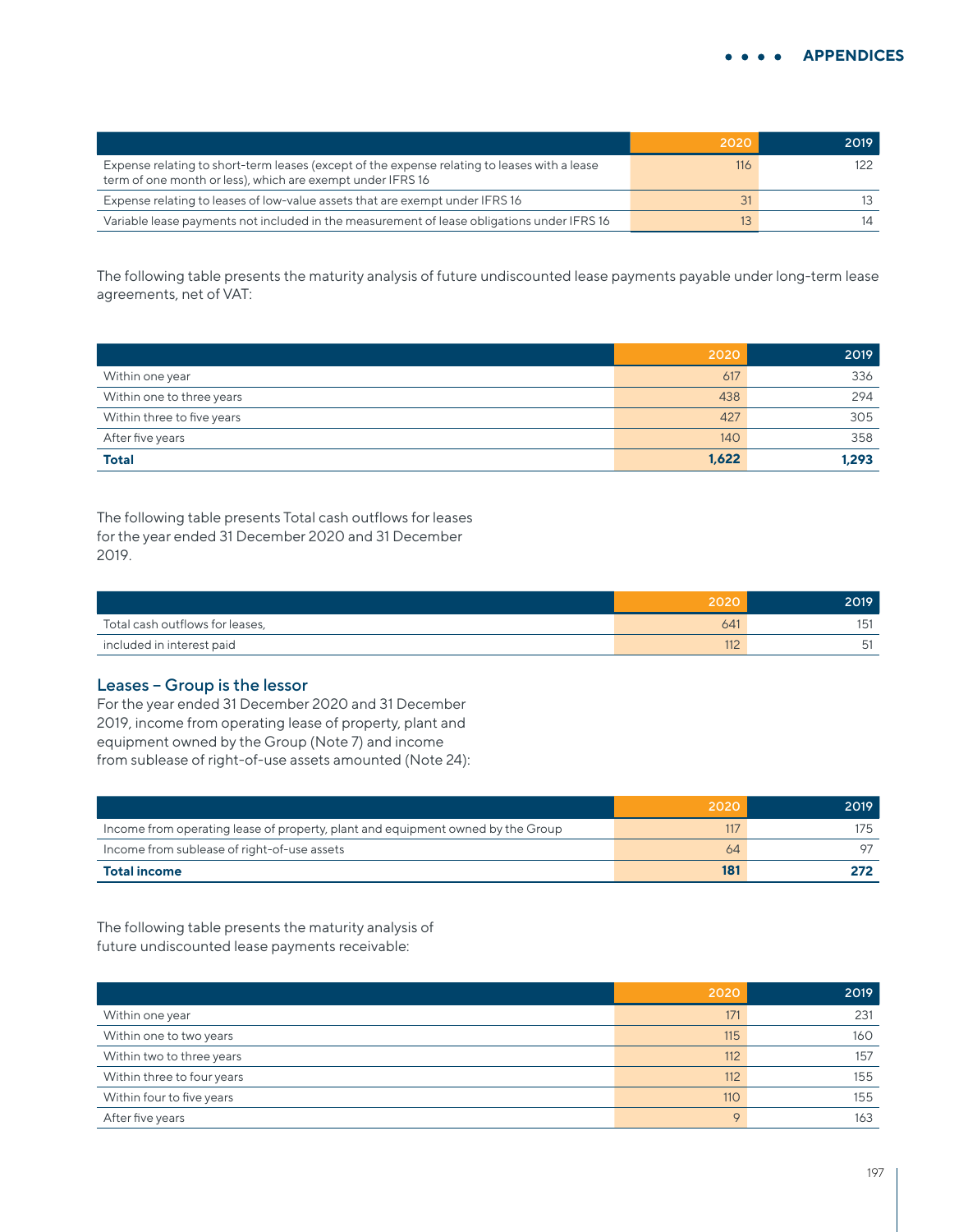| | 2020 | 2019 |
|---|---|---|
| Expense relating to short-term leases (except of the expense relating to leases with a lease term of one month or less), which are exempt under IFRS 16 | 116 | 122 |
| Expense relating to leases of low-value assets that are exempt under IFRS 16 | 31 | 13 |
| Variable lease payments not included in the measurement of lease obligations under IFRS 16 | 13 | 14 |

The following table presents the maturity analysis of future undiscounted lease payments payable under long-term lease agreements, net of VAT:

| | 2020 | 2019 |
|---|---|---|
| Within one year | 617 | 336 |
| Within one to three years | 438 | 294 |
| Within three to five years | 427 | 305 |
| After five years | 140 | 358 |
| **Total** | **1,622** | **1,293** |

The following table presents Total cash outflows for leases for the year ended 31 December 2020 and 31 December 2019.

| | 2020 | 2019 |
|---|---|---|
| Total cash outflows for leases, | 641 | 151 |
| included in interest paid | 112 | 51 |

## Leases – Group is the lessor

For the year ended 31 December 2020 and 31 December 2019, income from operating lease of property, plant and equipment owned by the Group (Note 7) and income from sublease of right-of-use assets amounted (Note 24):

| | 2020 | 2019 |
|---|---|---|
| Income from operating lease of property, plant and equipment owned by the Group | 117 | 175 |
| Income from sublease of right-of-use assets | 64 | 97 |
| **Total income** | **181** | **272** |

The following table presents the maturity analysis of future undiscounted lease payments receivable:

| | 2020 | 2019 |
|---|---|---|
| Within one year | 171 | 231 |
| Within one to two years | 115 | 160 |
| Within two to three years | 112 | 157 |
| Within three to four years | 112 | 155 |
| Within four to five years | 110 | 155 |
| After five years | 9 | 163 |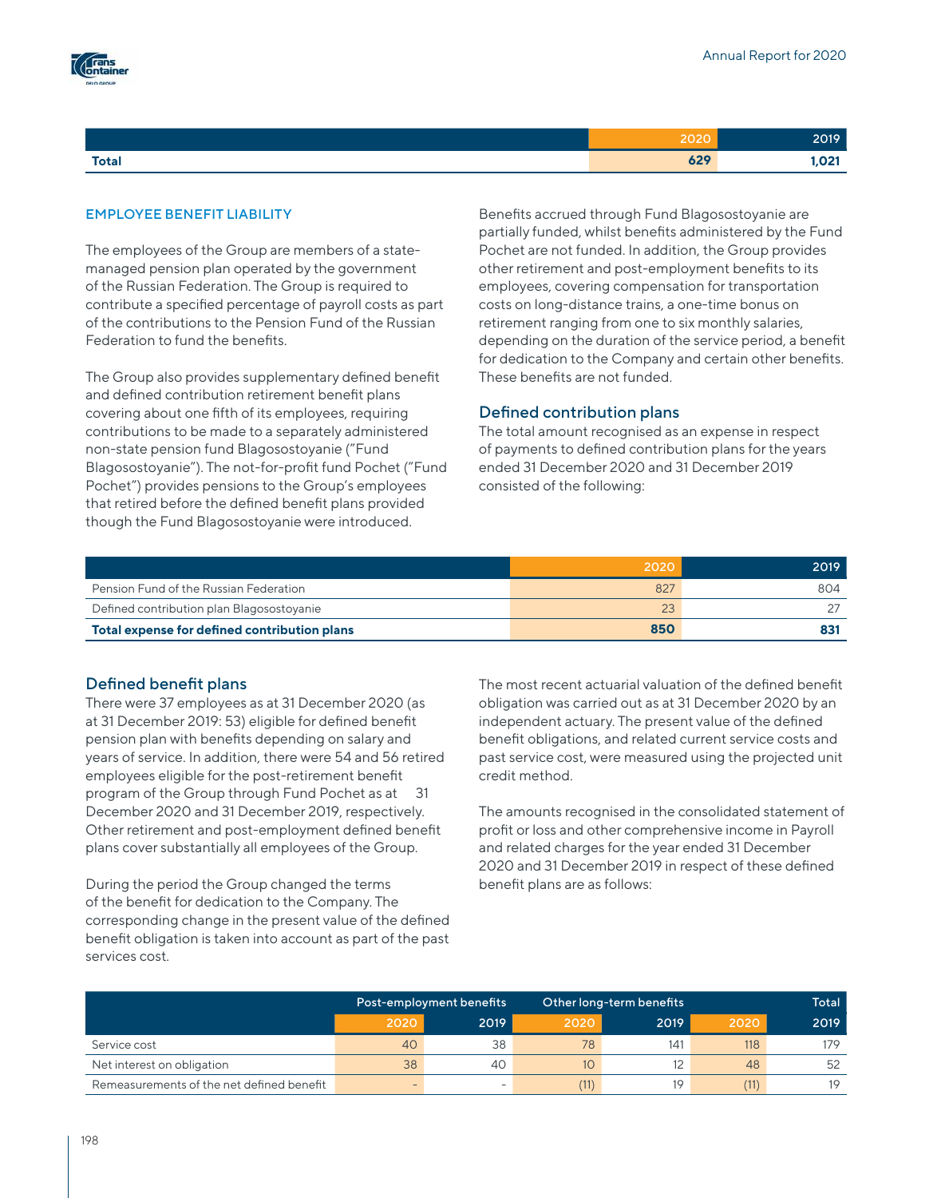|  | 2020 | 2019 |
|---|---|---|
| **Total** | **629** | **1,021** |

### EMPLOYEE BENEFIT LIABILITY

The employees of the Group are members of a state-managed pension plan operated by the government of the Russian Federation. The Group is required to contribute a specified percentage of payroll costs as part of the contributions to the Pension Fund of the Russian Federation to fund the benefits.

The Group also provides supplementary defined benefit and defined contribution retirement benefit plans covering about one fifth of its employees, requiring contributions to be made to a separately administered non-state pension fund Blagosostoyanie ("Fund Blagosostoyanie"). The not-for-profit fund Pochet ("Fund Pochet") provides pensions to the Group's employees that retired before the defined benefit plans provided though the Fund Blagosostoyanie were introduced.

Benefits accrued through Fund Blagosostoyanie are partially funded, whilst benefits administered by the Fund Pochet are not funded. In addition, the Group provides other retirement and post-employment benefits to its employees, covering compensation for transportation costs on long-distance trains, a one-time bonus on retirement ranging from one to six monthly salaries, depending on the duration of the service period, a benefit for dedication to the Company and certain other benefits. These benefits are not funded.

### Defined contribution plans

The total amount recognised as an expense in respect of payments to defined contribution plans for the years ended 31 December 2020 and 31 December 2019 consisted of the following:

|  | 2020 | 2019 |
|---|---|---|
| Pension Fund of the Russian Federation | 827 | 804 |
| Defined contribution plan Blagosostoyanie | 23 | 27 |
| **Total expense for defined contribution plans** | **850** | **831** |

### Defined benefit plans

There were 37 employees as at 31 December 2020 (as at 31 December 2019: 53) eligible for defined benefit pension plan with benefits depending on salary and years of service. In addition, there were 54 and 56 retired employees eligible for the post-retirement benefit program of the Group through Fund Pochet as at 31 December 2020 and 31 December 2019, respectively. Other retirement and post-employment defined benefit plans cover substantially all employees of the Group.

During the period the Group changed the terms of the benefit for dedication to the Company. The corresponding change in the present value of the defined benefit obligation is taken into account as part of the past services cost.

The most recent actuarial valuation of the defined benefit obligation was carried out as at 31 December 2020 by an independent actuary. The present value of the defined benefit obligations, and related current service costs and past service cost, were measured using the projected unit credit method.

The amounts recognised in the consolidated statement of profit or loss and other comprehensive income in Payroll and related charges for the year ended 31 December 2020 and 31 December 2019 in respect of these defined benefit plans are as follows:

|  | Post-employment benefits |  | Other long-term benefits |  | Total |  |
|---|---|---|---|---|---|---|
|  | 2020 | 2019 | 2020 | 2019 | 2020 | 2019 |
| Service cost | 40 | 38 | 78 | 141 | 118 | 179 |
| Net interest on obligation | 38 | 40 | 10 | 12 | 48 | 52 |
| Remeasurements of the net defined benefit | – | – | (11) | 19 | (11) | 19 |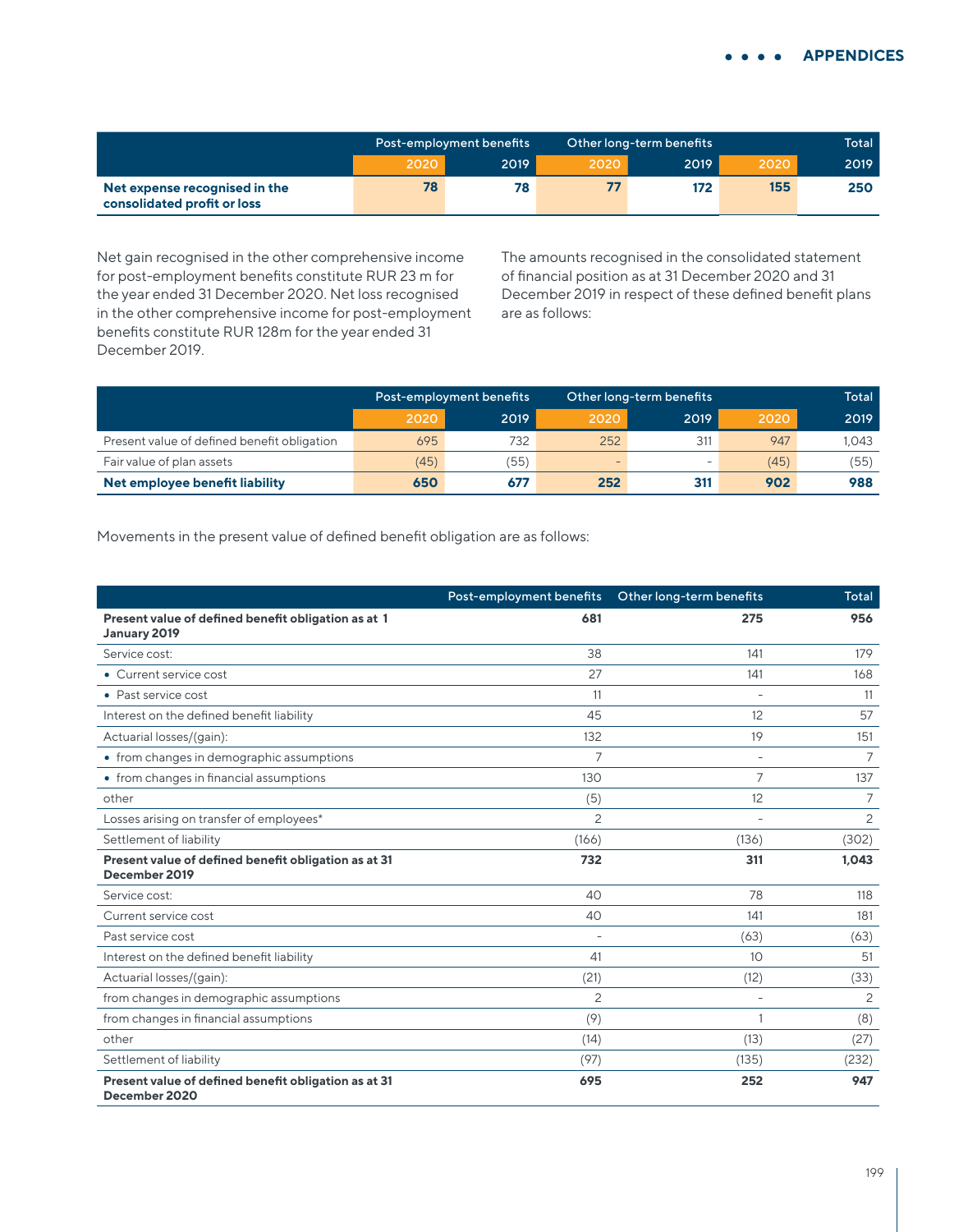| | Post-employment benefits | | Other long-term benefits | | Total | |
|---|---|---|---|---|---|---|
| | 2020 | 2019 | 2020 | 2019 | 2020 | 2019 |
| **Net expense recognised in the consolidated profit or loss** | **78** | **78** | **77** | **172** | **155** | **250** |

Net gain recognised in the other comprehensive income for post-employment benefits constitute RUR 23 m for the year ended 31 December 2020. Net loss recognised in the other comprehensive income for post-employment benefits constitute RUR 128m for the year ended 31 December 2019.

The amounts recognised in the consolidated statement of financial position as at 31 December 2020 and 31 December 2019 in respect of these defined benefit plans are as follows:

| | Post-employment benefits | | Other long-term benefits | | Total | |
|---|---|---|---|---|---|---|
| | 2020 | 2019 | 2020 | 2019 | 2020 | 2019 |
| Present value of defined benefit obligation | 695 | 732 | 252 | 311 | 947 | 1,043 |
| Fair value of plan assets | (45) | (55) | – | – | (45) | (55) |
| **Net employee benefit liability** | **650** | **677** | **252** | **311** | **902** | **988** |

Movements in the present value of defined benefit obligation are as follows:

| | Post-employment benefits | Other long-term benefits | Total |
|---|---|---|---|
| **Present value of defined benefit obligation as at 1 January 2019** | **681** | **275** | **956** |
| Service cost: | 38 | 141 | 179 |
| • Current service cost | 27 | 141 | 168 |
| • Past service cost | 11 | – | 11 |
| Interest on the defined benefit liability | 45 | 12 | 57 |
| Actuarial losses/(gain): | 132 | 19 | 151 |
| • from changes in demographic assumptions | 7 | – | 7 |
| • from changes in financial assumptions | 130 | 7 | 137 |
| other | (5) | 12 | 7 |
| Losses arising on transfer of employees* | 2 | – | 2 |
| Settlement of liability | (166) | (136) | (302) |
| **Present value of defined benefit obligation as at 31 December 2019** | **732** | **311** | **1,043** |
| Service cost: | 40 | 78 | 118 |
| Current service cost | 40 | 141 | 181 |
| Past service cost | – | (63) | (63) |
| Interest on the defined benefit liability | 41 | 10 | 51 |
| Actuarial losses/(gain): | (21) | (12) | (33) |
| from changes in demographic assumptions | 2 | – | 2 |
| from changes in financial assumptions | (9) | 1 | (8) |
| other | (14) | (13) | (27) |
| Settlement of liability | (97) | (135) | (232) |
| **Present value of defined benefit obligation as at 31 December 2020** | **695** | **252** | **947** |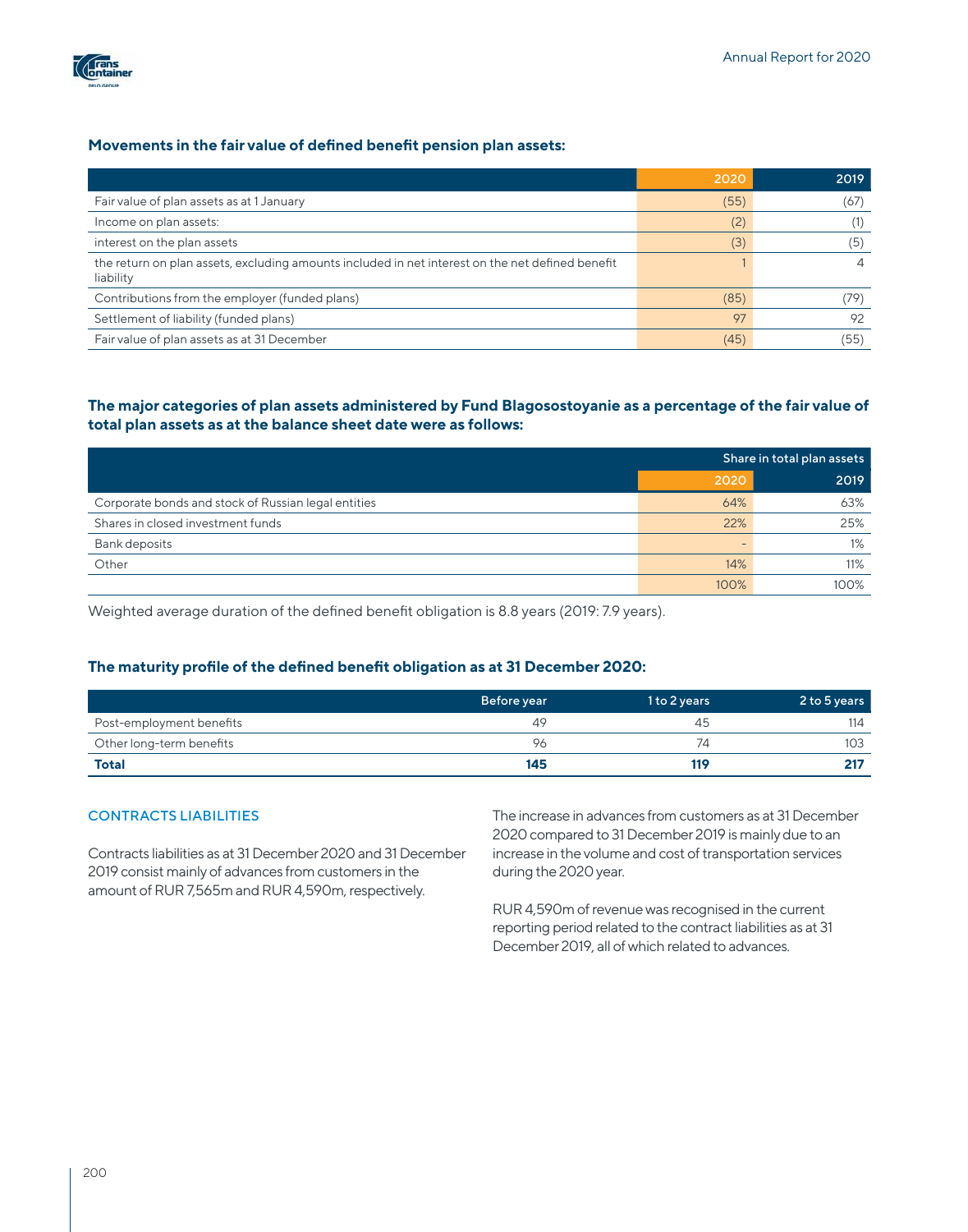### Movements in the fair value of defined benefit pension plan assets:

| | 2020 | 2019 |
|---|---|---|
| Fair value of plan assets as at 1 January | (55) | (67) |
| Income on plan assets: | (2) | (1) |
| interest on the plan assets | (3) | (5) |
| the return on plan assets, excluding amounts included in net interest on the net defined benefit liability | 1 | 4 |
| Contributions from the employer (funded plans) | (85) | (79) |
| Settlement of liability (funded plans) | 97 | 92 |
| Fair value of plan assets as at 31 December | (45) | (55) |

### The major categories of plan assets administered by Fund Blagosostoyanie as a percentage of the fair value of total plan assets as at the balance sheet date were as follows:

| | Share in total plan assets | |
|---|---|---|
| | 2020 | 2019 |
| Corporate bonds and stock of Russian legal entities | 64% | 63% |
| Shares in closed investment funds | 22% | 25% |
| Bank deposits | – | 1% |
| Other | 14% | 11% |
| | 100% | 100% |

Weighted average duration of the defined benefit obligation is 8.8 years (2019: 7.9 years).

### The maturity profile of the defined benefit obligation as at 31 December 2020:

| | Before year | 1 to 2 years | 2 to 5 years |
|---|---|---|---|
| Post-employment benefits | 49 | 45 | 114 |
| Other long-term benefits | 96 | 74 | 103 |
| **Total** | **145** | **119** | **217** |

## CONTRACTS LIABILITIES

Contracts liabilities as at 31 December 2020 and 31 December 2019 consist mainly of advances from customers in the amount of RUR 7,565m and RUR 4,590m, respectively.

The increase in advances from customers as at 31 December 2020 compared to 31 December 2019 is mainly due to an increase in the volume and cost of transportation services during the 2020 year.

RUR 4,590m of revenue was recognised in the current reporting period related to the contract liabilities as at 31 December 2019, all of which related to advances.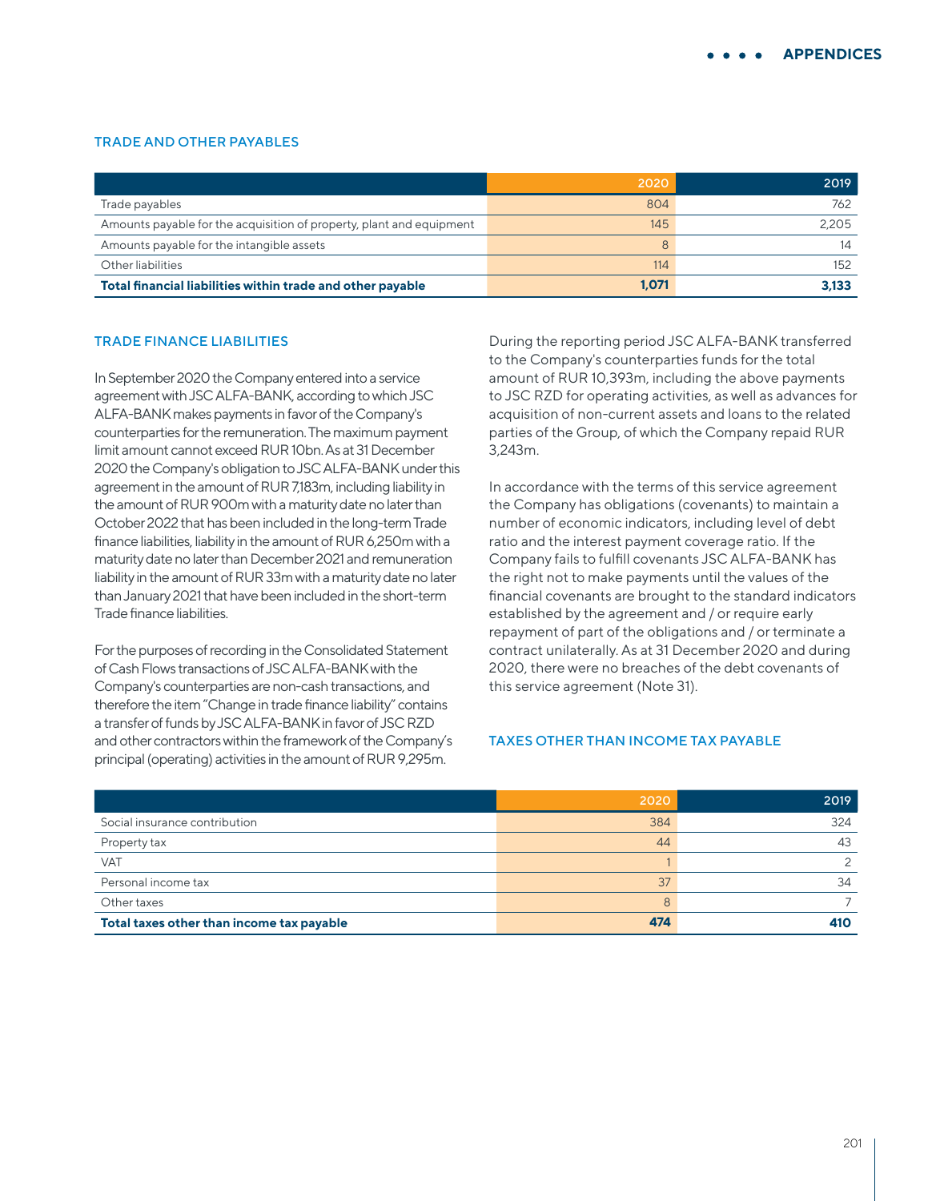## TRADE AND OTHER PAYABLES

| | 2020 | 2019 |
|---|---|---|
| Trade payables | 804 | 762 |
| Amounts payable for the acquisition of property, plant and equipment | 145 | 2,205 |
| Amounts payable for the intangible assets | 8 | 14 |
| Other liabilities | 114 | 152 |
| **Total financial liabilities within trade and other payable** | **1,071** | **3,133** |

## TRADE FINANCE LIABILITIES

In September 2020 the Company entered into a service agreement with JSC ALFA-BANK, according to which JSC ALFA-BANK makes payments in favor of the Company's counterparties for the remuneration. The maximum payment limit amount cannot exceed RUR 10bn. As at 31 December 2020 the Company's obligation to JSC ALFA-BANK under this agreement in the amount of RUR 7,183m, including liability in the amount of RUR 900m with a maturity date no later than October 2022 that has been included in the long-term Trade finance liabilities, liability in the amount of RUR 6,250m with a maturity date no later than December 2021 and remuneration liability in the amount of RUR 33m with a maturity date no later than January 2021 that have been included in the short-term Trade finance liabilities.

For the purposes of recording in the Consolidated Statement of Cash Flows transactions of JSC ALFA-BANK with the Company's counterparties are non-cash transactions, and therefore the item "Change in trade finance liability" contains a transfer of funds by JSC ALFA-BANK in favor of JSC RZD and other contractors within the framework of the Company's principal (operating) activities in the amount of RUR 9,295m.

During the reporting period JSC ALFA-BANK transferred to the Company's counterparties funds for the total amount of RUR 10,393m, including the above payments to JSC RZD for operating activities, as well as advances for acquisition of non-current assets and loans to the related parties of the Group, of which the Company repaid RUR 3,243m.

In accordance with the terms of this service agreement the Company has obligations (covenants) to maintain a number of economic indicators, including level of debt ratio and the interest payment coverage ratio. If the Company fails to fulfill covenants JSC ALFA-BANK has the right not to make payments until the values of the financial covenants are brought to the standard indicators established by the agreement and / or require early repayment of part of the obligations and / or terminate a contract unilaterally. As at 31 December 2020 and during 2020, there were no breaches of the debt covenants of this service agreement (Note 31).

## TAXES OTHER THAN INCOME TAX PAYABLE

| | 2020 | 2019 |
|---|---|---|
| Social insurance contribution | 384 | 324 |
| Property tax | 44 | 43 |
| VAT | 1 | 2 |
| Personal income tax | 37 | 34 |
| Other taxes | 8 | 7 |
| **Total taxes other than income tax payable** | **474** | **410** |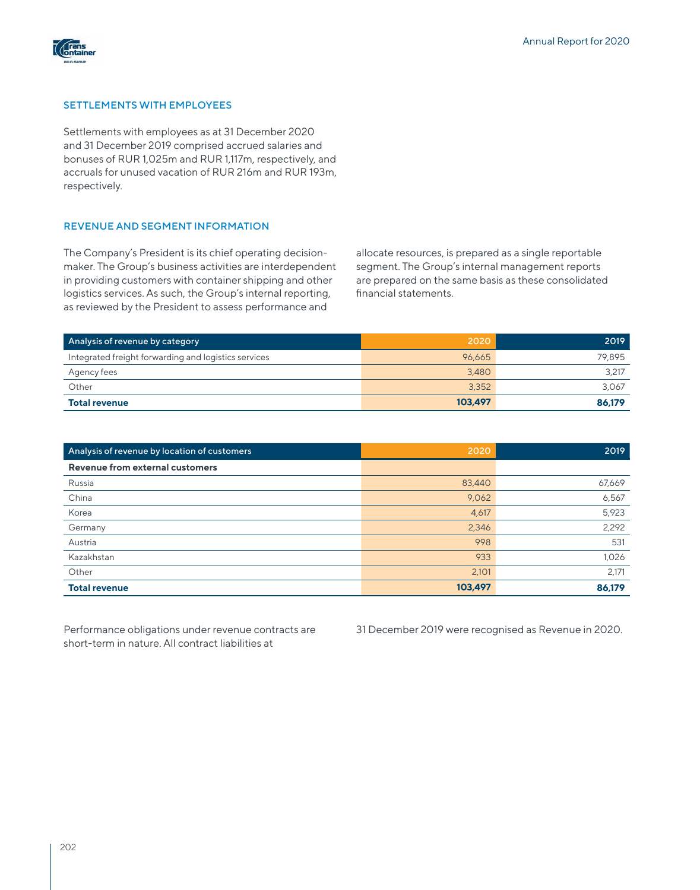## SETTLEMENTS WITH EMPLOYEES

Settlements with employees as at 31 December 2020 and 31 December 2019 comprised accrued salaries and bonuses of RUR 1,025m and RUR 1,117m, respectively, and accruals for unused vacation of RUR 216m and RUR 193m, respectively.

## REVENUE AND SEGMENT INFORMATION

The Company's President is its chief operating decision-maker. The Group's business activities are interdependent in providing customers with container shipping and other logistics services. As such, the Group's internal reporting, as reviewed by the President to assess performance and allocate resources, is prepared as a single reportable segment. The Group's internal management reports are prepared on the same basis as these consolidated financial statements.

| Analysis of revenue by category | 2020 | 2019 |
|---|---|---|
| Integrated freight forwarding and logistics services | 96,665 | 79,895 |
| Agency fees | 3,480 | 3,217 |
| Other | 3,352 | 3,067 |
| **Total revenue** | **103,497** | **86,179** |

| Analysis of revenue by location of customers | 2020 | 2019 |
|---|---|---|
| **Revenue from external customers** | | |
| Russia | 83,440 | 67,669 |
| China | 9,062 | 6,567 |
| Korea | 4,617 | 5,923 |
| Germany | 2,346 | 2,292 |
| Austria | 998 | 531 |
| Kazakhstan | 933 | 1,026 |
| Other | 2,101 | 2,171 |
| **Total revenue** | **103,497** | **86,179** |

Performance obligations under revenue contracts are short-term in nature. All contract liabilities at 31 December 2019 were recognised as Revenue in 2020.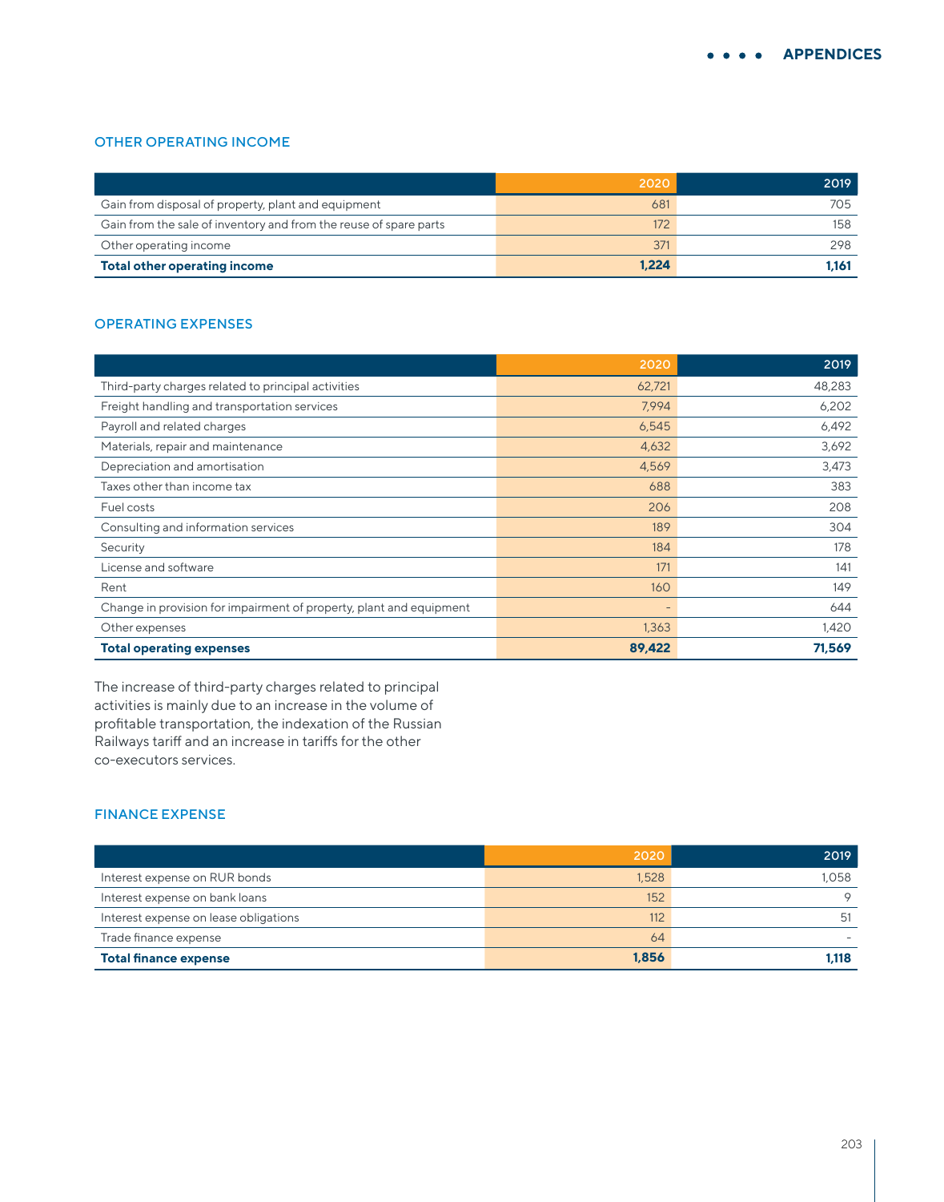### OTHER OPERATING INCOME

| | 2020 | 2019 |
|---|---|---|
| Gain from disposal of property, plant and equipment | 681 | 705 |
| Gain from the sale of inventory and from the reuse of spare parts | 172 | 158 |
| Other operating income | 371 | 298 |
| **Total other operating income** | **1,224** | **1,161** |

### OPERATING EXPENSES

| | 2020 | 2019 |
|---|---|---|
| Third-party charges related to principal activities | 62,721 | 48,283 |
| Freight handling and transportation services | 7,994 | 6,202 |
| Payroll and related charges | 6,545 | 6,492 |
| Materials, repair and maintenance | 4,632 | 3,692 |
| Depreciation and amortisation | 4,569 | 3,473 |
| Taxes other than income tax | 688 | 383 |
| Fuel costs | 206 | 208 |
| Consulting and information services | 189 | 304 |
| Security | 184 | 178 |
| License and software | 171 | 141 |
| Rent | 160 | 149 |
| Change in provision for impairment of property, plant and equipment | - | 644 |
| Other expenses | 1,363 | 1,420 |
| **Total operating expenses** | **89,422** | **71,569** |

The increase of third-party charges related to principal activities is mainly due to an increase in the volume of profitable transportation, the indexation of the Russian Railways tariff and an increase in tariffs for the other co-executors services.

### FINANCE EXPENSE

| | 2020 | 2019 |
|---|---|---|
| Interest expense on RUR bonds | 1,528 | 1,058 |
| Interest expense on bank loans | 152 | 9 |
| Interest expense on lease obligations | 112 | 51 |
| Trade finance expense | 64 | - |
| **Total finance expense** | **1,856** | **1,118** |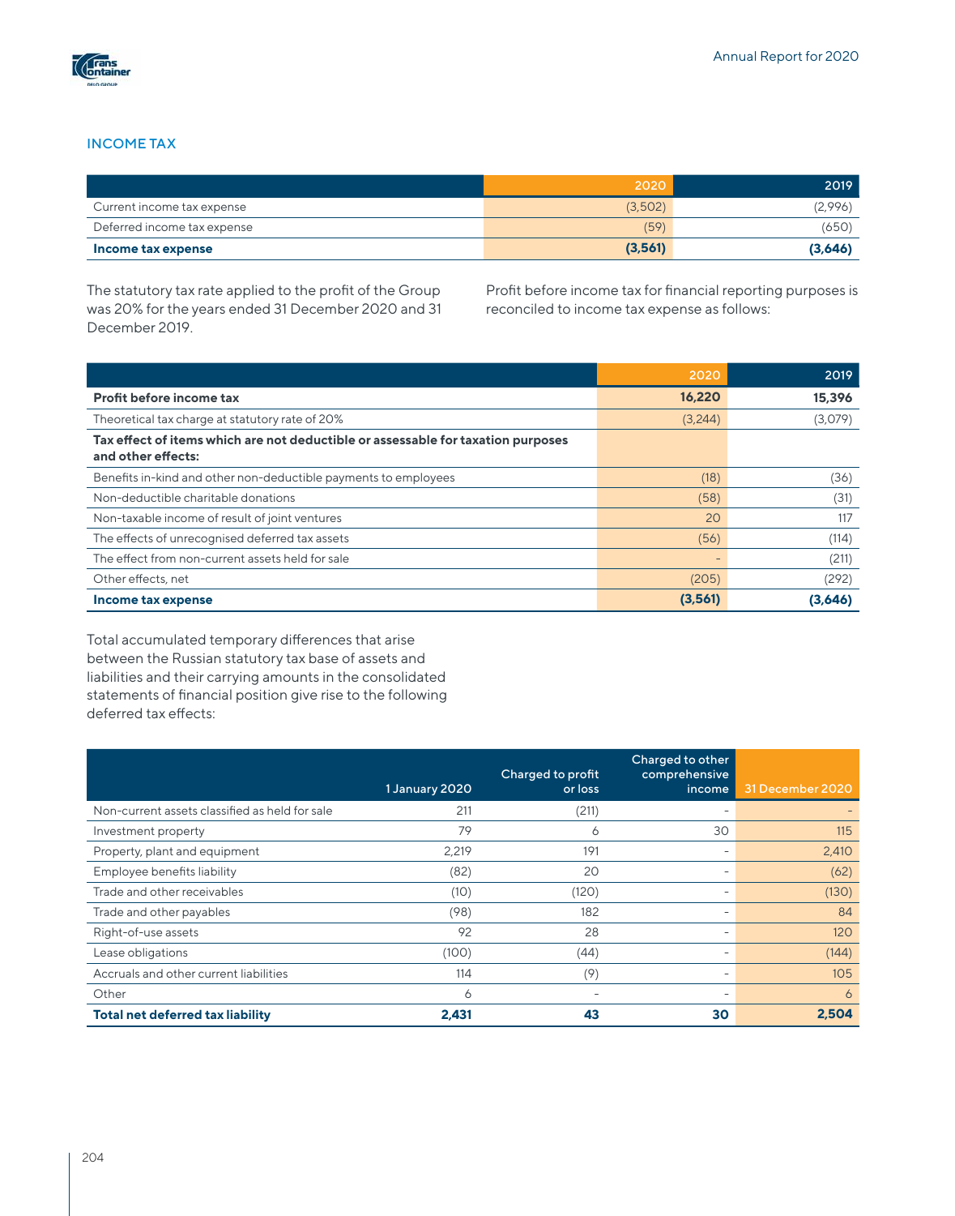## INCOME TAX

| | 2020 | 2019 |
|---|---|---|
| Current income tax expense | (3,502) | (2,996) |
| Deferred income tax expense | (59) | (650) |
| **Income tax expense** | **(3,561)** | **(3,646)** |

The statutory tax rate applied to the profit of the Group was 20% for the years ended 31 December 2020 and 31 December 2019.

Profit before income tax for financial reporting purposes is reconciled to income tax expense as follows:

| | 2020 | 2019 |
|---|---|---|
| **Profit before income tax** | **16,220** | **15,396** |
| Theoretical tax charge at statutory rate of 20% | (3,244) | (3,079) |
| **Tax effect of items which are not deductible or assessable for taxation purposes and other effects:** | | |
| Benefits in-kind and other non-deductible payments to employees | (18) | (36) |
| Non-deductible charitable donations | (58) | (31) |
| Non-taxable income of result of joint ventures | 20 | 117 |
| The effects of unrecognised deferred tax assets | (56) | (114) |
| The effect from non-current assets held for sale | – | (211) |
| Other effects, net | (205) | (292) |
| **Income tax expense** | **(3,561)** | **(3,646)** |

Total accumulated temporary differences that arise between the Russian statutory tax base of assets and liabilities and their carrying amounts in the consolidated statements of financial position give rise to the following deferred tax effects:

| | 1 January 2020 | Charged to profit or loss | Charged to other comprehensive income | 31 December 2020 |
|---|---|---|---|---|
| Non-current assets classified as held for sale | 211 | (211) | – | – |
| Investment property | 79 | 6 | 30 | 115 |
| Property, plant and equipment | 2,219 | 191 | – | 2,410 |
| Employee benefits liability | (82) | 20 | – | (62) |
| Trade and other receivables | (10) | (120) | – | (130) |
| Trade and other payables | (98) | 182 | – | 84 |
| Right-of-use assets | 92 | 28 | – | 120 |
| Lease obligations | (100) | (44) | – | (144) |
| Accruals and other current liabilities | 114 | (9) | – | 105 |
| Other | 6 | – | – | 6 |
| **Total net deferred tax liability** | **2,431** | **43** | **30** | **2,504** |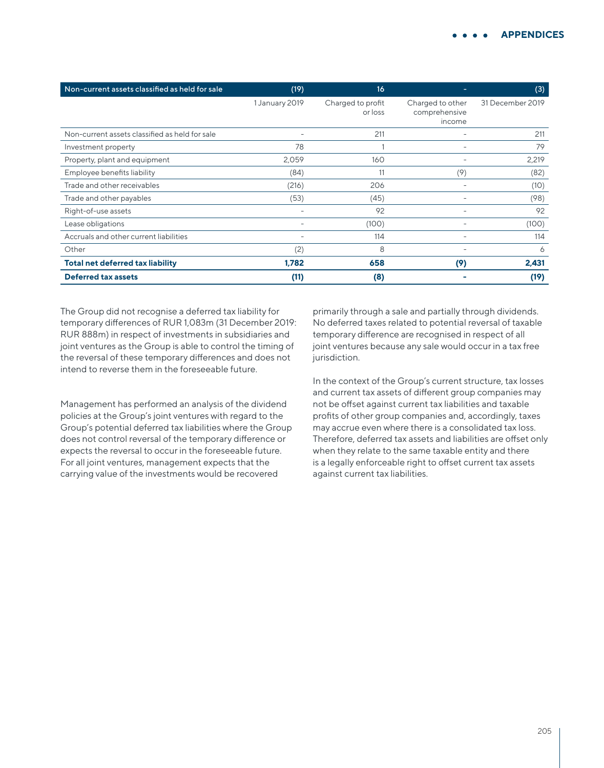| Non-current assets classified as held for sale | (19) | 16 | - | (3) |
|---|---|---|---|---|
| | 1 January 2019 | Charged to profit or loss | Charged to other comprehensive income | 31 December 2019 |
| Non-current assets classified as held for sale | - | 211 | - | 211 |
| Investment property | 78 | 1 | - | 79 |
| Property, plant and equipment | 2,059 | 160 | - | 2,219 |
| Employee benefits liability | (84) | 11 | (9) | (82) |
| Trade and other receivables | (216) | 206 | - | (10) |
| Trade and other payables | (53) | (45) | - | (98) |
| Right-of-use assets | - | 92 | - | 92 |
| Lease obligations | - | (100) | - | (100) |
| Accruals and other current liabilities | - | 114 | - | 114 |
| Other | (2) | 8 | - | 6 |
| **Total net deferred tax liability** | **1,782** | **658** | **(9)** | **2,431** |
| **Deferred tax assets** | **(11)** | **(8)** | **-** | **(19)** |

The Group did not recognise a deferred tax liability for temporary differences of RUR 1,083m (31 December 2019: RUR 888m) in respect of investments in subsidiaries and joint ventures as the Group is able to control the timing of the reversal of these temporary differences and does not intend to reverse them in the foreseeable future.

Management has performed an analysis of the dividend policies at the Group's joint ventures with regard to the Group's potential deferred tax liabilities where the Group does not control reversal of the temporary difference or expects the reversal to occur in the foreseeable future. For all joint ventures, management expects that the carrying value of the investments would be recovered primarily through a sale and partially through dividends. No deferred taxes related to potential reversal of taxable temporary difference are recognised in respect of all joint ventures because any sale would occur in a tax free jurisdiction.

In the context of the Group's current structure, tax losses and current tax assets of different group companies may not be offset against current tax liabilities and taxable profits of other group companies and, accordingly, taxes may accrue even where there is a consolidated tax loss. Therefore, deferred tax assets and liabilities are offset only when they relate to the same taxable entity and there is a legally enforceable right to offset current tax assets against current tax liabilities.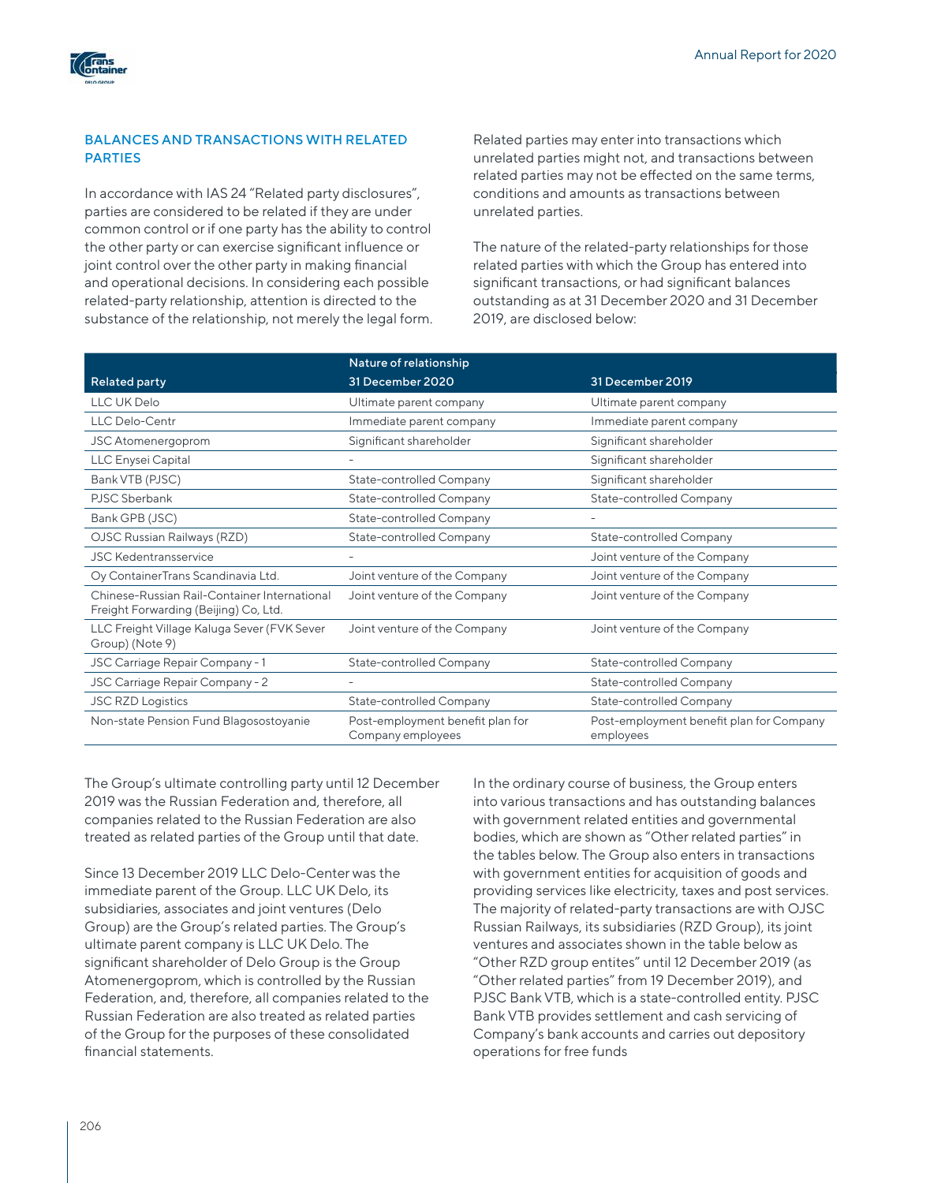## BALANCES AND TRANSACTIONS WITH RELATED PARTIES

In accordance with IAS 24 "Related party disclosures", parties are considered to be related if they are under common control or if one party has the ability to control the other party or can exercise significant influence or joint control over the other party in making financial and operational decisions. In considering each possible related-party relationship, attention is directed to the substance of the relationship, not merely the legal form.

Related parties may enter into transactions which unrelated parties might not, and transactions between related parties may not be effected on the same terms, conditions and amounts as transactions between unrelated parties.

The nature of the related-party relationships for those related parties with which the Group has entered into significant transactions, or had significant balances outstanding as at 31 December 2020 and 31 December 2019, are disclosed below:

| Related party | Nature of relationship 31 December 2020 | 31 December 2019 |
|---|---|---|
| LLC UK Delo | Ultimate parent company | Ultimate parent company |
| LLC Delo-Centr | Immediate parent company | Immediate parent company |
| JSC Atomenergoprom | Significant shareholder | Significant shareholder |
| LLC Enysei Capital | - | Significant shareholder |
| Bank VTB (PJSC) | State-controlled Company | Significant shareholder |
| PJSC Sberbank | State-controlled Company | State-controlled Company |
| Bank GPB (JSC) | State-controlled Company | - |
| OJSC Russian Railways (RZD) | State-controlled Company | State-controlled Company |
| JSC Kedentransservice | - | Joint venture of the Company |
| Oy ContainerTrans Scandinavia Ltd. | Joint venture of the Company | Joint venture of the Company |
| Chinese-Russian Rail-Container International Freight Forwarding (Beijing) Co, Ltd. | Joint venture of the Company | Joint venture of the Company |
| LLC Freight Village Kaluga Sever (FVK Sever Group) (Note 9) | Joint venture of the Company | Joint venture of the Company |
| JSC Carriage Repair Company - 1 | State-controlled Company | State-controlled Company |
| JSC Carriage Repair Company - 2 | - | State-controlled Company |
| JSC RZD Logistics | State-controlled Company | State-controlled Company |
| Non-state Pension Fund Blagosostoyanie | Post-employment benefit plan for Company employees | Post-employment benefit plan for Company employees |

The Group's ultimate controlling party until 12 December 2019 was the Russian Federation and, therefore, all companies related to the Russian Federation are also treated as related parties of the Group until that date.

Since 13 December 2019 LLC Delo-Center was the immediate parent of the Group. LLC UK Delo, its subsidiaries, associates and joint ventures (Delo Group) are the Group's related parties. The Group's ultimate parent company is LLC UK Delo. The significant shareholder of Delo Group is the Group Atomenergoprom, which is controlled by the Russian Federation, and, therefore, all companies related to the Russian Federation are also treated as related parties of the Group for the purposes of these consolidated financial statements.

In the ordinary course of business, the Group enters into various transactions and has outstanding balances with government related entities and governmental bodies, which are shown as "Other related parties" in the tables below. The Group also enters in transactions with government entities for acquisition of goods and providing services like electricity, taxes and post services. The majority of related-party transactions are with OJSC Russian Railways, its subsidiaries (RZD Group), its joint ventures and associates shown in the table below as "Other RZD group entites" until 12 December 2019 (as "Other related parties" from 19 December 2019), and PJSC Bank VTB, which is a state-controlled entity. PJSC Bank VTB provides settlement and cash servicing of Company's bank accounts and carries out depository operations for free funds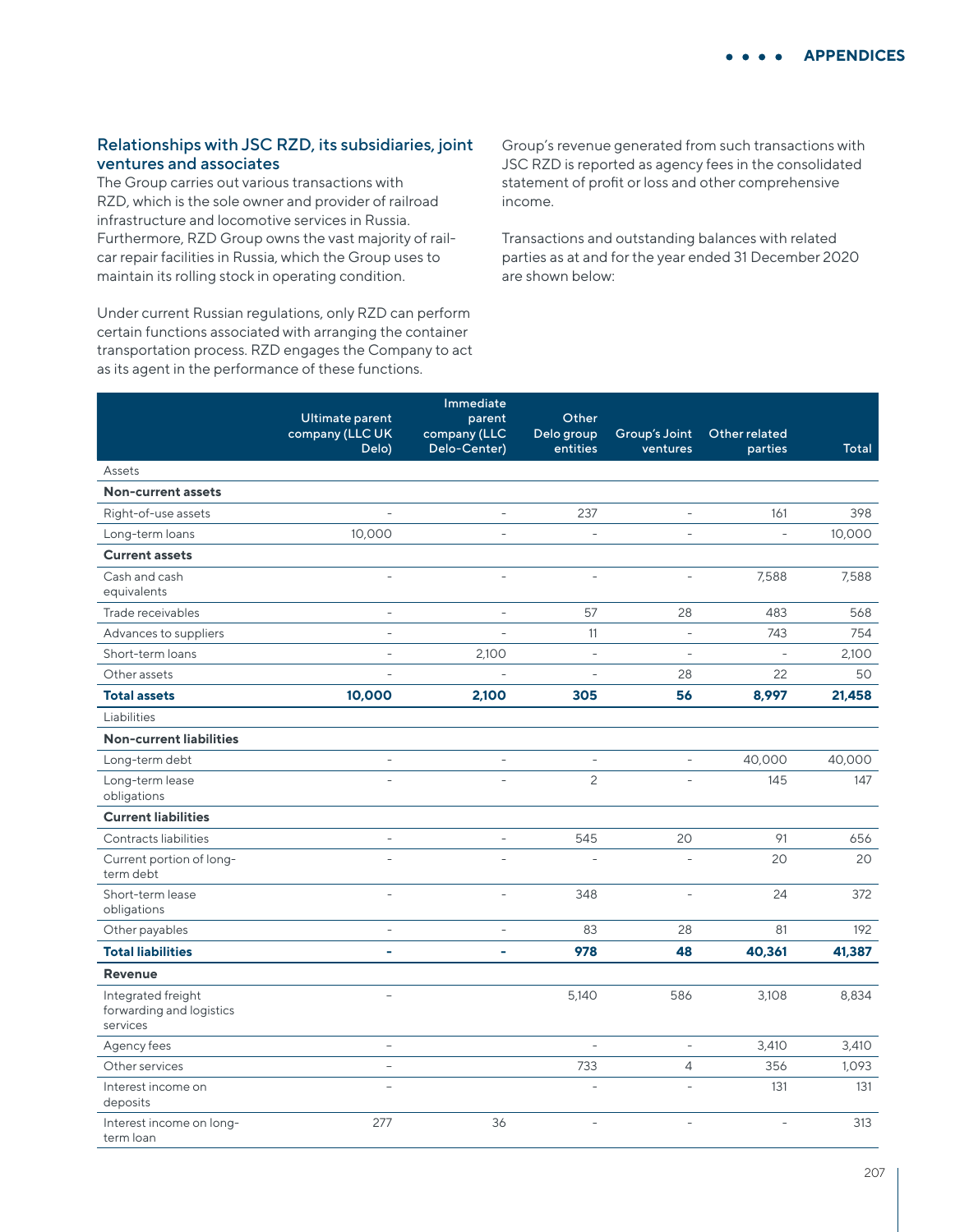### Relationships with JSC RZD, its subsidiaries, joint ventures and associates

The Group carries out various transactions with RZD, which is the sole owner and provider of railroad infrastructure and locomotive services in Russia. Furthermore, RZD Group owns the vast majority of rail-car repair facilities in Russia, which the Group uses to maintain its rolling stock in operating condition.

Under current Russian regulations, only RZD can perform certain functions associated with arranging the container transportation process. RZD engages the Company to act as its agent in the performance of these functions.

Group's revenue generated from such transactions with JSC RZD is reported as agency fees in the consolidated statement of profit or loss and other comprehensive income.

Transactions and outstanding balances with related parties as at and for the year ended 31 December 2020 are shown below:

| | Ultimate parent company (LLC UK Delo) | Immediate parent company (LLC Delo-Center) | Other Delo group entities | Group's Joint ventures | Other related parties | Total |
|---|---|---|---|---|---|---|
| Assets | | | | | | |
| **Non-current assets** | | | | | | |
| Right-of-use assets | – | – | 237 | – | 161 | 398 |
| Long-term loans | 10,000 | – | – | – | – | 10,000 |
| **Current assets** | | | | | | |
| Cash and cash equivalents | – | – | – | – | 7,588 | 7,588 |
| Trade receivables | – | – | 57 | 28 | 483 | 568 |
| Advances to suppliers | – | – | 11 | – | 743 | 754 |
| Short-term loans | – | 2,100 | – | – | – | 2,100 |
| Other assets | – | – | – | 28 | 22 | 50 |
| **Total assets** | **10,000** | **2,100** | **305** | **56** | **8,997** | **21,458** |
| Liabilities | | | | | | |
| **Non-current liabilities** | | | | | | |
| Long-term debt | – | – | – | – | 40,000 | 40,000 |
| Long-term lease obligations | – | – | 2 | – | 145 | 147 |
| **Current liabilities** | | | | | | |
| Contracts liabilities | – | – | 545 | 20 | 91 | 656 |
| Current portion of long-term debt | – | – | – | – | 20 | 20 |
| Short-term lease obligations | – | – | 348 | – | 24 | 372 |
| Other payables | – | – | 83 | 28 | 81 | 192 |
| **Total liabilities** | **-** | **-** | **978** | **48** | **40,361** | **41,387** |
| **Revenue** | | | | | | |
| Integrated freight forwarding and logistics services | – | | 5,140 | 586 | 3,108 | 8,834 |
| Agency fees | – | | – | – | 3,410 | 3,410 |
| Other services | – | | 733 | 4 | 356 | 1,093 |
| Interest income on deposits | – | | – | – | 131 | 131 |
| Interest income on long-term loan | 277 | 36 | – | – | – | 313 |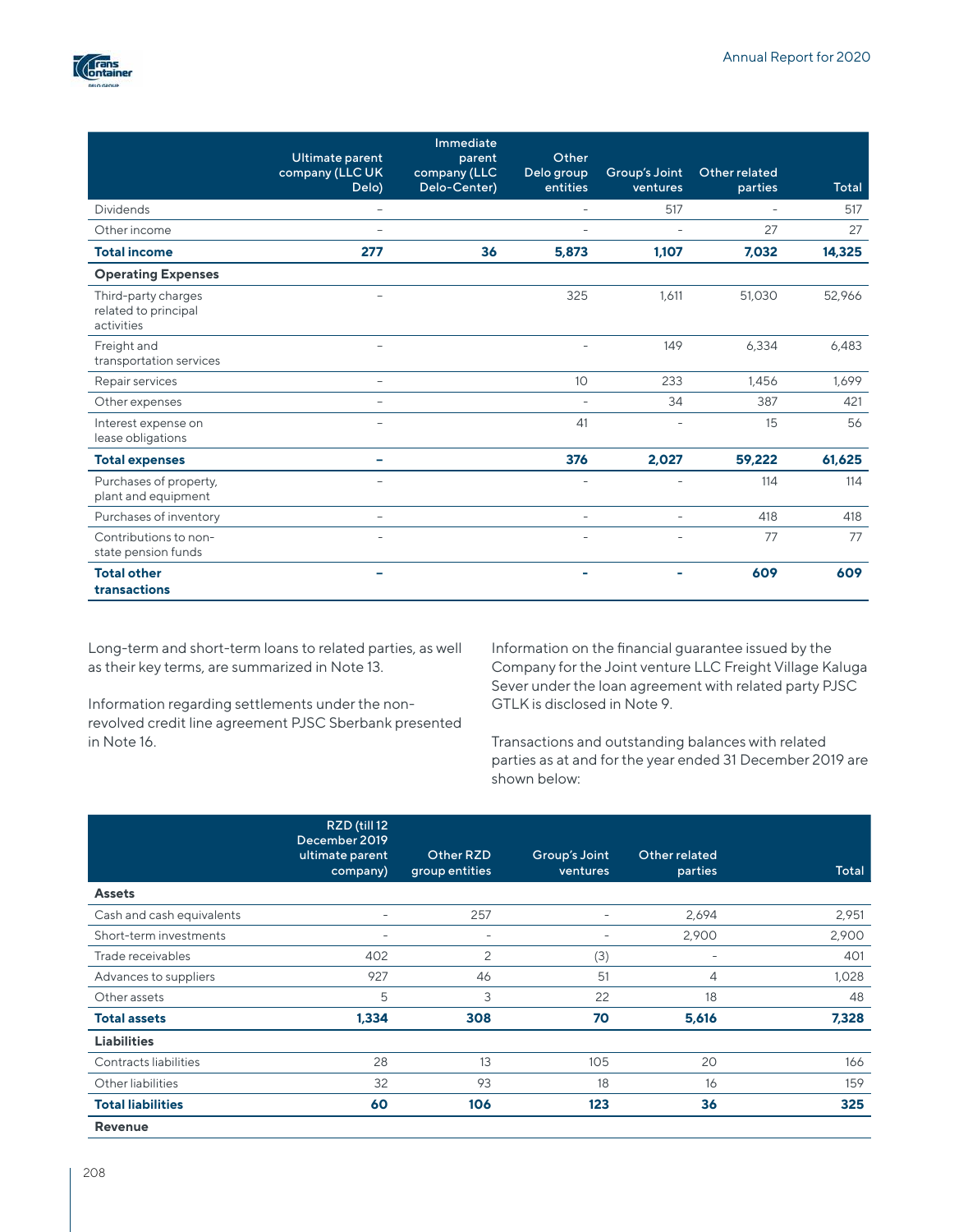| | Ultimate parent company (LLC UK Delo) | Immediate parent company (LLC Delo-Center) | Other Delo group entities | Group's Joint ventures | Other related parties | Total |
|---|---|---|---|---|---|---|
| Dividends | – | | – | 517 | – | 517 |
| Other income | – | | – | – | 27 | 27 |
| **Total income** | **277** | **36** | **5,873** | **1,107** | **7,032** | **14,325** |
| **Operating Expenses** | | | | | | |
| Third-party charges related to principal activities | – | | 325 | 1,611 | 51,030 | 52,966 |
| Freight and transportation services | – | | – | 149 | 6,334 | 6,483 |
| Repair services | – | | 10 | 233 | 1,456 | 1,699 |
| Other expenses | – | | – | 34 | 387 | 421 |
| Interest expense on lease obligations | – | | 41 | – | 15 | 56 |
| **Total expenses** | **–** | | **376** | **2,027** | **59,222** | **61,625** |
| Purchases of property, plant and equipment | – | | – | – | 114 | 114 |
| Purchases of inventory | – | | – | – | 418 | 418 |
| Contributions to non-state pension funds | – | | – | – | 77 | 77 |
| **Total other transactions** | **–** | | **–** | **–** | **609** | **609** |

Long-term and short-term loans to related parties, as well as their key terms, are summarized in Note 13.

Information regarding settlements under the non-revolved credit line agreement PJSC Sberbank presented in Note 16.

Information on the financial guarantee issued by the Company for the Joint venture LLC Freight Village Kaluga Sever under the loan agreement with related party PJSC GTLK is disclosed in Note 9.

Transactions and outstanding balances with related parties as at and for the year ended 31 December 2019 are shown below:

| | RZD (till 12 December 2019 ultimate parent company) | Other RZD group entities | Group's Joint ventures | Other related parties | Total |
|---|---|---|---|---|---|
| **Assets** | | | | | |
| Cash and cash equivalents | – | 257 | – | 2,694 | 2,951 |
| Short-term investments | – | – | – | 2,900 | 2,900 |
| Trade receivables | 402 | 2 | (3) | – | 401 |
| Advances to suppliers | 927 | 46 | 51 | 4 | 1,028 |
| Other assets | 5 | 3 | 22 | 18 | 48 |
| **Total assets** | **1,334** | **308** | **70** | **5,616** | **7,328** |
| **Liabilities** | | | | | |
| Contracts liabilities | 28 | 13 | 105 | 20 | 166 |
| Other liabilities | 32 | 93 | 18 | 16 | 159 |
| **Total liabilities** | **60** | **106** | **123** | **36** | **325** |
| **Revenue** | | | | | |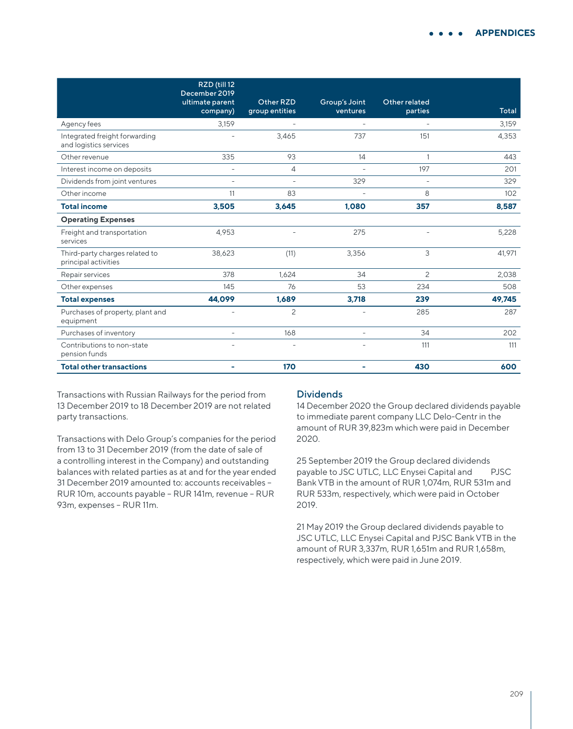| | RZD (till 12 December 2019 ultimate parent company) | Other RZD group entities | Group's Joint ventures | Other related parties | Total |
|---|---|---|---|---|---|
| Agency fees | 3,159 | - | - | - | 3,159 |
| Integrated freight forwarding and logistics services | - | 3,465 | 737 | 151 | 4,353 |
| Other revenue | 335 | 93 | 14 | 1 | 443 |
| Interest income on deposits | - | 4 | - | 197 | 201 |
| Dividends from joint ventures | - | - | 329 | - | 329 |
| Other income | 11 | 83 | - | 8 | 102 |
| **Total income** | **3,505** | **3,645** | **1,080** | **357** | **8,587** |
| **Operating Expenses** | | | | | |
| Freight and transportation services | 4,953 | - | 275 | - | 5,228 |
| Third-party charges related to principal activities | 38,623 | (11) | 3,356 | 3 | 41,971 |
| Repair services | 378 | 1,624 | 34 | 2 | 2,038 |
| Other expenses | 145 | 76 | 53 | 234 | 508 |
| **Total expenses** | **44,099** | **1,689** | **3,718** | **239** | **49,745** |
| Purchases of property, plant and equipment | - | 2 | - | 285 | 287 |
| Purchases of inventory | - | 168 | - | 34 | 202 |
| Contributions to non-state pension funds | - | - | - | 111 | 111 |
| **Total other transactions** | **-** | **170** | **-** | **430** | **600** |

Transactions with Russian Railways for the period from 13 December 2019 to 18 December 2019 are not related party transactions.

Transactions with Delo Group's companies for the period from 13 to 31 December 2019 (from the date of sale of a controlling interest in the Company) and outstanding balances with related parties as at and for the year ended 31 December 2019 amounted to: accounts receivables – RUR 10m, accounts payable – RUR 141m, revenue – RUR 93m, expenses – RUR 11m.

## Dividends

14 December 2020 the Group declared dividends payable to immediate parent company LLC Delo-Centr in the amount of RUR 39,823m which were paid in December 2020.

25 September 2019 the Group declared dividends payable to JSC UTLC, LLC Enysei Capital and PJSC Bank VTB in the amount of RUR 1,074m, RUR 531m and RUR 533m, respectively, which were paid in October 2019.

21 May 2019 the Group declared dividends payable to JSC UTLC, LLC Enysei Capital and PJSC Bank VTB in the amount of RUR 3,337m, RUR 1,651m and RUR 1,658m, respectively, which were paid in June 2019.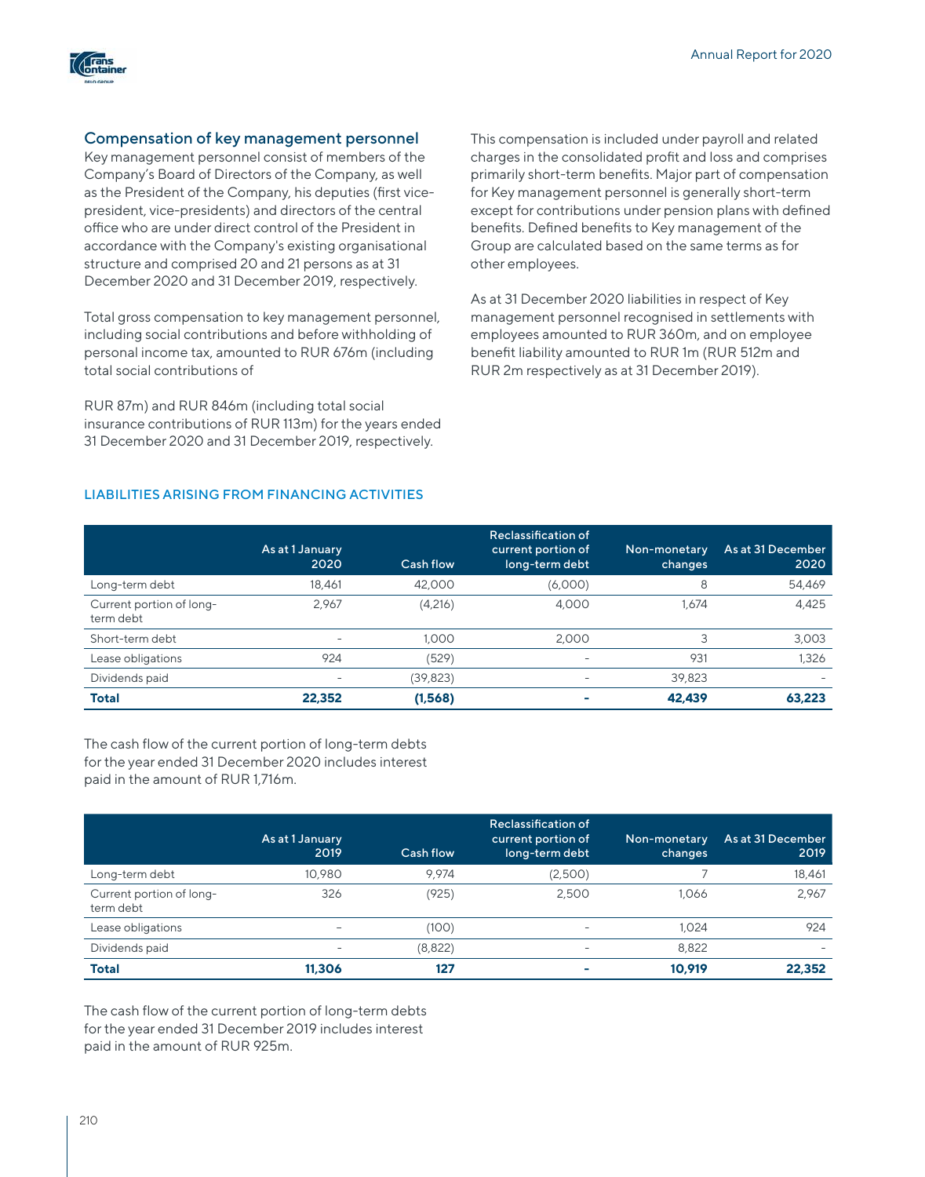### Compensation of key management personnel

Key management personnel consist of members of the Company's Board of Directors of the Company, as well as the President of the Company, his deputies (first vice-president, vice-presidents) and directors of the central office who are under direct control of the President in accordance with the Company's existing organisational structure and comprised 20 and 21 persons as at 31 December 2020 and 31 December 2019, respectively.

Total gross compensation to key management personnel, including social contributions and before withholding of personal income tax, amounted to RUR 676m (including total social contributions of

RUR 87m) and RUR 846m (including total social insurance contributions of RUR 113m) for the years ended 31 December 2020 and 31 December 2019, respectively.

This compensation is included under payroll and related charges in the consolidated profit and loss and comprises primarily short-term benefits. Major part of compensation for Key management personnel is generally short-term except for contributions under pension plans with defined benefits. Defined benefits to Key management of the Group are calculated based on the same terms as for other employees.

As at 31 December 2020 liabilities in respect of Key management personnel recognised in settlements with employees amounted to RUR 360m, and on employee benefit liability amounted to RUR 1m (RUR 512m and RUR 2m respectively as at 31 December 2019).

## LIABILITIES ARISING FROM FINANCING ACTIVITIES

| | As at 1 January 2020 | Cash flow | Reclassification of current portion of long-term debt | Non-monetary changes | As at 31 December 2020 |
|---|---|---|---|---|---|
| Long-term debt | 18,461 | 42,000 | (6,000) | 8 | 54,469 |
| Current portion of long-term debt | 2,967 | (4,216) | 4,000 | 1,674 | 4,425 |
| Short-term debt | – | 1,000 | 2,000 | 3 | 3,003 |
| Lease obligations | 924 | (529) | – | 931 | 1,326 |
| Dividends paid | – | (39,823) | – | 39,823 | – |
| **Total** | **22,352** | **(1,568)** | **-** | **42,439** | **63,223** |

The cash flow of the current portion of long-term debts for the year ended 31 December 2020 includes interest paid in the amount of RUR 1,716m.

| | As at 1 January 2019 | Cash flow | Reclassification of current portion of long-term debt | Non-monetary changes | As at 31 December 2019 |
|---|---|---|---|---|---|
| Long-term debt | 10,980 | 9,974 | (2,500) | 7 | 18,461 |
| Current portion of long-term debt | 326 | (925) | 2,500 | 1,066 | 2,967 |
| Lease obligations | – | (100) | – | 1,024 | 924 |
| Dividends paid | – | (8,822) | – | 8,822 | – |
| **Total** | **11,306** | **127** | **-** | **10,919** | **22,352** |

The cash flow of the current portion of long-term debts for the year ended 31 December 2019 includes interest paid in the amount of RUR 925m.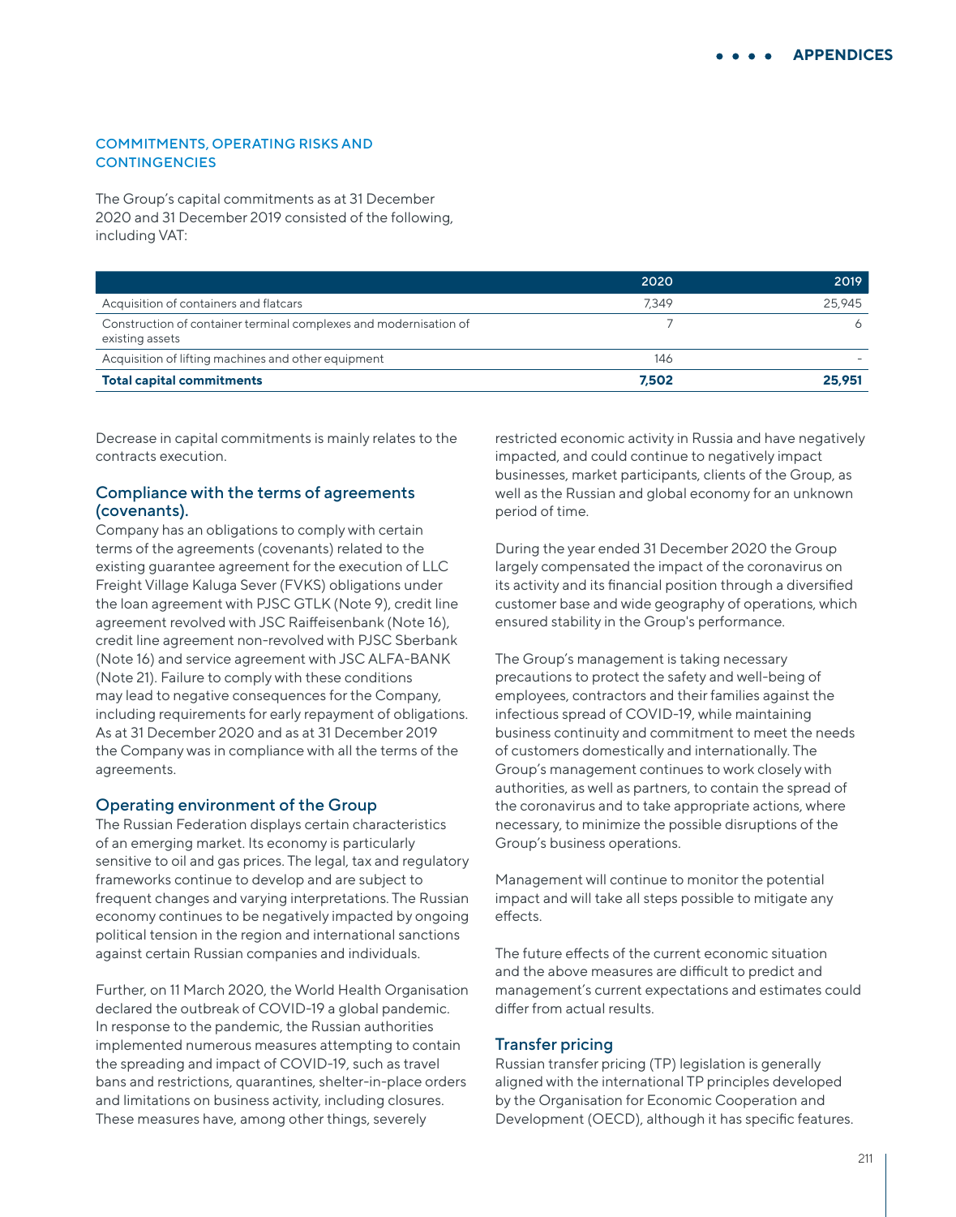## COMMITMENTS, OPERATING RISKS AND CONTINGENCIES

The Group's capital commitments as at 31 December 2020 and 31 December 2019 consisted of the following, including VAT:

| | 2020 | 2019 |
|---|---|---|
| Acquisition of containers and flatcars | 7,349 | 25,945 |
| Construction of container terminal complexes and modernisation of existing assets | 7 | 6 |
| Acquisition of lifting machines and other equipment | 146 | - |
| **Total capital commitments** | **7,502** | **25,951** |

Decrease in capital commitments is mainly relates to the contracts execution.

### Compliance with the terms of agreements (covenants).

Company has an obligations to comply with certain terms of the agreements (covenants) related to the existing guarantee agreement for the execution of LLC Freight Village Kaluga Sever (FVKS) obligations under the loan agreement with PJSC GTLK (Note 9), credit line agreement revolved with JSC Raiffeisenbank (Note 16), credit line agreement non-revolved with PJSC Sberbank (Note 16) and service agreement with JSC ALFA-BANK (Note 21). Failure to comply with these conditions may lead to negative consequences for the Company, including requirements for early repayment of obligations. As at 31 December 2020 and as at 31 December 2019 the Company was in compliance with all the terms of the agreements.

### Operating environment of the Group

The Russian Federation displays certain characteristics of an emerging market. Its economy is particularly sensitive to oil and gas prices. The legal, tax and regulatory frameworks continue to develop and are subject to frequent changes and varying interpretations. The Russian economy continues to be negatively impacted by ongoing political tension in the region and international sanctions against certain Russian companies and individuals.

Further, on 11 March 2020, the World Health Organisation declared the outbreak of COVID-19 a global pandemic. In response to the pandemic, the Russian authorities implemented numerous measures attempting to contain the spreading and impact of COVID-19, such as travel bans and restrictions, quarantines, shelter-in-place orders and limitations on business activity, including closures. These measures have, among other things, severely restricted economic activity in Russia and have negatively impacted, and could continue to negatively impact businesses, market participants, clients of the Group, as well as the Russian and global economy for an unknown period of time.

During the year ended 31 December 2020 the Group largely compensated the impact of the coronavirus on its activity and its financial position through a diversified customer base and wide geography of operations, which ensured stability in the Group's performance.

The Group's management is taking necessary precautions to protect the safety and well-being of employees, contractors and their families against the infectious spread of COVID-19, while maintaining business continuity and commitment to meet the needs of customers domestically and internationally. The Group's management continues to work closely with authorities, as well as partners, to contain the spread of the coronavirus and to take appropriate actions, where necessary, to minimize the possible disruptions of the Group's business operations.

Management will continue to monitor the potential impact and will take all steps possible to mitigate any effects.

The future effects of the current economic situation and the above measures are difficult to predict and management's current expectations and estimates could differ from actual results.

### Transfer pricing

Russian transfer pricing (TP) legislation is generally aligned with the international TP principles developed by the Organisation for Economic Cooperation and Development (OECD), although it has specific features.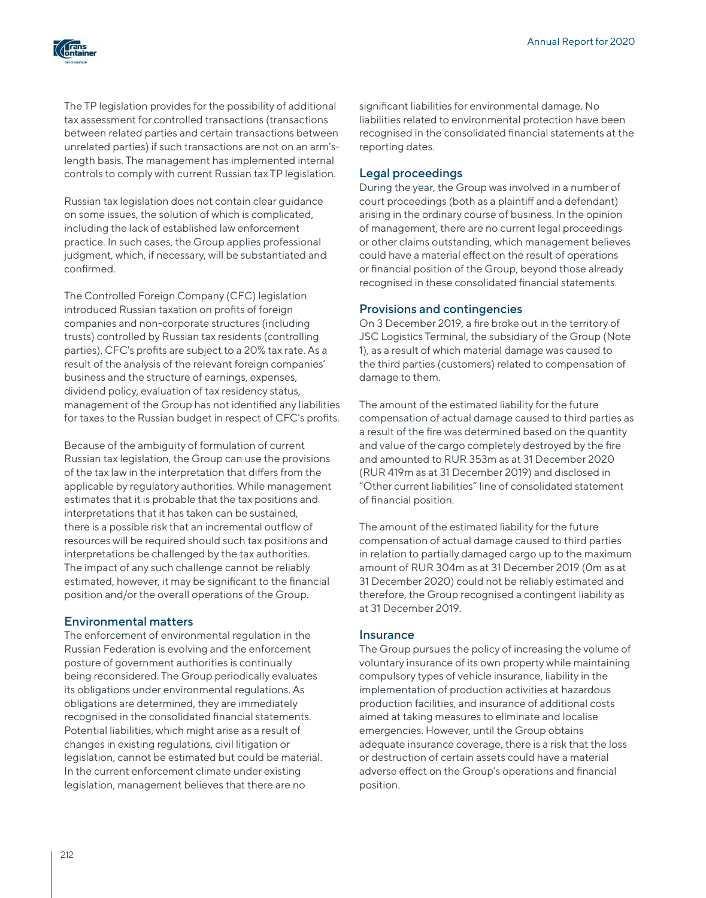The TP legislation provides for the possibility of additional tax assessment for controlled transactions (transactions between related parties and certain transactions between unrelated parties) if such transactions are not on an arm's-length basis. The management has implemented internal controls to comply with current Russian tax TP legislation.

Russian tax legislation does not contain clear guidance on some issues, the solution of which is complicated, including the lack of established law enforcement practice. In such cases, the Group applies professional judgment, which, if necessary, will be substantiated and confirmed.

The Controlled Foreign Company (CFC) legislation introduced Russian taxation on profits of foreign companies and non-corporate structures (including trusts) controlled by Russian tax residents (controlling parties). CFC's profits are subject to a 20% tax rate. As a result of the analysis of the relevant foreign companies' business and the structure of earnings, expenses, dividend policy, evaluation of tax residency status, management of the Group has not identified any liabilities for taxes to the Russian budget in respect of CFC's profits.

Because of the ambiguity of formulation of current Russian tax legislation, the Group can use the provisions of the tax law in the interpretation that differs from the applicable by regulatory authorities. While management estimates that it is probable that the tax positions and interpretations that it has taken can be sustained, there is a possible risk that an incremental outflow of resources will be required should such tax positions and interpretations be challenged by the tax authorities. The impact of any such challenge cannot be reliably estimated, however, it may be significant to the financial position and/or the overall operations of the Group.

## Environmental matters

The enforcement of environmental regulation in the Russian Federation is evolving and the enforcement posture of government authorities is continually being reconsidered. The Group periodically evaluates its obligations under environmental regulations. As obligations are determined, they are immediately recognised in the consolidated financial statements. Potential liabilities, which might arise as a result of changes in existing regulations, civil litigation or legislation, cannot be estimated but could be material. In the current enforcement climate under existing legislation, management believes that there are no significant liabilities for environmental damage. No liabilities related to environmental protection have been recognised in the consolidated financial statements at the reporting dates.

## Legal proceedings

During the year, the Group was involved in a number of court proceedings (both as a plaintiff and a defendant) arising in the ordinary course of business. In the opinion of management, there are no current legal proceedings or other claims outstanding, which management believes could have a material effect on the result of operations or financial position of the Group, beyond those already recognised in these consolidated financial statements.

## Provisions and contingencies

On 3 December 2019, a fire broke out in the territory of JSC Logistics Terminal, the subsidiary of the Group (Note 1), as a result of which material damage was caused to the third parties (customers) related to compensation of damage to them.

The amount of the estimated liability for the future compensation of actual damage caused to third parties as a result of the fire was determined based on the quantity and value of the cargo completely destroyed by the fire and amounted to RUR 353m as at 31 December 2020 (RUR 419m as at 31 December 2019) and disclosed in "Other current liabilities" line of consolidated statement of financial position.

The amount of the estimated liability for the future compensation of actual damage caused to third parties in relation to partially damaged cargo up to the maximum amount of RUR 304m as at 31 December 2019 (0m as at 31 December 2020) could not be reliably estimated and therefore, the Group recognised a contingent liability as at 31 December 2019.

## Insurance

The Group pursues the policy of increasing the volume of voluntary insurance of its own property while maintaining compulsory types of vehicle insurance, liability in the implementation of production activities at hazardous production facilities, and insurance of additional costs aimed at taking measures to eliminate and localise emergencies. However, until the Group obtains adequate insurance coverage, there is a risk that the loss or destruction of certain assets could have a material adverse effect on the Group's operations and financial position.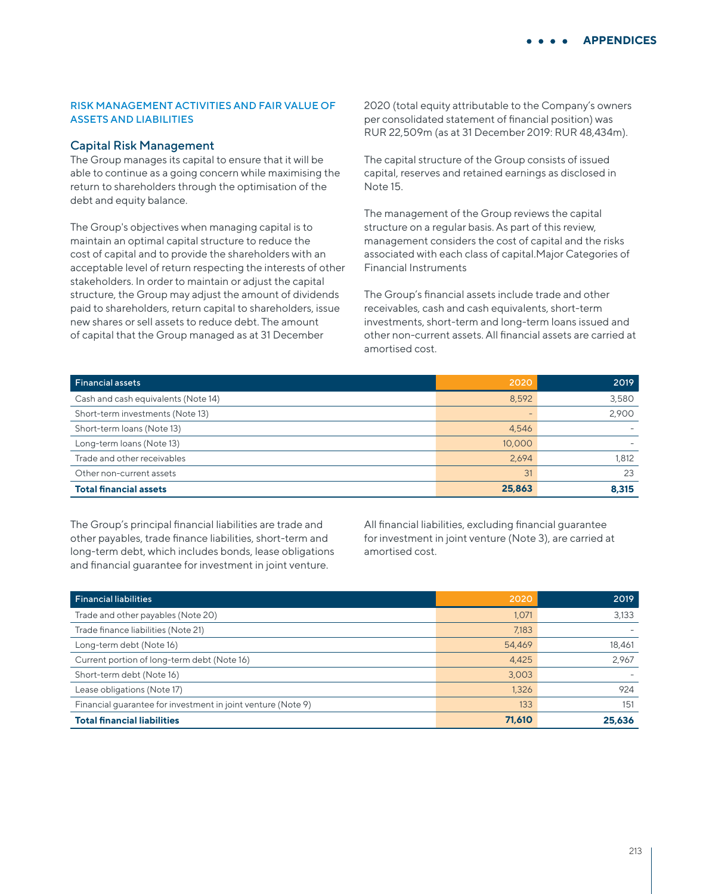## RISK MANAGEMENT ACTIVITIES AND FAIR VALUE OF ASSETS AND LIABILITIES

### Capital Risk Management

The Group manages its capital to ensure that it will be able to continue as a going concern while maximising the return to shareholders through the optimisation of the debt and equity balance.

The Group's objectives when managing capital is to maintain an optimal capital structure to reduce the cost of capital and to provide the shareholders with an acceptable level of return respecting the interests of other stakeholders. In order to maintain or adjust the capital structure, the Group may adjust the amount of dividends paid to shareholders, return capital to shareholders, issue new shares or sell assets to reduce debt. The amount of capital that the Group managed as at 31 December 2020 (total equity attributable to the Company's owners per consolidated statement of financial position) was RUR 22,509m (as at 31 December 2019: RUR 48,434m).

The capital structure of the Group consists of issued capital, reserves and retained earnings as disclosed in Note 15.

The management of the Group reviews the capital structure on a regular basis. As part of this review, management considers the cost of capital and the risks associated with each class of capital.Major Categories of Financial Instruments

The Group's financial assets include trade and other receivables, cash and cash equivalents, short-term investments, short-term and long-term loans issued and other non-current assets. All financial assets are carried at amortised cost.

| Financial assets | 2020 | 2019 |
|---|---|---|
| Cash and cash equivalents (Note 14) | 8,592 | 3,580 |
| Short-term investments (Note 13) | - | 2,900 |
| Short-term loans (Note 13) | 4,546 | - |
| Long-term loans (Note 13) | 10,000 | - |
| Trade and other receivables | 2,694 | 1,812 |
| Other non-current assets | 31 | 23 |
| **Total financial assets** | **25,863** | **8,315** |

The Group's principal financial liabilities are trade and other payables, trade finance liabilities, short-term and long-term debt, which includes bonds, lease obligations and financial guarantee for investment in joint venture.

All financial liabilities, excluding financial guarantee for investment in joint venture (Note 3), are carried at amortised cost.

| Financial liabilities | 2020 | 2019 |
|---|---|---|
| Trade and other payables (Note 20) | 1,071 | 3,133 |
| Trade finance liabilities (Note 21) | 7,183 | - |
| Long-term debt (Note 16) | 54,469 | 18,461 |
| Current portion of long-term debt (Note 16) | 4,425 | 2,967 |
| Short-term debt (Note 16) | 3,003 | - |
| Lease obligations (Note 17) | 1,326 | 924 |
| Financial guarantee for investment in joint venture (Note 9) | 133 | 151 |
| **Total financial liabilities** | **71,610** | **25,636** |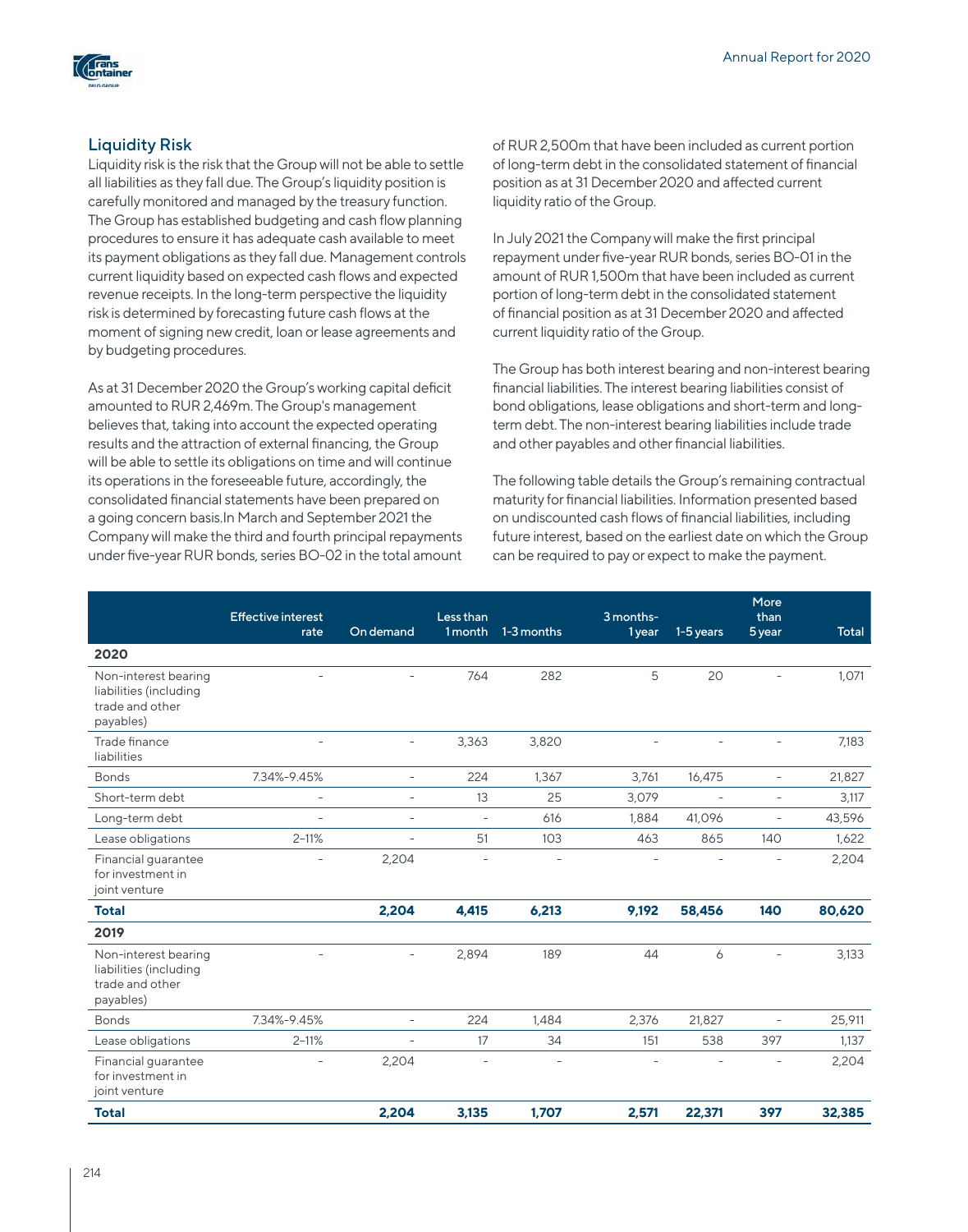## Liquidity Risk

Liquidity risk is the risk that the Group will not be able to settle all liabilities as they fall due. The Group's liquidity position is carefully monitored and managed by the treasury function. The Group has established budgeting and cash flow planning procedures to ensure it has adequate cash available to meet its payment obligations as they fall due. Management controls current liquidity based on expected cash flows and expected revenue receipts. In the long-term perspective the liquidity risk is determined by forecasting future cash flows at the moment of signing new credit, loan or lease agreements and by budgeting procedures.

As at 31 December 2020 the Group's working capital deficit amounted to RUR 2,469m. The Group's management believes that, taking into account the expected operating results and the attraction of external financing, the Group will be able to settle its obligations on time and will continue its operations in the foreseeable future, accordingly, the consolidated financial statements have been prepared on a going concern basis.In March and September 2021 the Company will make the third and fourth principal repayments under five-year RUR bonds, series BO-02 in the total amount of RUR 2,500m that have been included as current portion of long-term debt in the consolidated statement of financial position as at 31 December 2020 and affected current liquidity ratio of the Group.

In July 2021 the Company will make the first principal repayment under five-year RUR bonds, series BO-01 in the amount of RUR 1,500m that have been included as current portion of long-term debt in the consolidated statement of financial position as at 31 December 2020 and affected current liquidity ratio of the Group.

The Group has both interest bearing and non-interest bearing financial liabilities. The interest bearing liabilities consist of bond obligations, lease obligations and short-term and long-term debt. The non-interest bearing liabilities include trade and other payables and other financial liabilities.

The following table details the Group's remaining contractual maturity for financial liabilities. Information presented based on undiscounted cash flows of financial liabilities, including future interest, based on the earliest date on which the Group can be required to pay or expect to make the payment.

| | Effective interest rate | On demand | Less than 1 month | 1-3 months | 3 months-1 year | 1-5 years | More than 5 year | Total |
|---|---|---|---|---|---|---|---|---|
| **2020** | | | | | | | | |
| Non-interest bearing liabilities (including trade and other payables) | – | – | 764 | 282 | 5 | 20 | – | 1,071 |
| Trade finance liabilities | – | – | 3,363 | 3,820 | – | – | – | 7,183 |
| Bonds | 7.34%-9.45% | – | 224 | 1,367 | 3,761 | 16,475 | – | 21,827 |
| Short-term debt | – | – | 13 | 25 | 3,079 | – | – | 3,117 |
| Long-term debt | – | – | – | 616 | 1,884 | 41,096 | – | 43,596 |
| Lease obligations | 2–11% | – | 51 | 103 | 463 | 865 | 140 | 1,622 |
| Financial guarantee for investment in joint venture | – | 2,204 | – | – | – | – | – | 2,204 |
| **Total** | | **2,204** | **4,415** | **6,213** | **9,192** | **58,456** | **140** | **80,620** |
| **2019** | | | | | | | | |
| Non-interest bearing liabilities (including trade and other payables) | – | – | 2,894 | 189 | 44 | 6 | – | 3,133 |
| Bonds | 7.34%-9.45% | – | 224 | 1,484 | 2,376 | 21,827 | – | 25,911 |
| Lease obligations | 2–11% | – | 17 | 34 | 151 | 538 | 397 | 1,137 |
| Financial guarantee for investment in joint venture | – | 2,204 | – | – | – | – | – | 2,204 |
| **Total** | | **2,204** | **3,135** | **1,707** | **2,571** | **22,371** | **397** | **32,385** |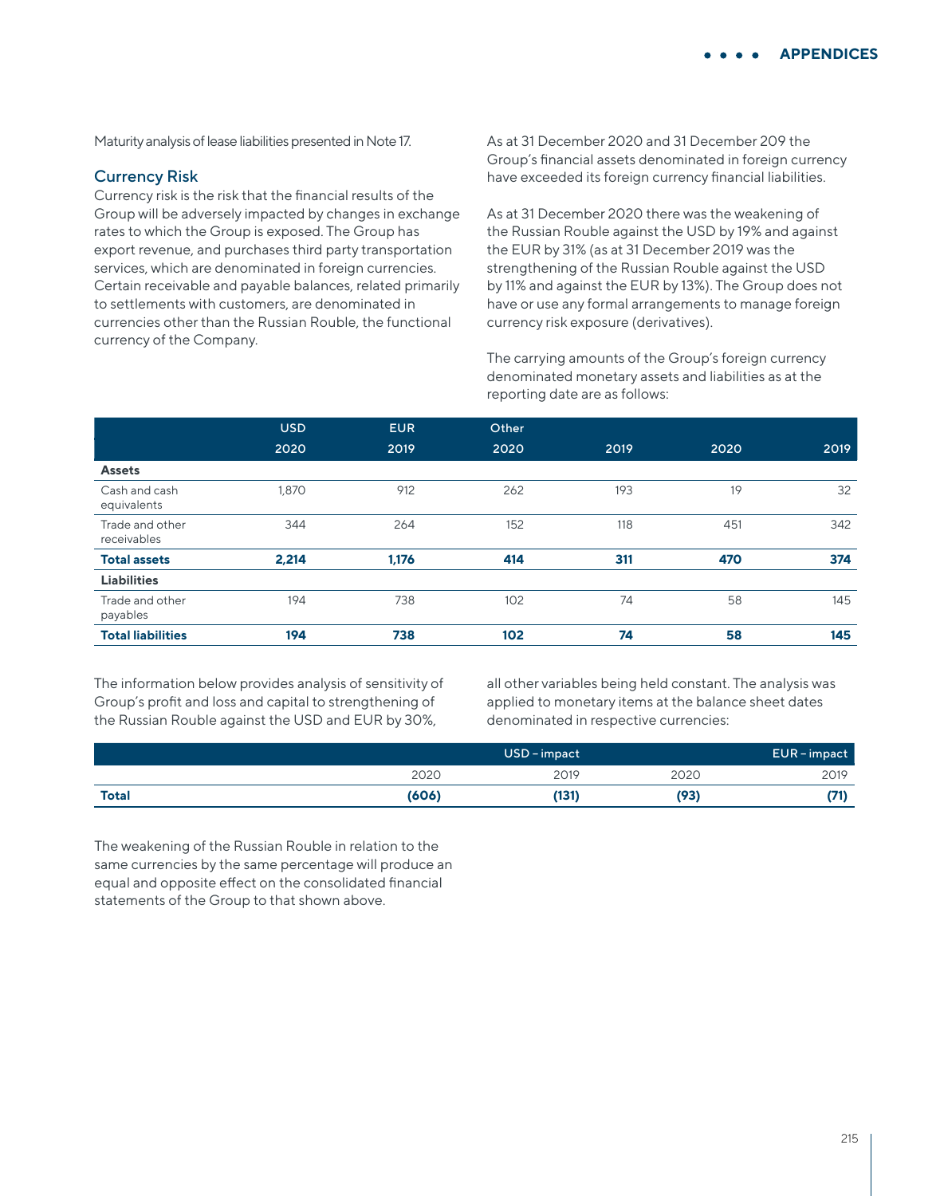Maturity analysis of lease liabilities presented in Note 17.

## Currency Risk

Currency risk is the risk that the financial results of the Group will be adversely impacted by changes in exchange rates to which the Group is exposed. The Group has export revenue, and purchases third party transportation services, which are denominated in foreign currencies. Certain receivable and payable balances, related primarily to settlements with customers, are denominated in currencies other than the Russian Rouble, the functional currency of the Company.

As at 31 December 2020 and 31 December 209 the Group's financial assets denominated in foreign currency have exceeded its foreign currency financial liabilities.

As at 31 December 2020 there was the weakening of the Russian Rouble against the USD by 19% and against the EUR by 31% (as at 31 December 2019 was the strengthening of the Russian Rouble against the USD by 11% and against the EUR by 13%). The Group does not have or use any formal arrangements to manage foreign currency risk exposure (derivatives).

The carrying amounts of the Group's foreign currency denominated monetary assets and liabilities as at the reporting date are as follows:

| | USD | EUR | Other | | | |
|---|---|---|---|---|---|---|
| | 2020 | 2019 | 2020 | 2019 | 2020 | 2019 |
| **Assets** | | | | | | |
| Cash and cash equivalents | 1,870 | 912 | 262 | 193 | 19 | 32 |
| Trade and other receivables | 344 | 264 | 152 | 118 | 451 | 342 |
| **Total assets** | **2,214** | **1,176** | **414** | **311** | **470** | **374** |
| **Liabilities** | | | | | | |
| Trade and other payables | 194 | 738 | 102 | 74 | 58 | 145 |
| **Total liabilities** | **194** | **738** | **102** | **74** | **58** | **145** |

The information below provides analysis of sensitivity of Group's profit and loss and capital to strengthening of the Russian Rouble against the USD and EUR by 30%, all other variables being held constant. The analysis was applied to monetary items at the balance sheet dates denominated in respective currencies:

| | USD – impact | | EUR – impact | |
|---|---|---|---|---|
| | 2020 | 2019 | 2020 | 2019 |
| **Total** | **(606)** | **(131)** | **(93)** | **(71)** |

The weakening of the Russian Rouble in relation to the same currencies by the same percentage will produce an equal and opposite effect on the consolidated financial statements of the Group to that shown above.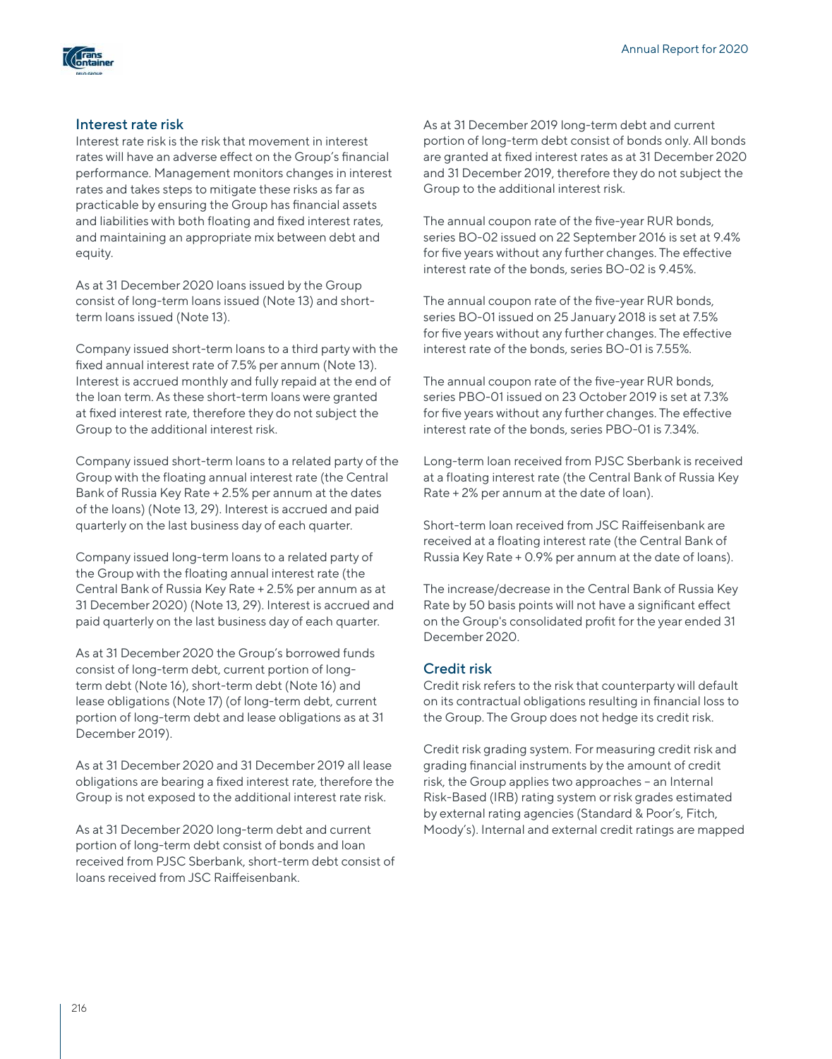### Interest rate risk

Interest rate risk is the risk that movement in interest rates will have an adverse effect on the Group's financial performance. Management monitors changes in interest rates and takes steps to mitigate these risks as far as practicable by ensuring the Group has financial assets and liabilities with both floating and fixed interest rates, and maintaining an appropriate mix between debt and equity.

As at 31 December 2020 loans issued by the Group consist of long-term loans issued (Note 13) and short-term loans issued (Note 13).

Company issued short-term loans to a third party with the fixed annual interest rate of 7.5% per annum (Note 13). Interest is accrued monthly and fully repaid at the end of the loan term. As these short-term loans were granted at fixed interest rate, therefore they do not subject the Group to the additional interest risk.

Company issued short-term loans to a related party of the Group with the floating annual interest rate (the Central Bank of Russia Key Rate + 2.5% per annum at the dates of the loans) (Note 13, 29). Interest is accrued and paid quarterly on the last business day of each quarter.

Company issued long-term loans to a related party of the Group with the floating annual interest rate (the Central Bank of Russia Key Rate + 2.5% per annum as at 31 December 2020) (Note 13, 29). Interest is accrued and paid quarterly on the last business day of each quarter.

As at 31 December 2020 the Group's borrowed funds consist of long-term debt, current portion of long-term debt (Note 16), short-term debt (Note 16) and lease obligations (Note 17) (of long-term debt, current portion of long-term debt and lease obligations as at 31 December 2019).

As at 31 December 2020 and 31 December 2019 all lease obligations are bearing a fixed interest rate, therefore the Group is not exposed to the additional interest rate risk.

As at 31 December 2020 long-term debt and current portion of long-term debt consist of bonds and loan received from PJSC Sberbank, short-term debt consist of loans received from JSC Raiffeisenbank.

As at 31 December 2019 long-term debt and current portion of long-term debt consist of bonds only. All bonds are granted at fixed interest rates as at 31 December 2020 and 31 December 2019, therefore they do not subject the Group to the additional interest risk.

The annual coupon rate of the five-year RUR bonds, series BO-02 issued on 22 September 2016 is set at 9.4% for five years without any further changes. The effective interest rate of the bonds, series BO-02 is 9.45%.

The annual coupon rate of the five-year RUR bonds, series BO-01 issued on 25 January 2018 is set at 7.5% for five years without any further changes. The effective interest rate of the bonds, series BO-01 is 7.55%.

The annual coupon rate of the five-year RUR bonds, series PBO-01 issued on 23 October 2019 is set at 7.3% for five years without any further changes. The effective interest rate of the bonds, series PBO-01 is 7.34%.

Long-term loan received from PJSC Sberbank is received at a floating interest rate (the Central Bank of Russia Key Rate + 2% per annum at the date of loan).

Short-term loan received from JSC Raiffeisenbank are received at a floating interest rate (the Central Bank of Russia Key Rate + 0.9% per annum at the date of loans).

The increase/decrease in the Central Bank of Russia Key Rate by 50 basis points will not have a significant effect on the Group's consolidated profit for the year ended 31 December 2020.

### Credit risk

Credit risk refers to the risk that counterparty will default on its contractual obligations resulting in financial loss to the Group. The Group does not hedge its credit risk.

Credit risk grading system. For measuring credit risk and grading financial instruments by the amount of credit risk, the Group applies two approaches – an Internal Risk-Based (IRB) rating system or risk grades estimated by external rating agencies (Standard & Poor's, Fitch, Moody's). Internal and external credit ratings are mapped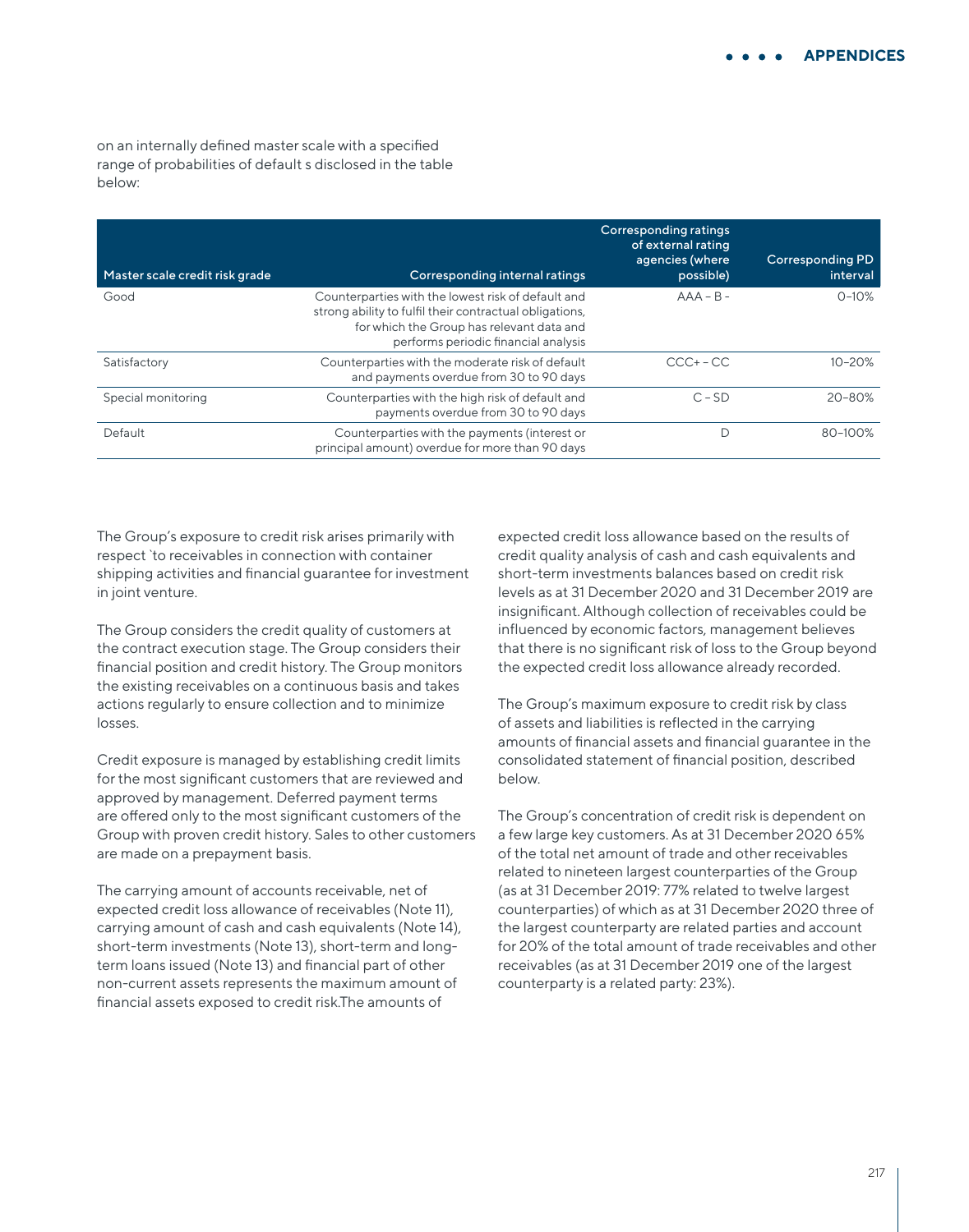on an internally defined master scale with a specified range of probabilities of default s disclosed in the table below:

| Master scale credit risk grade | Corresponding internal ratings | Corresponding ratings of external rating agencies (where possible) | Corresponding PD interval |
|---|---|---|---|
| Good | Counterparties with the lowest risk of default and strong ability to fulfil their contractual obligations, for which the Group has relevant data and performs periodic financial analysis | AAA – B - | 0–10% |
| Satisfactory | Counterparties with the moderate risk of default and payments overdue from 30 to 90 days | CCC+ – CC | 10–20% |
| Special monitoring | Counterparties with the high risk of default and payments overdue from 30 to 90 days | C – SD | 20–80% |
| Default | Counterparties with the payments (interest or principal amount) overdue for more than 90 days | D | 80–100% |

The Group's exposure to credit risk arises primarily with respect `to receivables in connection with container shipping activities and financial guarantee for investment in joint venture.

The Group considers the credit quality of customers at the contract execution stage. The Group considers their financial position and credit history. The Group monitors the existing receivables on a continuous basis and takes actions regularly to ensure collection and to minimize losses.

Credit exposure is managed by establishing credit limits for the most significant customers that are reviewed and approved by management. Deferred payment terms are offered only to the most significant customers of the Group with proven credit history. Sales to other customers are made on a prepayment basis.

The carrying amount of accounts receivable, net of expected credit loss allowance of receivables (Note 11), carrying amount of cash and cash equivalents (Note 14), short-term investments (Note 13), short-term and long-term loans issued (Note 13) and financial part of other non-current assets represents the maximum amount of financial assets exposed to credit risk.The amounts of expected credit loss allowance based on the results of credit quality analysis of cash and cash equivalents and short-term investments balances based on credit risk levels as at 31 December 2020 and 31 December 2019 are insignificant. Although collection of receivables could be influenced by economic factors, management believes that there is no significant risk of loss to the Group beyond the expected credit loss allowance already recorded.

The Group's maximum exposure to credit risk by class of assets and liabilities is reflected in the carrying amounts of financial assets and financial guarantee in the consolidated statement of financial position, described below.

The Group's concentration of credit risk is dependent on a few large key customers. As at 31 December 2020 65% of the total net amount of trade and other receivables related to nineteen largest counterparties of the Group (as at 31 December 2019: 77% related to twelve largest counterparties) of which as at 31 December 2020 three of the largest counterparty are related parties and account for 20% of the total amount of trade receivables and other receivables (as at 31 December 2019 one of the largest counterparty is a related party: 23%).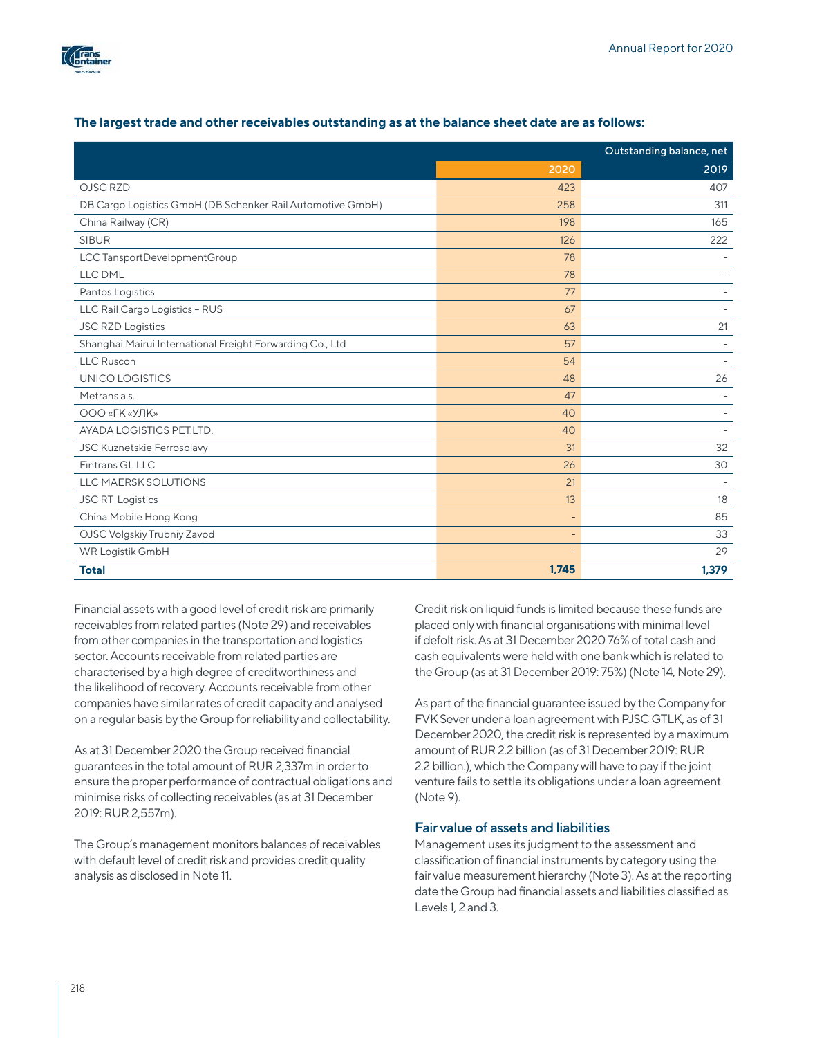**The largest trade and other receivables outstanding as at the balance sheet date are as follows:**

| | Outstanding balance, net | |
|---|---|---|
| | 2020 | 2019 |
| OJSC RZD | 423 | 407 |
| DB Cargo Logistics GmbH (DB Schenker Rail Automotive GmbH) | 258 | 311 |
| China Railway (CR) | 198 | 165 |
| SIBUR | 126 | 222 |
| LCC TansportDevelopmentGroup | 78 | – |
| LLC DML | 78 | – |
| Pantos Logistics | 77 | – |
| LLC Rail Cargo Logistics – RUS | 67 | – |
| JSC RZD Logistics | 63 | 21 |
| Shanghai Mairui International Freight Forwarding Co., Ltd | 57 | – |
| LLC Ruscon | 54 | – |
| UNICO LOGISTICS | 48 | 26 |
| Metrans a.s. | 47 | – |
| ООО «ГК «УЛК» | 40 | – |
| AYADA LOGISTICS PET.LTD. | 40 | – |
| JSC Kuznetskie Ferrosplavy | 31 | 32 |
| Fintrans GL LLC | 26 | 30 |
| LLC MAERSK SOLUTIONS | 21 | – |
| JSC RT-Logistics | 13 | 18 |
| China Mobile Hong Kong | – | 85 |
| OJSC Volgskiy Trubniy Zavod | – | 33 |
| WR Logistik GmbH | – | 29 |
| **Total** | **1,745** | **1,379** |

Financial assets with a good level of credit risk are primarily receivables from related parties (Note 29) and receivables from other companies in the transportation and logistics sector. Accounts receivable from related parties are characterised by a high degree of creditworthiness and the likelihood of recovery. Accounts receivable from other companies have similar rates of credit capacity and analysed on a regular basis by the Group for reliability and collectability.

As at 31 December 2020 the Group received financial guarantees in the total amount of RUR 2,337m in order to ensure the proper performance of contractual obligations and minimise risks of collecting receivables (as at 31 December 2019: RUR 2,557m).

The Group's management monitors balances of receivables with default level of credit risk and provides credit quality analysis as disclosed in Note 11.

Credit risk on liquid funds is limited because these funds are placed only with financial organisations with minimal level if defolt risk. As at 31 December 2020 76% of total cash and cash equivalents were held with one bank which is related to the Group (as at 31 December 2019: 75%) (Note 14, Note 29).

As part of the financial guarantee issued by the Company for FVK Sever under a loan agreement with PJSC GTLK, as of 31 December 2020, the credit risk is represented by a maximum amount of RUR 2.2 billion (as of 31 December 2019: RUR 2.2 billion.), which the Company will have to pay if the joint venture fails to settle its obligations under a loan agreement (Note 9).

## Fair value of assets and liabilities

Management uses its judgment to the assessment and classification of financial instruments by category using the fair value measurement hierarchy (Note 3). As at the reporting date the Group had financial assets and liabilities classified as Levels 1, 2 and 3.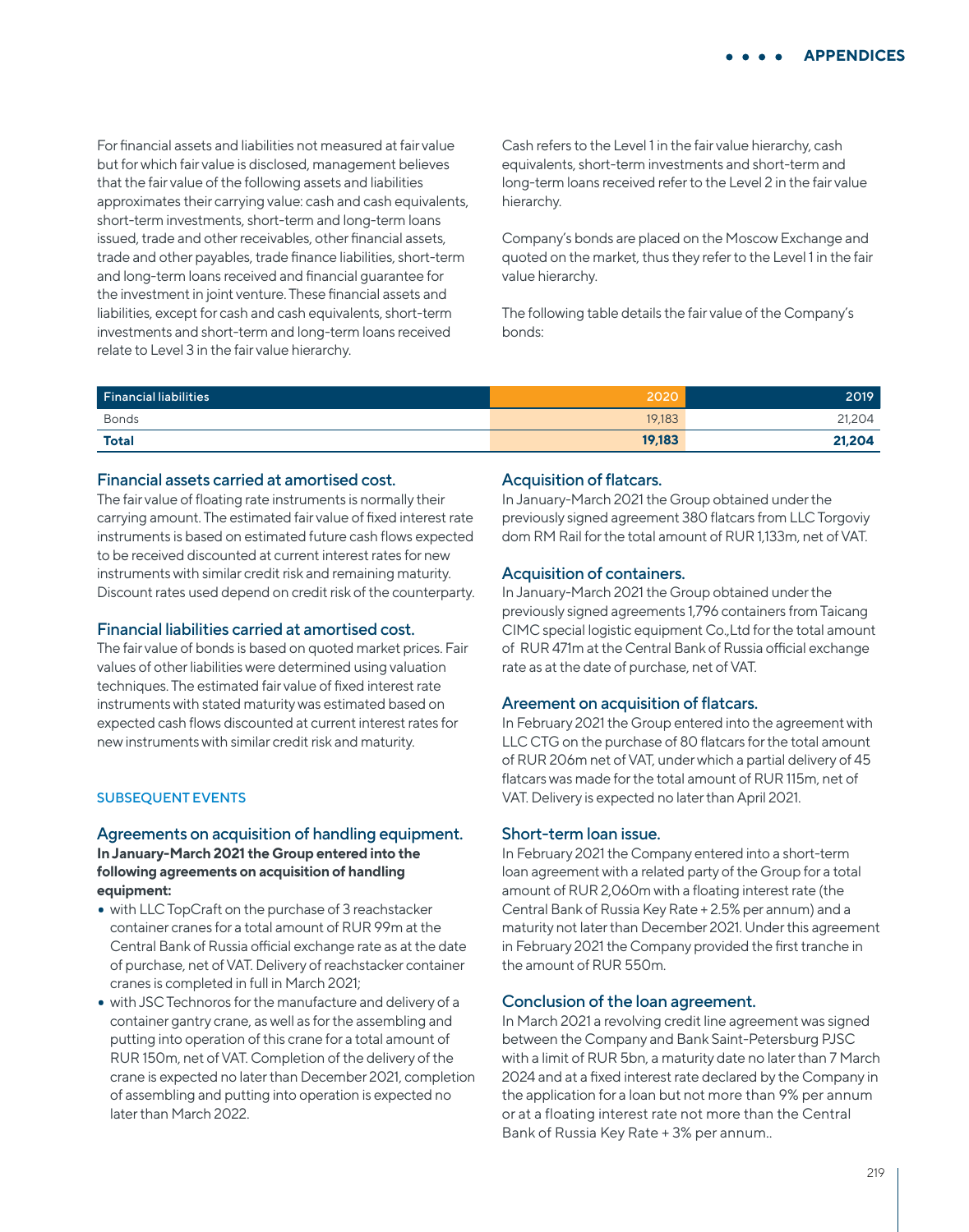For financial assets and liabilities not measured at fair value but for which fair value is disclosed, management believes that the fair value of the following assets and liabilities approximates their carrying value: cash and cash equivalents, short-term investments, short-term and long-term loans issued, trade and other receivables, other financial assets, trade and other payables, trade finance liabilities, short-term and long-term loans received and financial guarantee for the investment in joint venture. These financial assets and liabilities, except for cash and cash equivalents, short-term investments and short-term and long-term loans received relate to Level 3 in the fair value hierarchy.

Cash refers to the Level 1 in the fair value hierarchy, cash equivalents, short-term investments and short-term and long-term loans received refer to the Level 2 in the fair value hierarchy.

Company's bonds are placed on the Moscow Exchange and quoted on the market, thus they refer to the Level 1 in the fair value hierarchy.

The following table details the fair value of the Company's bonds:

| Financial liabilities | 2020 | 2019 |
|---|---|---|
| Bonds | 19,183 | 21,204 |
| **Total** | **19,183** | **21,204** |

### Financial assets carried at amortised cost.

The fair value of floating rate instruments is normally their carrying amount. The estimated fair value of fixed interest rate instruments is based on estimated future cash flows expected to be received discounted at current interest rates for new instruments with similar credit risk and remaining maturity. Discount rates used depend on credit risk of the counterparty.

### Financial liabilities carried at amortised cost.

The fair value of bonds is based on quoted market prices. Fair values of other liabilities were determined using valuation techniques. The estimated fair value of fixed interest rate instruments with stated maturity was estimated based on expected cash flows discounted at current interest rates for new instruments with similar credit risk and maturity.

## SUBSEQUENT EVENTS

### Agreements on acquisition of handling equipment.

**In January-March 2021 the Group entered into the following agreements on acquisition of handling equipment:**

- with LLC TopCraft on the purchase of 3 reachstacker container cranes for a total amount of RUR 99m at the Central Bank of Russia official exchange rate as at the date of purchase, net of VAT. Delivery of reachstacker container cranes is completed in full in March 2021;
- with JSC Technoros for the manufacture and delivery of a container gantry crane, as well as for the assembling and putting into operation of this crane for a total amount of RUR 150m, net of VAT. Completion of the delivery of the crane is expected no later than December 2021, completion of assembling and putting into operation is expected no later than March 2022.

### Acquisition of flatcars.

In January-March 2021 the Group obtained under the previously signed agreement 380 flatcars from LLC Torgoviy dom RM Rail for the total amount of RUR 1,133m, net of VAT.

### Acquisition of containers.

In January-March 2021 the Group obtained under the previously signed agreements 1,796 containers from Taicang CIMC special logistic equipment Co.,Ltd for the total amount of RUR 471m at the Central Bank of Russia official exchange rate as at the date of purchase, net of VAT.

### Areement on acquisition of flatcars.

In February 2021 the Group entered into the agreement with LLC CTG on the purchase of 80 flatcars for the total amount of RUR 206m net of VAT, under which a partial delivery of 45 flatcars was made for the total amount of RUR 115m, net of VAT. Delivery is expected no later than April 2021.

### Short-term loan issue.

In February 2021 the Company entered into a short-term loan agreement with a related party of the Group for a total amount of RUR 2,060m with a floating interest rate (the Central Bank of Russia Key Rate + 2.5% per annum) and a maturity not later than December 2021. Under this agreement in February 2021 the Company provided the first tranche in the amount of RUR 550m.

### Conclusion of the loan agreement.

In March 2021 a revolving credit line agreement was signed between the Company and Bank Saint-Petersburg PJSC with a limit of RUR 5bn, a maturity date no later than 7 March 2024 and at a fixed interest rate declared by the Company in the application for a loan but not more than 9% per annum or at a floating interest rate not more than the Central Bank of Russia Key Rate + 3% per annum..